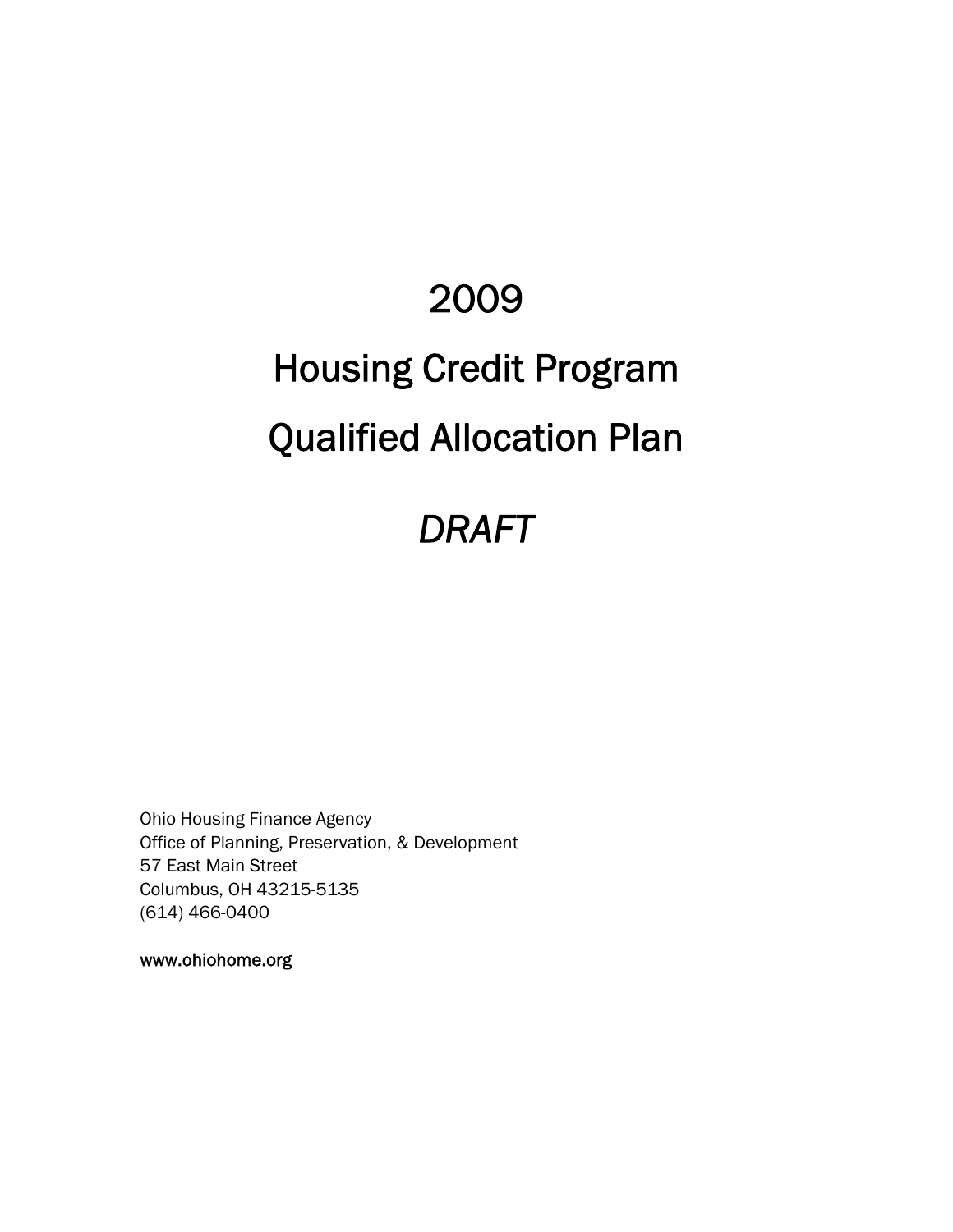# 2009

# Housing Credit Program

# Qualified Allocation Plan

# *DRAFT*

Ohio Housing Finance Agency
Office of Planning, Preservation, & Development
57 East Main Street
Columbus, OH 43215-5135
(614) 466-0400

www.ohiohome.org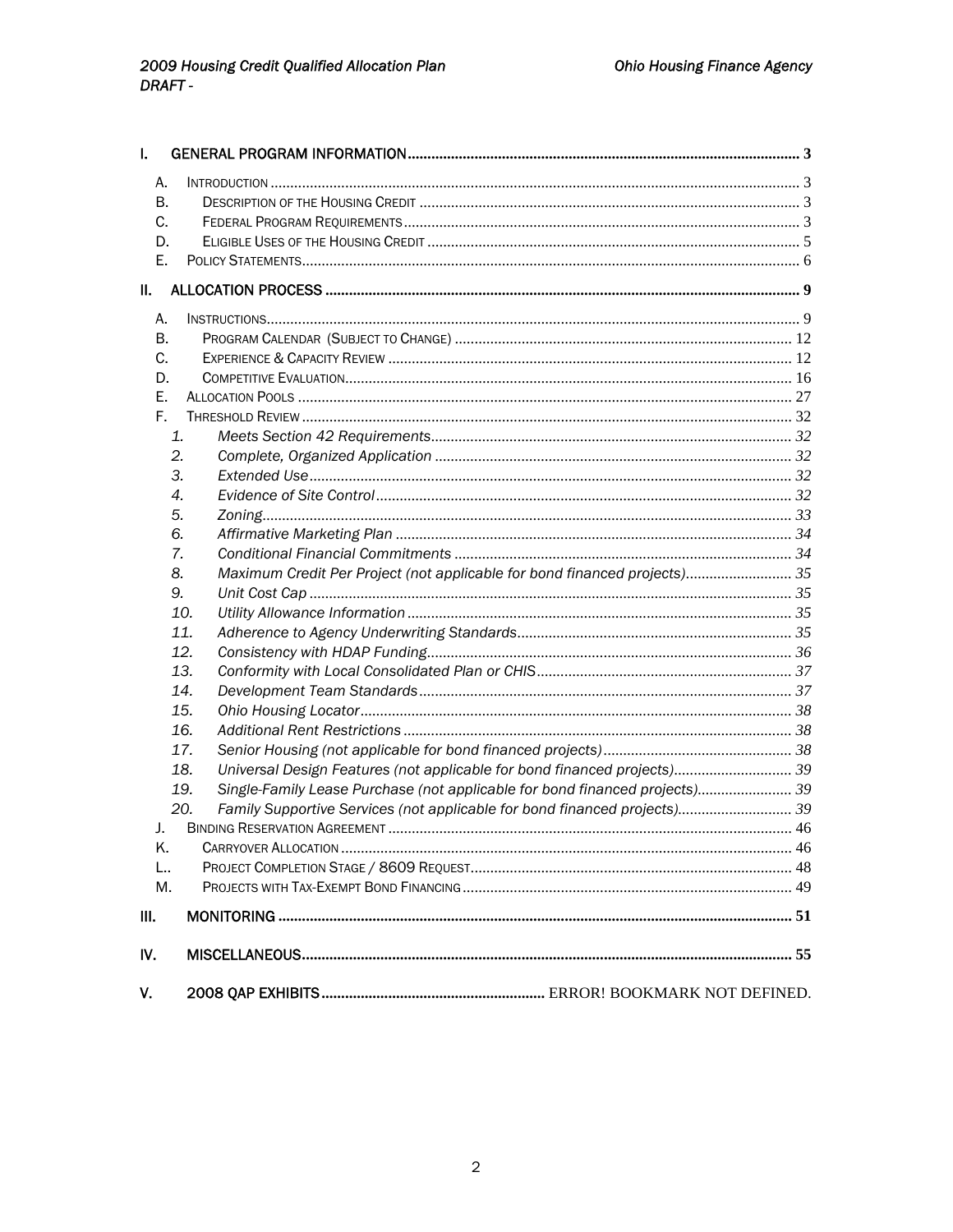I. GENERAL PROGRAM INFORMATION .......... 3

- A. Introduction .......... 3
- B. Description of the Housing Credit .......... 3
- C. Federal Program Requirements .......... 3
- D. Eligible Uses of the Housing Credit .......... 5
- E. Policy Statements .......... 6

II. ALLOCATION PROCESS .......... 9

- A. Instructions .......... 9
- B. Program Calendar (Subject to Change) .......... 12
- C. Experience & Capacity Review .......... 12
- D. Competitive Evaluation .......... 16
- E. Allocation Pools .......... 27
- F. Threshold Review .......... 32
  1. *Meets Section 42 Requirements* .......... 32
  2. *Complete, Organized Application* .......... 32
  3. *Extended Use* .......... 32
  4. *Evidence of Site Control* .......... 32
  5. *Zoning* .......... 33
  6. *Affirmative Marketing Plan* .......... 34
  7. *Conditional Financial Commitments* .......... 34
  8. *Maximum Credit Per Project (not applicable for bond financed projects)* .......... 35
  9. *Unit Cost Cap* .......... 35
  10. *Utility Allowance Information* .......... 35
  11. *Adherence to Agency Underwriting Standards* .......... 35
  12. *Consistency with HDAP Funding* .......... 36
  13. *Conformity with Local Consolidated Plan or CHIS* .......... 37
  14. *Development Team Standards* .......... 37
  15. *Ohio Housing Locator* .......... 38
  16. *Additional Rent Restrictions* .......... 38
  17. *Senior Housing (not applicable for bond financed projects)* .......... 38
  18. *Universal Design Features (not applicable for bond financed projects)* .......... 39
  19. *Single-Family Lease Purchase (not applicable for bond financed projects)* .......... 39
  20. *Family Supportive Services (not applicable for bond financed projects)* .......... 39
- J. Binding Reservation Agreement .......... 46
- K. Carryover Allocation .......... 46
- L.. Project Completion Stage / 8609 Request .......... 48
- M. Projects with Tax-Exempt Bond Financing .......... 49

III. MONITORING .......... 51

IV. MISCELLANEOUS .......... 55

V. 2008 QAP EXHIBITS .......... ERROR! BOOKMARK NOT DEFINED.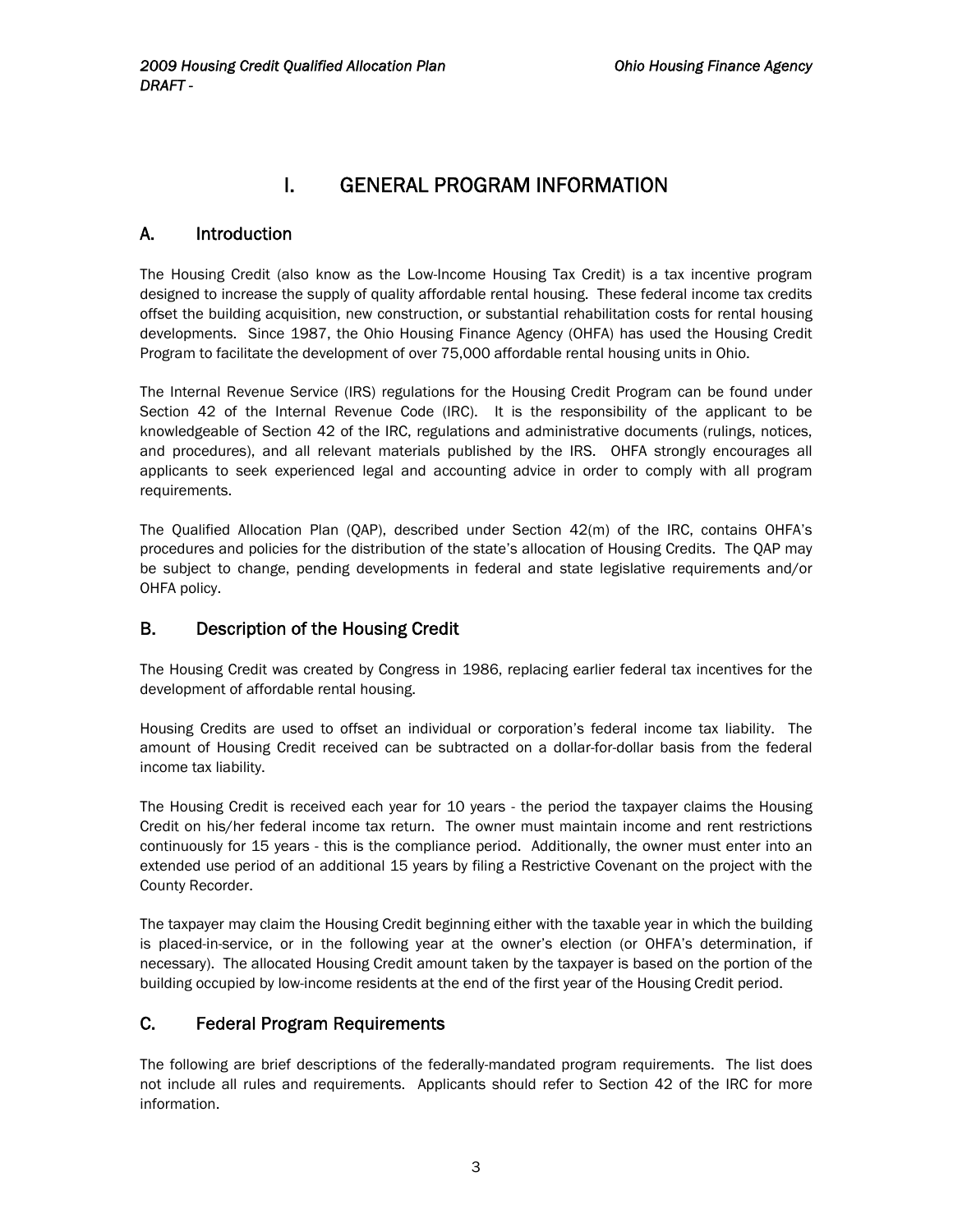# I. GENERAL PROGRAM INFORMATION

## A. Introduction

The Housing Credit (also know as the Low-Income Housing Tax Credit) is a tax incentive program designed to increase the supply of quality affordable rental housing. These federal income tax credits offset the building acquisition, new construction, or substantial rehabilitation costs for rental housing developments. Since 1987, the Ohio Housing Finance Agency (OHFA) has used the Housing Credit Program to facilitate the development of over 75,000 affordable rental housing units in Ohio.

The Internal Revenue Service (IRS) regulations for the Housing Credit Program can be found under Section 42 of the Internal Revenue Code (IRC). It is the responsibility of the applicant to be knowledgeable of Section 42 of the IRC, regulations and administrative documents (rulings, notices, and procedures), and all relevant materials published by the IRS. OHFA strongly encourages all applicants to seek experienced legal and accounting advice in order to comply with all program requirements.

The Qualified Allocation Plan (QAP), described under Section 42(m) of the IRC, contains OHFA's procedures and policies for the distribution of the state's allocation of Housing Credits. The QAP may be subject to change, pending developments in federal and state legislative requirements and/or OHFA policy.

## B. Description of the Housing Credit

The Housing Credit was created by Congress in 1986, replacing earlier federal tax incentives for the development of affordable rental housing.

Housing Credits are used to offset an individual or corporation's federal income tax liability. The amount of Housing Credit received can be subtracted on a dollar-for-dollar basis from the federal income tax liability.

The Housing Credit is received each year for 10 years - the period the taxpayer claims the Housing Credit on his/her federal income tax return. The owner must maintain income and rent restrictions continuously for 15 years - this is the compliance period. Additionally, the owner must enter into an extended use period of an additional 15 years by filing a Restrictive Covenant on the project with the County Recorder.

The taxpayer may claim the Housing Credit beginning either with the taxable year in which the building is placed-in-service, or in the following year at the owner's election (or OHFA's determination, if necessary). The allocated Housing Credit amount taken by the taxpayer is based on the portion of the building occupied by low-income residents at the end of the first year of the Housing Credit period.

## C. Federal Program Requirements

The following are brief descriptions of the federally-mandated program requirements. The list does not include all rules and requirements. Applicants should refer to Section 42 of the IRC for more information.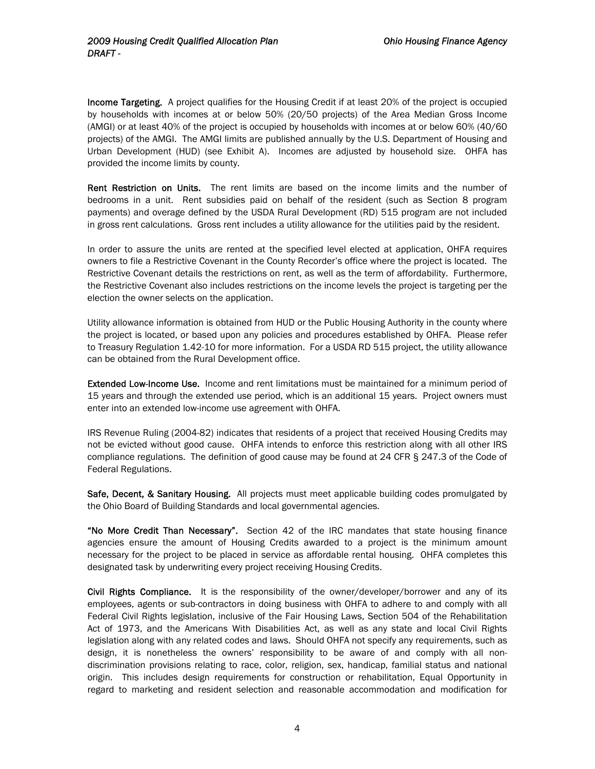**Income Targeting.** A project qualifies for the Housing Credit if at least 20% of the project is occupied by households with incomes at or below 50% (20/50 projects) of the Area Median Gross Income (AMGI) or at least 40% of the project is occupied by households with incomes at or below 60% (40/60 projects) of the AMGI. The AMGI limits are published annually by the U.S. Department of Housing and Urban Development (HUD) (see Exhibit A). Incomes are adjusted by household size. OHFA has provided the income limits by county.

**Rent Restriction on Units.** The rent limits are based on the income limits and the number of bedrooms in a unit. Rent subsidies paid on behalf of the resident (such as Section 8 program payments) and overage defined by the USDA Rural Development (RD) 515 program are not included in gross rent calculations. Gross rent includes a utility allowance for the utilities paid by the resident.

In order to assure the units are rented at the specified level elected at application, OHFA requires owners to file a Restrictive Covenant in the County Recorder's office where the project is located. The Restrictive Covenant details the restrictions on rent, as well as the term of affordability. Furthermore, the Restrictive Covenant also includes restrictions on the income levels the project is targeting per the election the owner selects on the application.

Utility allowance information is obtained from HUD or the Public Housing Authority in the county where the project is located, or based upon any policies and procedures established by OHFA. Please refer to Treasury Regulation 1.42-10 for more information. For a USDA RD 515 project, the utility allowance can be obtained from the Rural Development office.

**Extended Low-Income Use.** Income and rent limitations must be maintained for a minimum period of 15 years and through the extended use period, which is an additional 15 years. Project owners must enter into an extended low-income use agreement with OHFA.

IRS Revenue Ruling (2004-82) indicates that residents of a project that received Housing Credits may not be evicted without good cause. OHFA intends to enforce this restriction along with all other IRS compliance regulations. The definition of good cause may be found at 24 CFR § 247.3 of the Code of Federal Regulations.

**Safe, Decent, & Sanitary Housing.** All projects must meet applicable building codes promulgated by the Ohio Board of Building Standards and local governmental agencies.

**"No More Credit Than Necessary".** Section 42 of the IRC mandates that state housing finance agencies ensure the amount of Housing Credits awarded to a project is the minimum amount necessary for the project to be placed in service as affordable rental housing. OHFA completes this designated task by underwriting every project receiving Housing Credits.

**Civil Rights Compliance.** It is the responsibility of the owner/developer/borrower and any of its employees, agents or sub-contractors in doing business with OHFA to adhere to and comply with all Federal Civil Rights legislation, inclusive of the Fair Housing Laws, Section 504 of the Rehabilitation Act of 1973, and the Americans With Disabilities Act, as well as any state and local Civil Rights legislation along with any related codes and laws. Should OHFA not specify any requirements, such as design, it is nonetheless the owners' responsibility to be aware of and comply with all non-discrimination provisions relating to race, color, religion, sex, handicap, familial status and national origin. This includes design requirements for construction or rehabilitation, Equal Opportunity in regard to marketing and resident selection and reasonable accommodation and modification for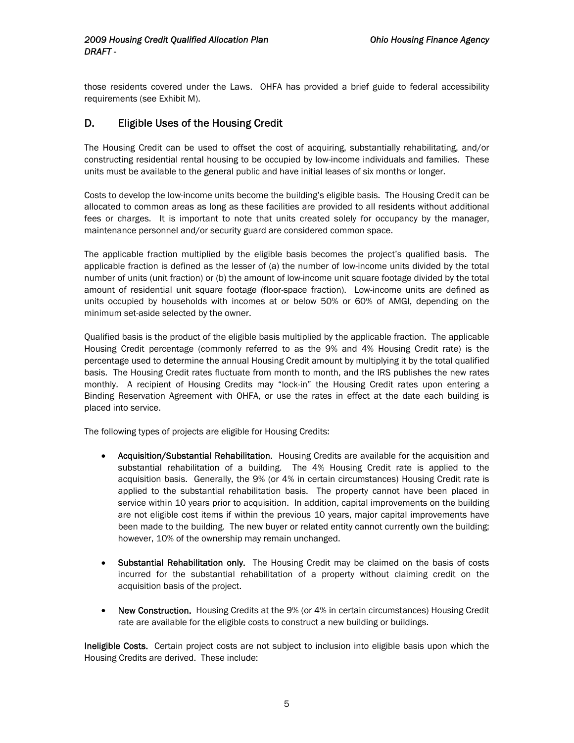those residents covered under the Laws. OHFA has provided a brief guide to federal accessibility requirements (see Exhibit M).

## D. Eligible Uses of the Housing Credit

The Housing Credit can be used to offset the cost of acquiring, substantially rehabilitating, and/or constructing residential rental housing to be occupied by low-income individuals and families. These units must be available to the general public and have initial leases of six months or longer.

Costs to develop the low-income units become the building's eligible basis. The Housing Credit can be allocated to common areas as long as these facilities are provided to all residents without additional fees or charges. It is important to note that units created solely for occupancy by the manager, maintenance personnel and/or security guard are considered common space.

The applicable fraction multiplied by the eligible basis becomes the project's qualified basis. The applicable fraction is defined as the lesser of (a) the number of low-income units divided by the total number of units (unit fraction) or (b) the amount of low-income unit square footage divided by the total amount of residential unit square footage (floor-space fraction). Low-income units are defined as units occupied by households with incomes at or below 50% or 60% of AMGI, depending on the minimum set-aside selected by the owner.

Qualified basis is the product of the eligible basis multiplied by the applicable fraction. The applicable Housing Credit percentage (commonly referred to as the 9% and 4% Housing Credit rate) is the percentage used to determine the annual Housing Credit amount by multiplying it by the total qualified basis. The Housing Credit rates fluctuate from month to month, and the IRS publishes the new rates monthly. A recipient of Housing Credits may "lock-in" the Housing Credit rates upon entering a Binding Reservation Agreement with OHFA, or use the rates in effect at the date each building is placed into service.

The following types of projects are eligible for Housing Credits:

- **Acquisition/Substantial Rehabilitation.** Housing Credits are available for the acquisition and substantial rehabilitation of a building. The 4% Housing Credit rate is applied to the acquisition basis. Generally, the 9% (or 4% in certain circumstances) Housing Credit rate is applied to the substantial rehabilitation basis. The property cannot have been placed in service within 10 years prior to acquisition. In addition, capital improvements on the building are not eligible cost items if within the previous 10 years, major capital improvements have been made to the building. The new buyer or related entity cannot currently own the building; however, 10% of the ownership may remain unchanged.

- **Substantial Rehabilitation only.** The Housing Credit may be claimed on the basis of costs incurred for the substantial rehabilitation of a property without claiming credit on the acquisition basis of the project.

- **New Construction.** Housing Credits at the 9% (or 4% in certain circumstances) Housing Credit rate are available for the eligible costs to construct a new building or buildings.

**Ineligible Costs.** Certain project costs are not subject to inclusion into eligible basis upon which the Housing Credits are derived. These include: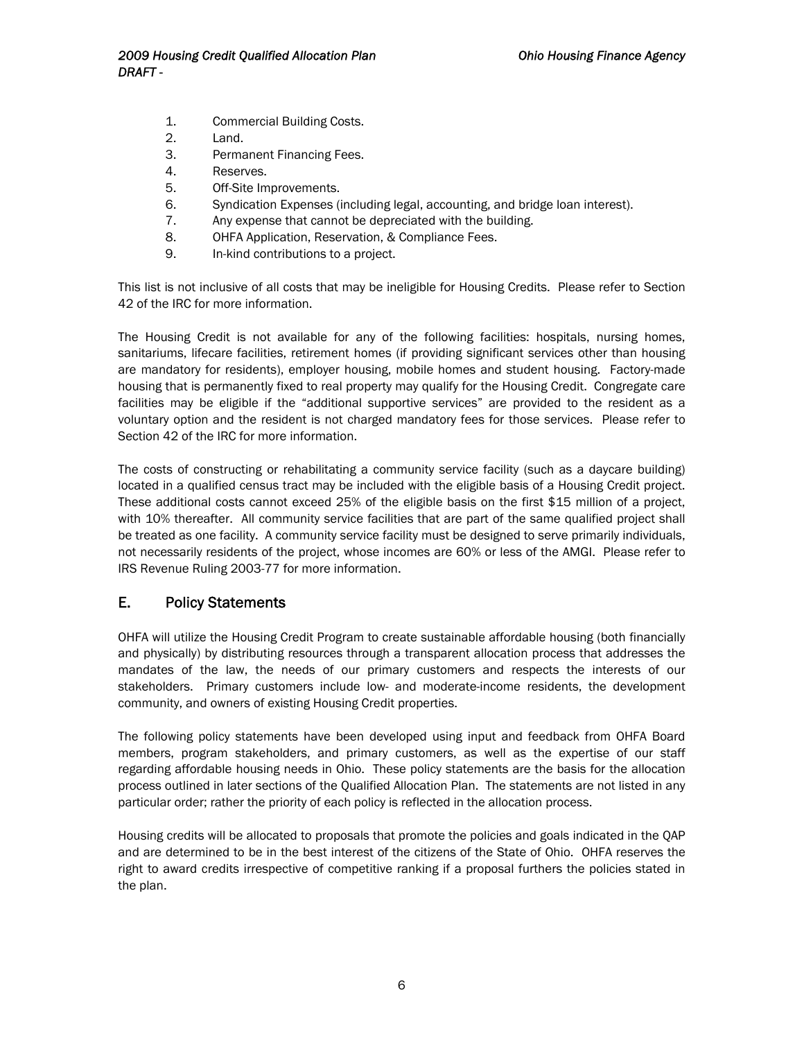1. Commercial Building Costs.
2. Land.
3. Permanent Financing Fees.
4. Reserves.
5. Off-Site Improvements.
6. Syndication Expenses (including legal, accounting, and bridge loan interest).
7. Any expense that cannot be depreciated with the building.
8. OHFA Application, Reservation, & Compliance Fees.
9. In-kind contributions to a project.

This list is not inclusive of all costs that may be ineligible for Housing Credits. Please refer to Section 42 of the IRC for more information.

The Housing Credit is not available for any of the following facilities: hospitals, nursing homes, sanitariums, lifecare facilities, retirement homes (if providing significant services other than housing are mandatory for residents), employer housing, mobile homes and student housing. Factory-made housing that is permanently fixed to real property may qualify for the Housing Credit. Congregate care facilities may be eligible if the "additional supportive services" are provided to the resident as a voluntary option and the resident is not charged mandatory fees for those services. Please refer to Section 42 of the IRC for more information.

The costs of constructing or rehabilitating a community service facility (such as a daycare building) located in a qualified census tract may be included with the eligible basis of a Housing Credit project. These additional costs cannot exceed 25% of the eligible basis on the first $15 million of a project, with 10% thereafter. All community service facilities that are part of the same qualified project shall be treated as one facility. A community service facility must be designed to serve primarily individuals, not necessarily residents of the project, whose incomes are 60% or less of the AMGI. Please refer to IRS Revenue Ruling 2003-77 for more information.

## E. Policy Statements

OHFA will utilize the Housing Credit Program to create sustainable affordable housing (both financially and physically) by distributing resources through a transparent allocation process that addresses the mandates of the law, the needs of our primary customers and respects the interests of our stakeholders. Primary customers include low- and moderate-income residents, the development community, and owners of existing Housing Credit properties.

The following policy statements have been developed using input and feedback from OHFA Board members, program stakeholders, and primary customers, as well as the expertise of our staff regarding affordable housing needs in Ohio. These policy statements are the basis for the allocation process outlined in later sections of the Qualified Allocation Plan. The statements are not listed in any particular order; rather the priority of each policy is reflected in the allocation process.

Housing credits will be allocated to proposals that promote the policies and goals indicated in the QAP and are determined to be in the best interest of the citizens of the State of Ohio. OHFA reserves the right to award credits irrespective of competitive ranking if a proposal furthers the policies stated in the plan.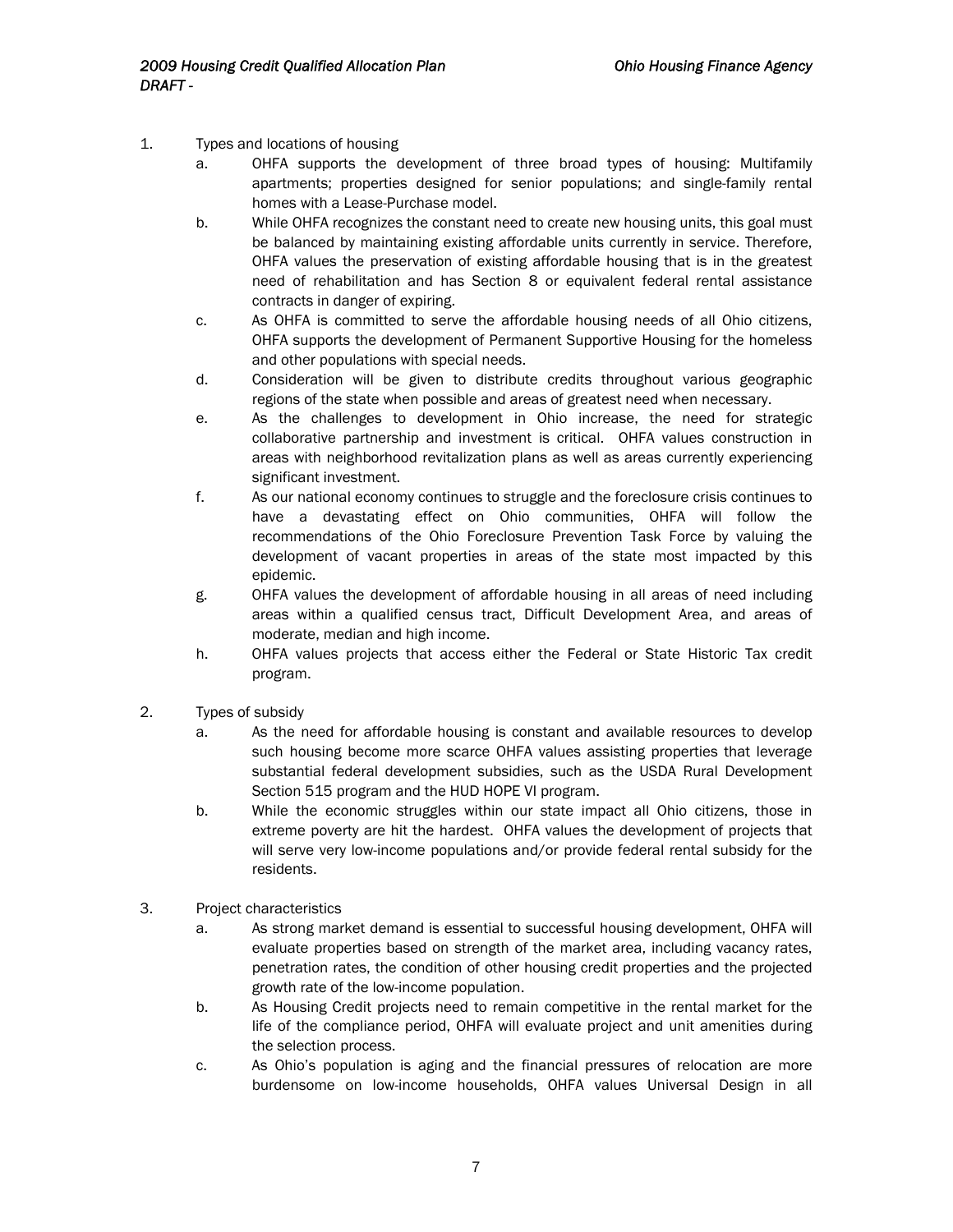1. Types and locations of housing
   a. OHFA supports the development of three broad types of housing: Multifamily apartments; properties designed for senior populations; and single-family rental homes with a Lease-Purchase model.
   b. While OHFA recognizes the constant need to create new housing units, this goal must be balanced by maintaining existing affordable units currently in service. Therefore, OHFA values the preservation of existing affordable housing that is in the greatest need of rehabilitation and has Section 8 or equivalent federal rental assistance contracts in danger of expiring.
   c. As OHFA is committed to serve the affordable housing needs of all Ohio citizens, OHFA supports the development of Permanent Supportive Housing for the homeless and other populations with special needs.
   d. Consideration will be given to distribute credits throughout various geographic regions of the state when possible and areas of greatest need when necessary.
   e. As the challenges to development in Ohio increase, the need for strategic collaborative partnership and investment is critical. OHFA values construction in areas with neighborhood revitalization plans as well as areas currently experiencing significant investment.
   f. As our national economy continues to struggle and the foreclosure crisis continues to have a devastating effect on Ohio communities, OHFA will follow the recommendations of the Ohio Foreclosure Prevention Task Force by valuing the development of vacant properties in areas of the state most impacted by this epidemic.
   g. OHFA values the development of affordable housing in all areas of need including areas within a qualified census tract, Difficult Development Area, and areas of moderate, median and high income.
   h. OHFA values projects that access either the Federal or State Historic Tax credit program.

2. Types of subsidy
   a. As the need for affordable housing is constant and available resources to develop such housing become more scarce OHFA values assisting properties that leverage substantial federal development subsidies, such as the USDA Rural Development Section 515 program and the HUD HOPE VI program.
   b. While the economic struggles within our state impact all Ohio citizens, those in extreme poverty are hit the hardest. OHFA values the development of projects that will serve very low-income populations and/or provide federal rental subsidy for the residents.

3. Project characteristics
   a. As strong market demand is essential to successful housing development, OHFA will evaluate properties based on strength of the market area, including vacancy rates, penetration rates, the condition of other housing credit properties and the projected growth rate of the low-income population.
   b. As Housing Credit projects need to remain competitive in the rental market for the life of the compliance period, OHFA will evaluate project and unit amenities during the selection process.
   c. As Ohio's population is aging and the financial pressures of relocation are more burdensome on low-income households, OHFA values Universal Design in all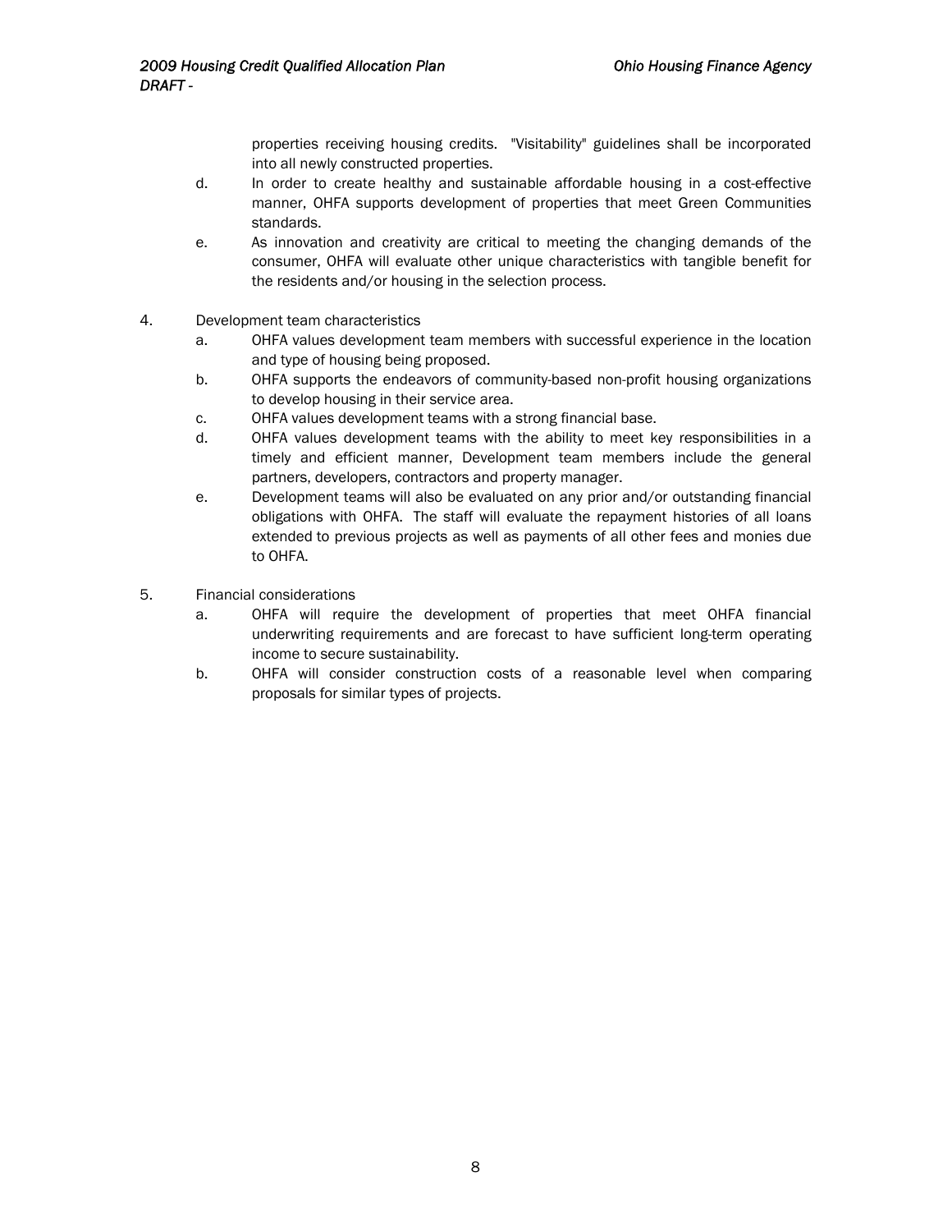properties receiving housing credits. "Visitability" guidelines shall be incorporated into all newly constructed properties.

d. In order to create healthy and sustainable affordable housing in a cost-effective manner, OHFA supports development of properties that meet Green Communities standards.

e. As innovation and creativity are critical to meeting the changing demands of the consumer, OHFA will evaluate other unique characteristics with tangible benefit for the residents and/or housing in the selection process.

4. Development team characteristics

   a. OHFA values development team members with successful experience in the location and type of housing being proposed.

   b. OHFA supports the endeavors of community-based non-profit housing organizations to develop housing in their service area.

   c. OHFA values development teams with a strong financial base.

   d. OHFA values development teams with the ability to meet key responsibilities in a timely and efficient manner, Development team members include the general partners, developers, contractors and property manager.

   e. Development teams will also be evaluated on any prior and/or outstanding financial obligations with OHFA. The staff will evaluate the repayment histories of all loans extended to previous projects as well as payments of all other fees and monies due to OHFA.

5. Financial considerations

   a. OHFA will require the development of properties that meet OHFA financial underwriting requirements and are forecast to have sufficient long-term operating income to secure sustainability.

   b. OHFA will consider construction costs of a reasonable level when comparing proposals for similar types of projects.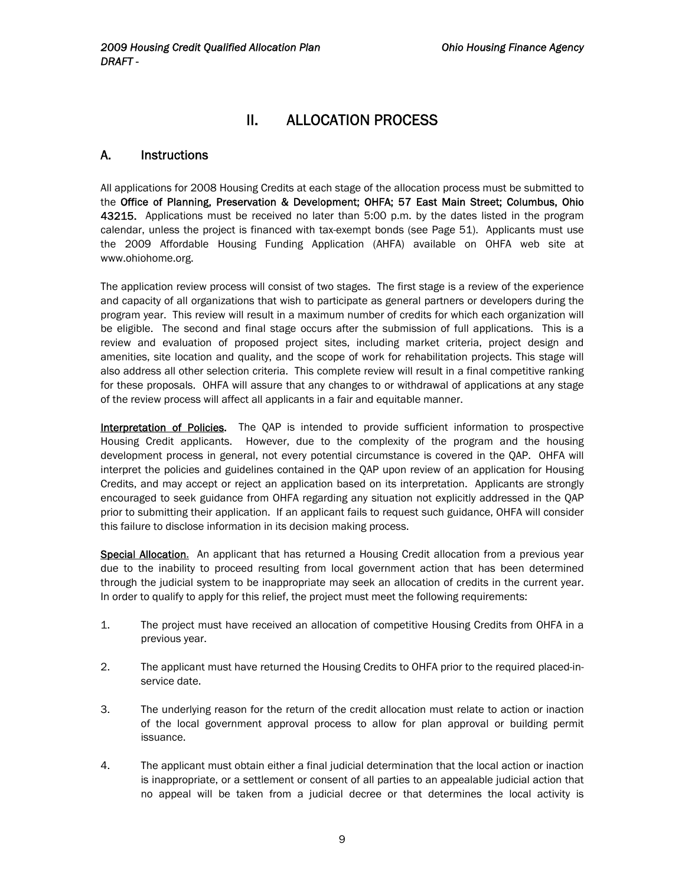# II. ALLOCATION PROCESS

## A. Instructions

All applications for 2008 Housing Credits at each stage of the allocation process must be submitted to the **Office of Planning, Preservation & Development; OHFA; 57 East Main Street; Columbus, Ohio 43215.** Applications must be received no later than 5:00 p.m. by the dates listed in the program calendar, unless the project is financed with tax-exempt bonds (see Page 51). Applicants must use the 2009 Affordable Housing Funding Application (AHFA) available on OHFA web site at www.ohiohome.org.

The application review process will consist of two stages. The first stage is a review of the experience and capacity of all organizations that wish to participate as general partners or developers during the program year. This review will result in a maximum number of credits for which each organization will be eligible. The second and final stage occurs after the submission of full applications. This is a review and evaluation of proposed project sites, including market criteria, project design and amenities, site location and quality, and the scope of work for rehabilitation projects. This stage will also address all other selection criteria. This complete review will result in a final competitive ranking for these proposals. OHFA will assure that any changes to or withdrawal of applications at any stage of the review process will affect all applicants in a fair and equitable manner.

<u>**Interpretation of Policies**</u>. The QAP is intended to provide sufficient information to prospective Housing Credit applicants. However, due to the complexity of the program and the housing development process in general, not every potential circumstance is covered in the QAP. OHFA will interpret the policies and guidelines contained in the QAP upon review of an application for Housing Credits, and may accept or reject an application based on its interpretation. Applicants are strongly encouraged to seek guidance from OHFA regarding any situation not explicitly addressed in the QAP prior to submitting their application. If an applicant fails to request such guidance, OHFA will consider this failure to disclose information in its decision making process.

<u>**Special Allocation**</u>. An applicant that has returned a Housing Credit allocation from a previous year due to the inability to proceed resulting from local government action that has been determined through the judicial system to be inappropriate may seek an allocation of credits in the current year. In order to qualify to apply for this relief, the project must meet the following requirements:

1. The project must have received an allocation of competitive Housing Credits from OHFA in a previous year.

2. The applicant must have returned the Housing Credits to OHFA prior to the required placed-in-service date.

3. The underlying reason for the return of the credit allocation must relate to action or inaction of the local government approval process to allow for plan approval or building permit issuance.

4. The applicant must obtain either a final judicial determination that the local action or inaction is inappropriate, or a settlement or consent of all parties to an appealable judicial action that no appeal will be taken from a judicial decree or that determines the local activity is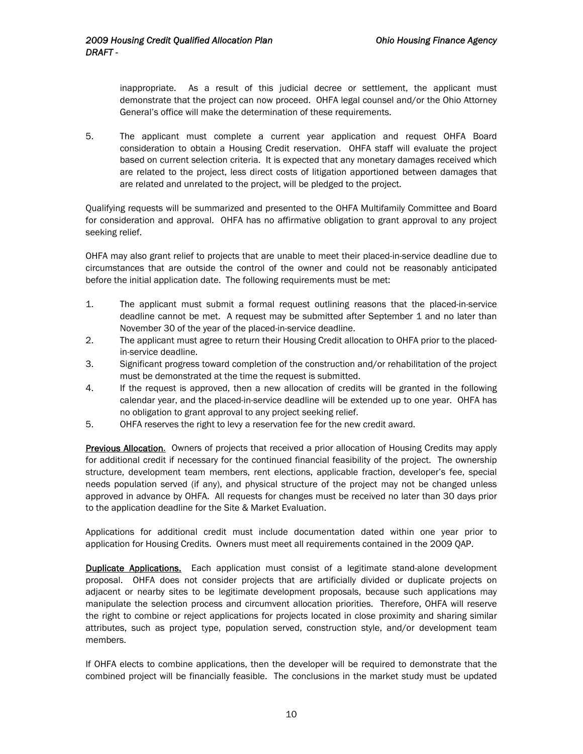inappropriate. As a result of this judicial decree or settlement, the applicant must demonstrate that the project can now proceed. OHFA legal counsel and/or the Ohio Attorney General's office will make the determination of these requirements.

5. The applicant must complete a current year application and request OHFA Board consideration to obtain a Housing Credit reservation. OHFA staff will evaluate the project based on current selection criteria. It is expected that any monetary damages received which are related to the project, less direct costs of litigation apportioned between damages that are related and unrelated to the project, will be pledged to the project.

Qualifying requests will be summarized and presented to the OHFA Multifamily Committee and Board for consideration and approval. OHFA has no affirmative obligation to grant approval to any project seeking relief.

OHFA may also grant relief to projects that are unable to meet their placed-in-service deadline due to circumstances that are outside the control of the owner and could not be reasonably anticipated before the initial application date. The following requirements must be met:

1. The applicant must submit a formal request outlining reasons that the placed-in-service deadline cannot be met. A request may be submitted after September 1 and no later than November 30 of the year of the placed-in-service deadline.
2. The applicant must agree to return their Housing Credit allocation to OHFA prior to the placed-in-service deadline.
3. Significant progress toward completion of the construction and/or rehabilitation of the project must be demonstrated at the time the request is submitted.
4. If the request is approved, then a new allocation of credits will be granted in the following calendar year, and the placed-in-service deadline will be extended up to one year. OHFA has no obligation to grant approval to any project seeking relief.
5. OHFA reserves the right to levy a reservation fee for the new credit award.

**Previous Allocation**. Owners of projects that received a prior allocation of Housing Credits may apply for additional credit if necessary for the continued financial feasibility of the project. The ownership structure, development team members, rent elections, applicable fraction, developer's fee, special needs population served (if any), and physical structure of the project may not be changed unless approved in advance by OHFA. All requests for changes must be received no later than 30 days prior to the application deadline for the Site & Market Evaluation.

Applications for additional credit must include documentation dated within one year prior to application for Housing Credits. Owners must meet all requirements contained in the 2009 QAP.

**Duplicate Applications.** Each application must consist of a legitimate stand-alone development proposal. OHFA does not consider projects that are artificially divided or duplicate projects on adjacent or nearby sites to be legitimate development proposals, because such applications may manipulate the selection process and circumvent allocation priorities. Therefore, OHFA will reserve the right to combine or reject applications for projects located in close proximity and sharing similar attributes, such as project type, population served, construction style, and/or development team members.

If OHFA elects to combine applications, then the developer will be required to demonstrate that the combined project will be financially feasible. The conclusions in the market study must be updated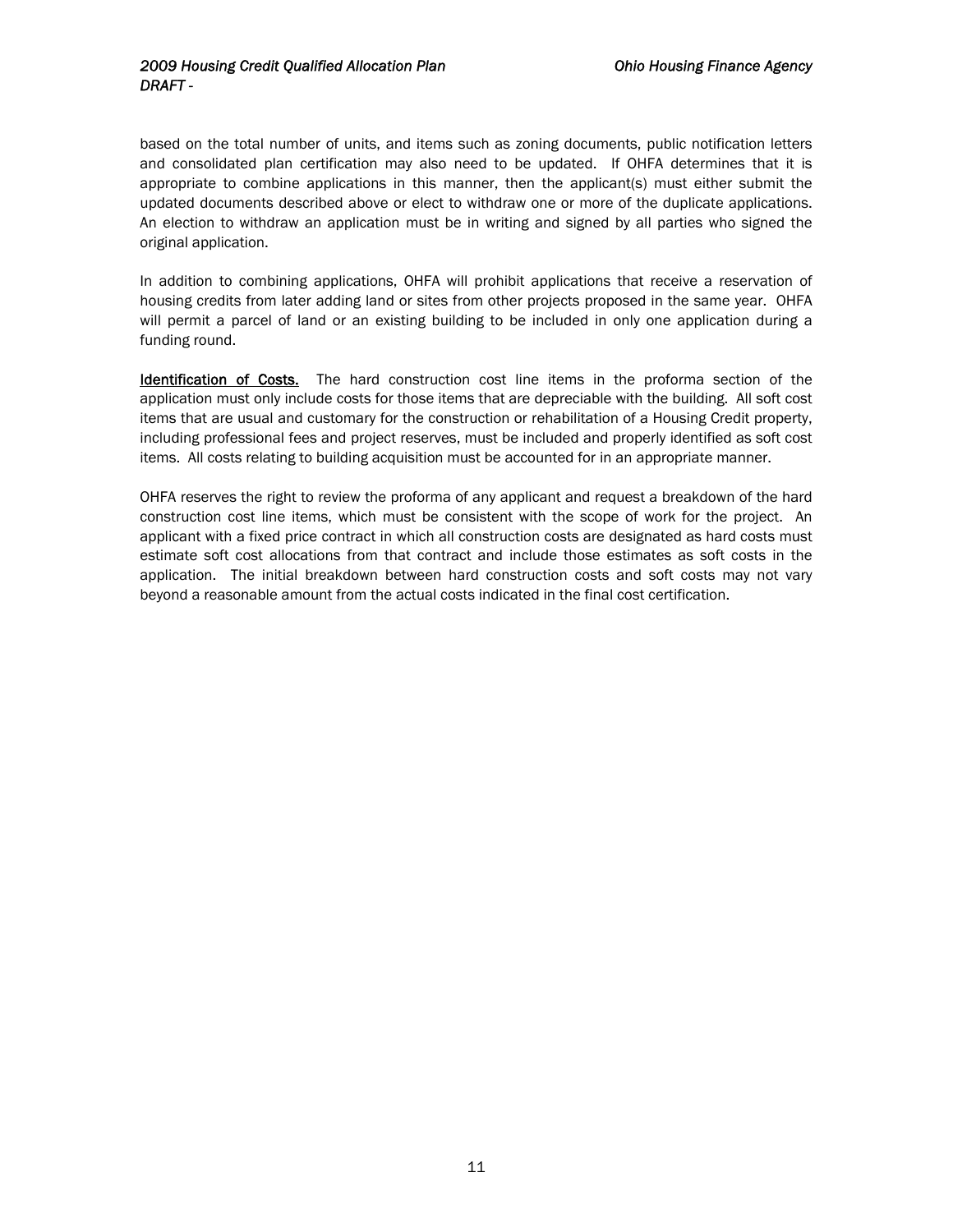based on the total number of units, and items such as zoning documents, public notification letters and consolidated plan certification may also need to be updated. If OHFA determines that it is appropriate to combine applications in this manner, then the applicant(s) must either submit the updated documents described above or elect to withdraw one or more of the duplicate applications. An election to withdraw an application must be in writing and signed by all parties who signed the original application.

In addition to combining applications, OHFA will prohibit applications that receive a reservation of housing credits from later adding land or sites from other projects proposed in the same year. OHFA will permit a parcel of land or an existing building to be included in only one application during a funding round.

**Identification of Costs.** The hard construction cost line items in the proforma section of the application must only include costs for those items that are depreciable with the building. All soft cost items that are usual and customary for the construction or rehabilitation of a Housing Credit property, including professional fees and project reserves, must be included and properly identified as soft cost items. All costs relating to building acquisition must be accounted for in an appropriate manner.

OHFA reserves the right to review the proforma of any applicant and request a breakdown of the hard construction cost line items, which must be consistent with the scope of work for the project. An applicant with a fixed price contract in which all construction costs are designated as hard costs must estimate soft cost allocations from that contract and include those estimates as soft costs in the application. The initial breakdown between hard construction costs and soft costs may not vary beyond a reasonable amount from the actual costs indicated in the final cost certification.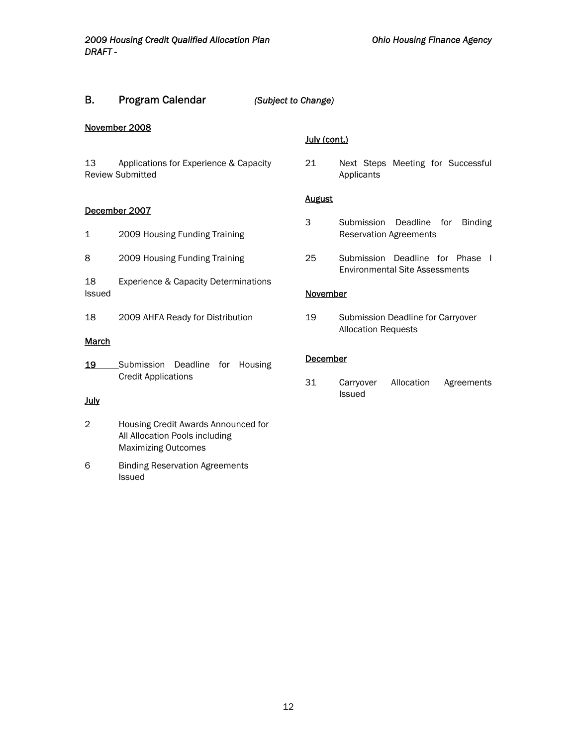## B. Program Calendar *(Subject to Change)*

November 2008

13 Applications for Experience & Capacity Review Submitted

December 2007

1 2009 Housing Funding Training

8 2009 Housing Funding Training

18 Experience & Capacity Determinations Issued

18 2009 AHFA Ready for Distribution

March

19 Submission Deadline for Housing Credit Applications

July

2 Housing Credit Awards Announced for All Allocation Pools including Maximizing Outcomes

6 Binding Reservation Agreements Issued

July (cont.)

21 Next Steps Meeting for Successful Applicants

August

3 Submission Deadline for Binding Reservation Agreements

25 Submission Deadline for Phase I Environmental Site Assessments

November

19 Submission Deadline for Carryover Allocation Requests

December

31 Carryover Allocation Agreements Issued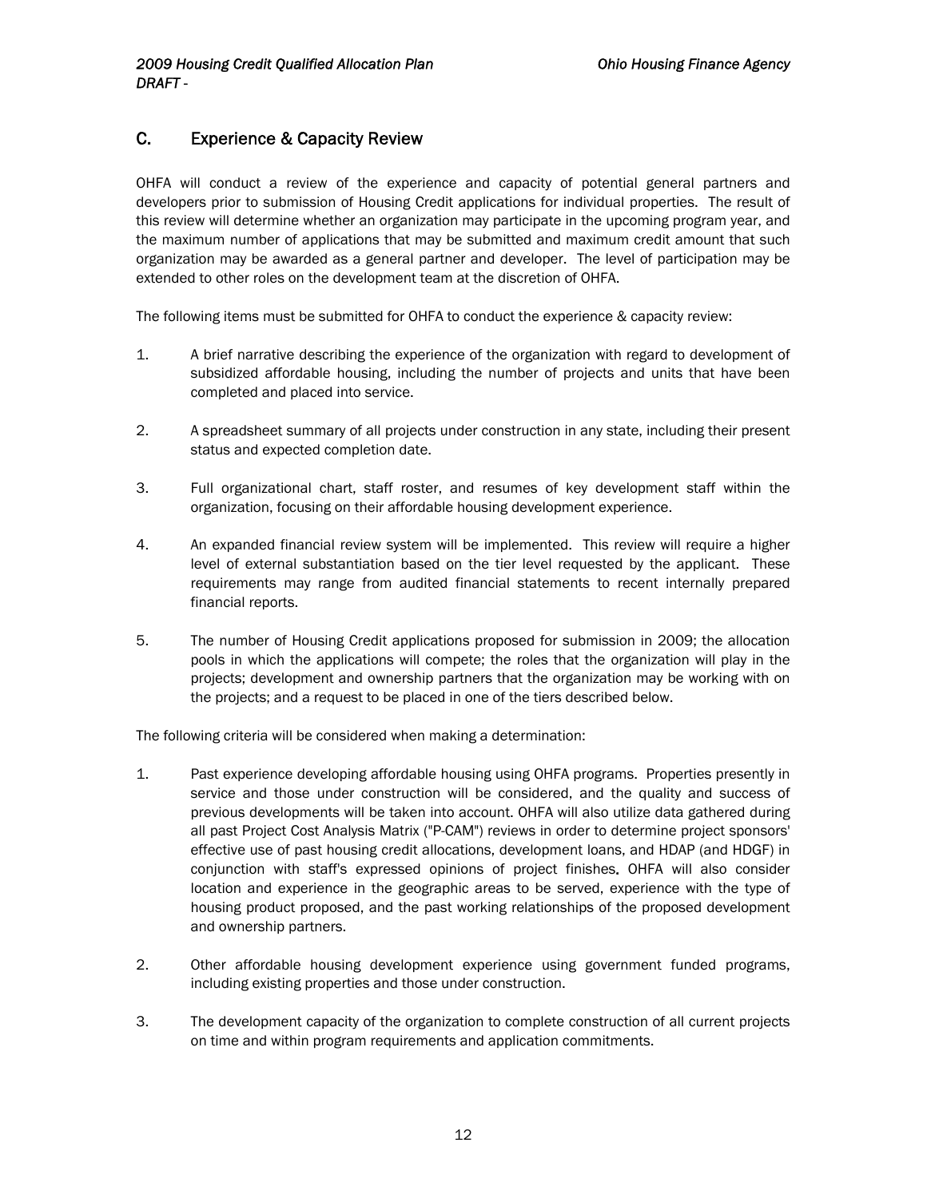## C. Experience & Capacity Review

OHFA will conduct a review of the experience and capacity of potential general partners and developers prior to submission of Housing Credit applications for individual properties. The result of this review will determine whether an organization may participate in the upcoming program year, and the maximum number of applications that may be submitted and maximum credit amount that such organization may be awarded as a general partner and developer. The level of participation may be extended to other roles on the development team at the discretion of OHFA.

The following items must be submitted for OHFA to conduct the experience & capacity review:

1. A brief narrative describing the experience of the organization with regard to development of subsidized affordable housing, including the number of projects and units that have been completed and placed into service.

2. A spreadsheet summary of all projects under construction in any state, including their present status and expected completion date.

3. Full organizational chart, staff roster, and resumes of key development staff within the organization, focusing on their affordable housing development experience.

4. An expanded financial review system will be implemented. This review will require a higher level of external substantiation based on the tier level requested by the applicant. These requirements may range from audited financial statements to recent internally prepared financial reports.

5. The number of Housing Credit applications proposed for submission in 2009; the allocation pools in which the applications will compete; the roles that the organization will play in the projects; development and ownership partners that the organization may be working with on the projects; and a request to be placed in one of the tiers described below.

The following criteria will be considered when making a determination:

1. Past experience developing affordable housing using OHFA programs. Properties presently in service and those under construction will be considered, and the quality and success of previous developments will be taken into account. OHFA will also utilize data gathered during all past Project Cost Analysis Matrix ("P-CAM") reviews in order to determine project sponsors' effective use of past housing credit allocations, development loans, and HDAP (and HDGF) in conjunction with staff's expressed opinions of project finishes. OHFA will also consider location and experience in the geographic areas to be served, experience with the type of housing product proposed, and the past working relationships of the proposed development and ownership partners.

2. Other affordable housing development experience using government funded programs, including existing properties and those under construction.

3. The development capacity of the organization to complete construction of all current projects on time and within program requirements and application commitments.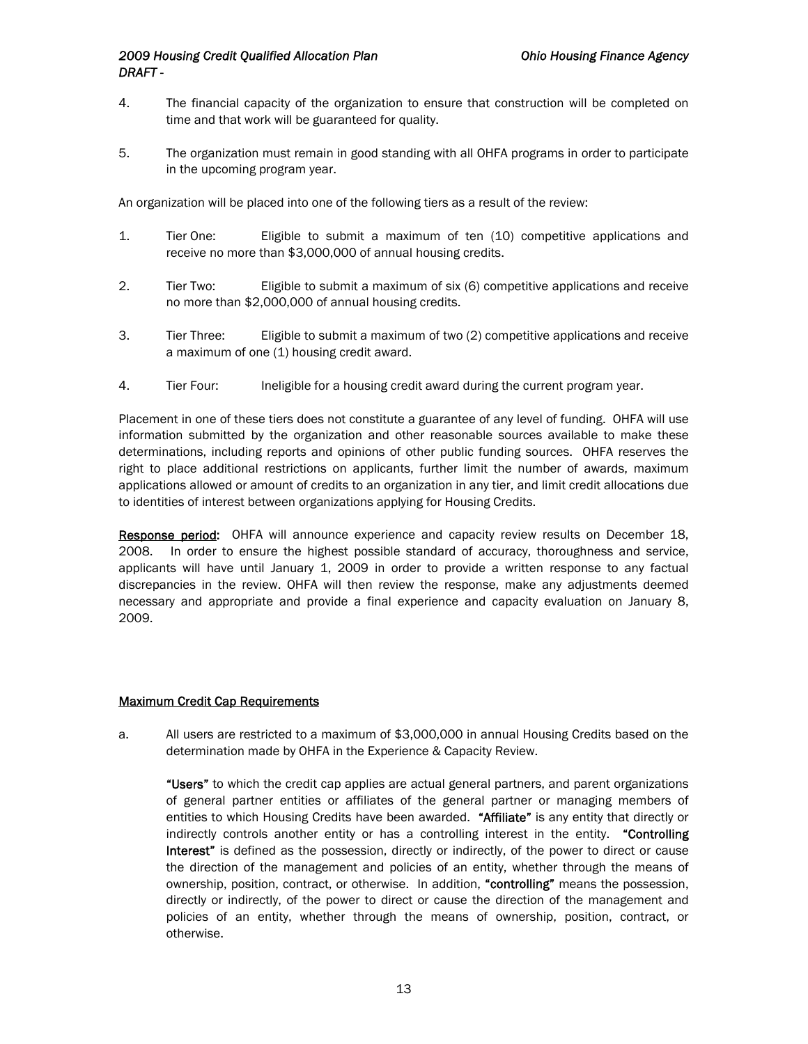4. The financial capacity of the organization to ensure that construction will be completed on time and that work will be guaranteed for quality.

5. The organization must remain in good standing with all OHFA programs in order to participate in the upcoming program year.

An organization will be placed into one of the following tiers as a result of the review:

1. Tier One: Eligible to submit a maximum of ten (10) competitive applications and receive no more than $3,000,000 of annual housing credits.

2. Tier Two: Eligible to submit a maximum of six (6) competitive applications and receive no more than $2,000,000 of annual housing credits.

3. Tier Three: Eligible to submit a maximum of two (2) competitive applications and receive a maximum of one (1) housing credit award.

4. Tier Four: Ineligible for a housing credit award during the current program year.

Placement in one of these tiers does not constitute a guarantee of any level of funding. OHFA will use information submitted by the organization and other reasonable sources available to make these determinations, including reports and opinions of other public funding sources. OHFA reserves the right to place additional restrictions on applicants, further limit the number of awards, maximum applications allowed or amount of credits to an organization in any tier, and limit credit allocations due to identities of interest between organizations applying for Housing Credits.

**Response period:** OHFA will announce experience and capacity review results on December 18, 2008. In order to ensure the highest possible standard of accuracy, thoroughness and service, applicants will have until January 1, 2009 in order to provide a written response to any factual discrepancies in the review. OHFA will then review the response, make any adjustments deemed necessary and appropriate and provide a final experience and capacity evaluation on January 8, 2009.

## Maximum Credit Cap Requirements

a. All users are restricted to a maximum of $3,000,000 in annual Housing Credits based on the determination made by OHFA in the Experience & Capacity Review.

   **"Users"** to which the credit cap applies are actual general partners, and parent organizations of general partner entities or affiliates of the general partner or managing members of entities to which Housing Credits have been awarded. **"Affiliate"** is any entity that directly or indirectly controls another entity or has a controlling interest in the entity. **"Controlling Interest"** is defined as the possession, directly or indirectly, of the power to direct or cause the direction of the management and policies of an entity, whether through the means of ownership, position, contract, or otherwise. In addition, **"controlling"** means the possession, directly or indirectly, of the power to direct or cause the direction of the management and policies of an entity, whether through the means of ownership, position, contract, or otherwise.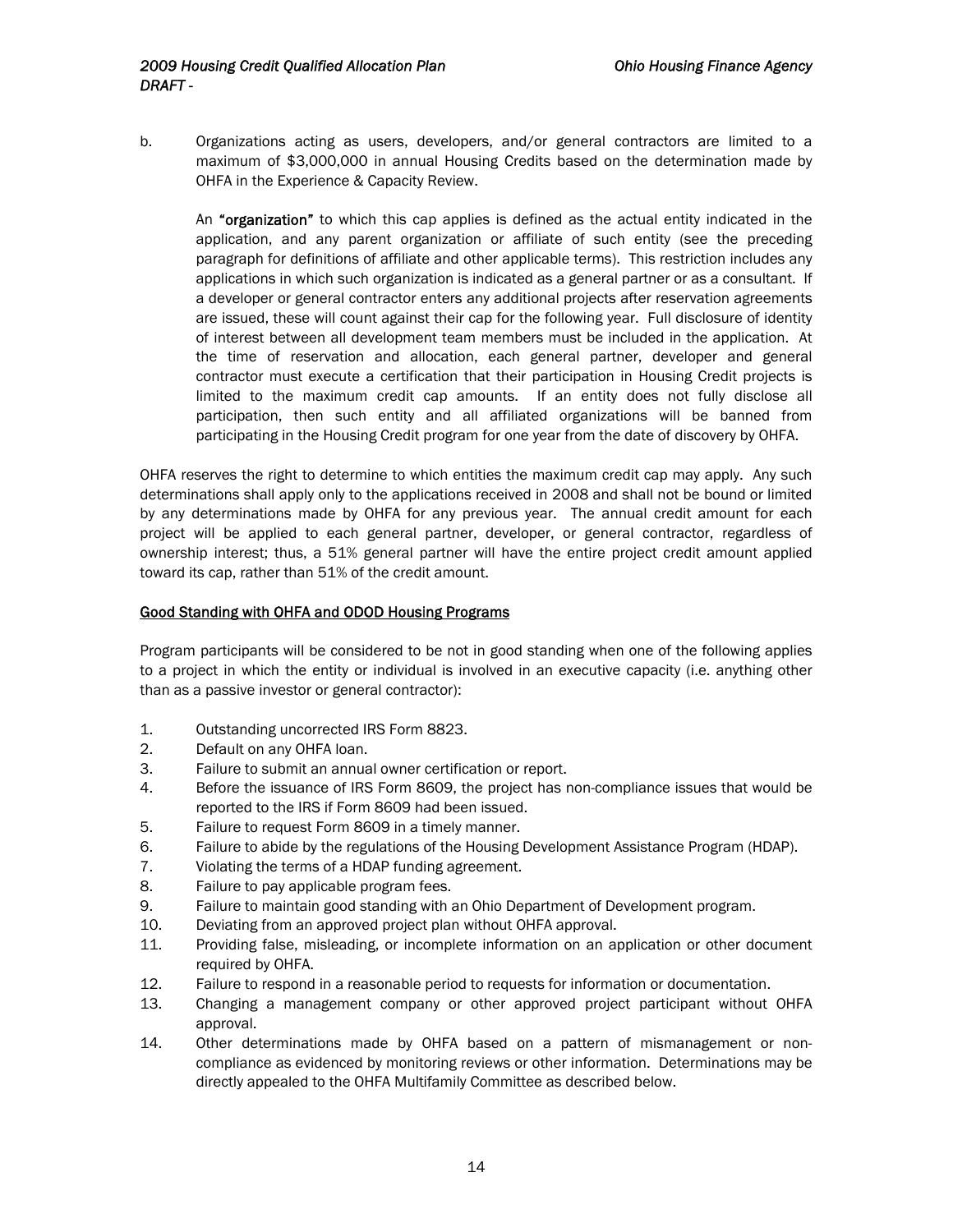b. Organizations acting as users, developers, and/or general contractors are limited to a maximum of $3,000,000 in annual Housing Credits based on the determination made by OHFA in the Experience & Capacity Review.

An **"organization"** to which this cap applies is defined as the actual entity indicated in the application, and any parent organization or affiliate of such entity (see the preceding paragraph for definitions of affiliate and other applicable terms). This restriction includes any applications in which such organization is indicated as a general partner or as a consultant. If a developer or general contractor enters any additional projects after reservation agreements are issued, these will count against their cap for the following year. Full disclosure of identity of interest between all development team members must be included in the application. At the time of reservation and allocation, each general partner, developer and general contractor must execute a certification that their participation in Housing Credit projects is limited to the maximum credit cap amounts. If an entity does not fully disclose all participation, then such entity and all affiliated organizations will be banned from participating in the Housing Credit program for one year from the date of discovery by OHFA.

OHFA reserves the right to determine to which entities the maximum credit cap may apply. Any such determinations shall apply only to the applications received in 2008 and shall not be bound or limited by any determinations made by OHFA for any previous year. The annual credit amount for each project will be applied to each general partner, developer, or general contractor, regardless of ownership interest; thus, a 51% general partner will have the entire project credit amount applied toward its cap, rather than 51% of the credit amount.

<u>Good Standing with OHFA and ODOD Housing Programs</u>

Program participants will be considered to be not in good standing when one of the following applies to a project in which the entity or individual is involved in an executive capacity (i.e. anything other than as a passive investor or general contractor):

1. Outstanding uncorrected IRS Form 8823.
2. Default on any OHFA loan.
3. Failure to submit an annual owner certification or report.
4. Before the issuance of IRS Form 8609, the project has non-compliance issues that would be reported to the IRS if Form 8609 had been issued.
5. Failure to request Form 8609 in a timely manner.
6. Failure to abide by the regulations of the Housing Development Assistance Program (HDAP).
7. Violating the terms of a HDAP funding agreement.
8. Failure to pay applicable program fees.
9. Failure to maintain good standing with an Ohio Department of Development program.
10. Deviating from an approved project plan without OHFA approval.
11. Providing false, misleading, or incomplete information on an application or other document required by OHFA.
12. Failure to respond in a reasonable period to requests for information or documentation.
13. Changing a management company or other approved project participant without OHFA approval.
14. Other determinations made by OHFA based on a pattern of mismanagement or non-compliance as evidenced by monitoring reviews or other information. Determinations may be directly appealed to the OHFA Multifamily Committee as described below.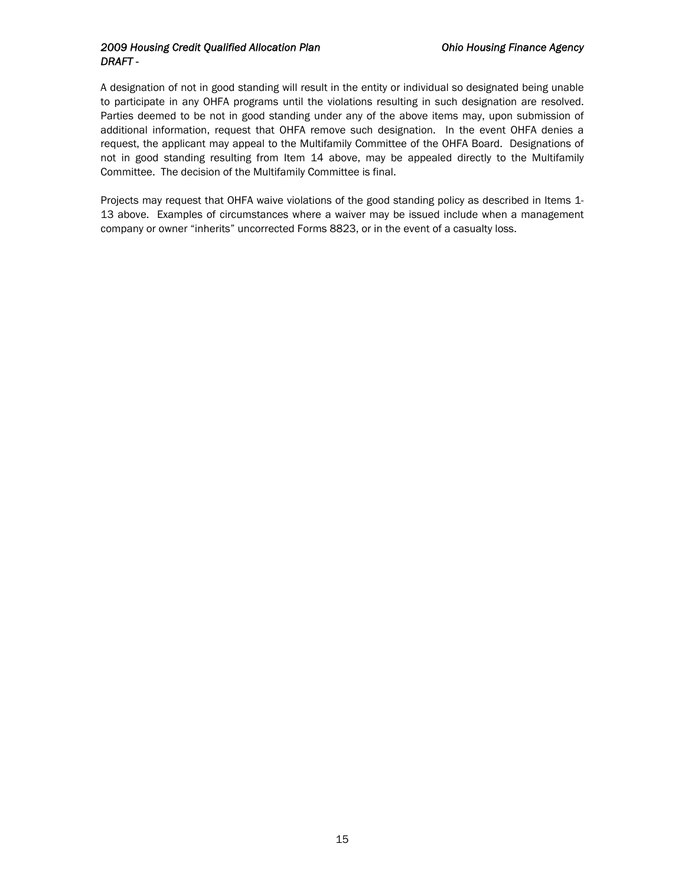A designation of not in good standing will result in the entity or individual so designated being unable to participate in any OHFA programs until the violations resulting in such designation are resolved. Parties deemed to be not in good standing under any of the above items may, upon submission of additional information, request that OHFA remove such designation. In the event OHFA denies a request, the applicant may appeal to the Multifamily Committee of the OHFA Board. Designations of not in good standing resulting from Item 14 above, may be appealed directly to the Multifamily Committee. The decision of the Multifamily Committee is final.

Projects may request that OHFA waive violations of the good standing policy as described in Items 1-13 above. Examples of circumstances where a waiver may be issued include when a management company or owner "inherits" uncorrected Forms 8823, or in the event of a casualty loss.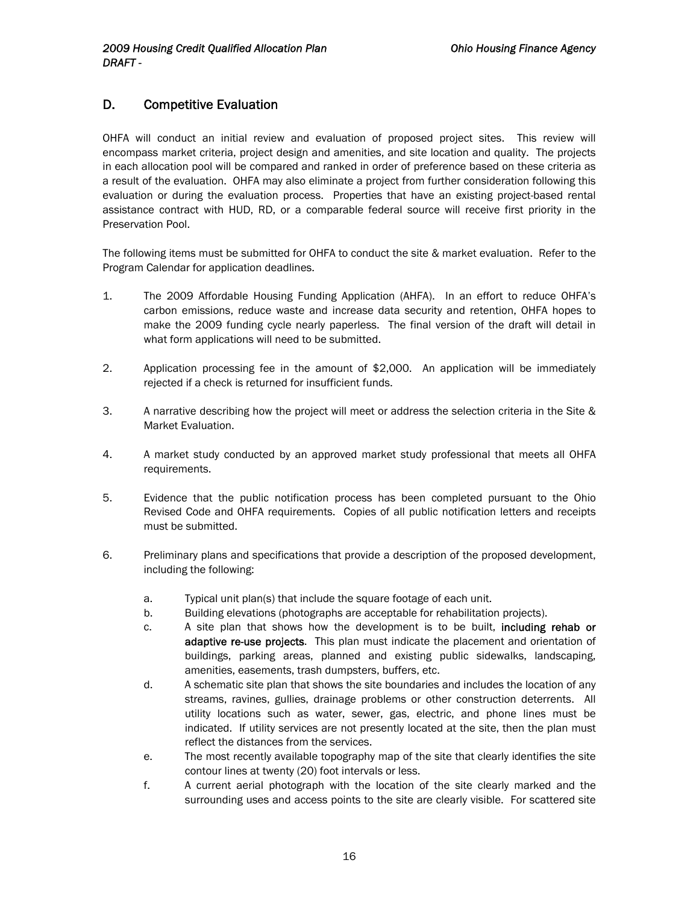## D. Competitive Evaluation

OHFA will conduct an initial review and evaluation of proposed project sites. This review will encompass market criteria, project design and amenities, and site location and quality. The projects in each allocation pool will be compared and ranked in order of preference based on these criteria as a result of the evaluation. OHFA may also eliminate a project from further consideration following this evaluation or during the evaluation process. Properties that have an existing project-based rental assistance contract with HUD, RD, or a comparable federal source will receive first priority in the Preservation Pool.

The following items must be submitted for OHFA to conduct the site & market evaluation. Refer to the Program Calendar for application deadlines.

1. The 2009 Affordable Housing Funding Application (AHFA). In an effort to reduce OHFA's carbon emissions, reduce waste and increase data security and retention, OHFA hopes to make the 2009 funding cycle nearly paperless. The final version of the draft will detail in what form applications will need to be submitted.

2. Application processing fee in the amount of $2,000. An application will be immediately rejected if a check is returned for insufficient funds.

3. A narrative describing how the project will meet or address the selection criteria in the Site & Market Evaluation.

4. A market study conducted by an approved market study professional that meets all OHFA requirements.

5. Evidence that the public notification process has been completed pursuant to the Ohio Revised Code and OHFA requirements. Copies of all public notification letters and receipts must be submitted.

6. Preliminary plans and specifications that provide a description of the proposed development, including the following:

   a. Typical unit plan(s) that include the square footage of each unit.
   b. Building elevations (photographs are acceptable for rehabilitation projects).
   c. A site plan that shows how the development is to be built, **including rehab or adaptive re-use projects**. This plan must indicate the placement and orientation of buildings, parking areas, planned and existing public sidewalks, landscaping, amenities, easements, trash dumpsters, buffers, etc.
   d. A schematic site plan that shows the site boundaries and includes the location of any streams, ravines, gullies, drainage problems or other construction deterrents. All utility locations such as water, sewer, gas, electric, and phone lines must be indicated. If utility services are not presently located at the site, then the plan must reflect the distances from the services.
   e. The most recently available topography map of the site that clearly identifies the site contour lines at twenty (20) foot intervals or less.
   f. A current aerial photograph with the location of the site clearly marked and the surrounding uses and access points to the site are clearly visible. For scattered site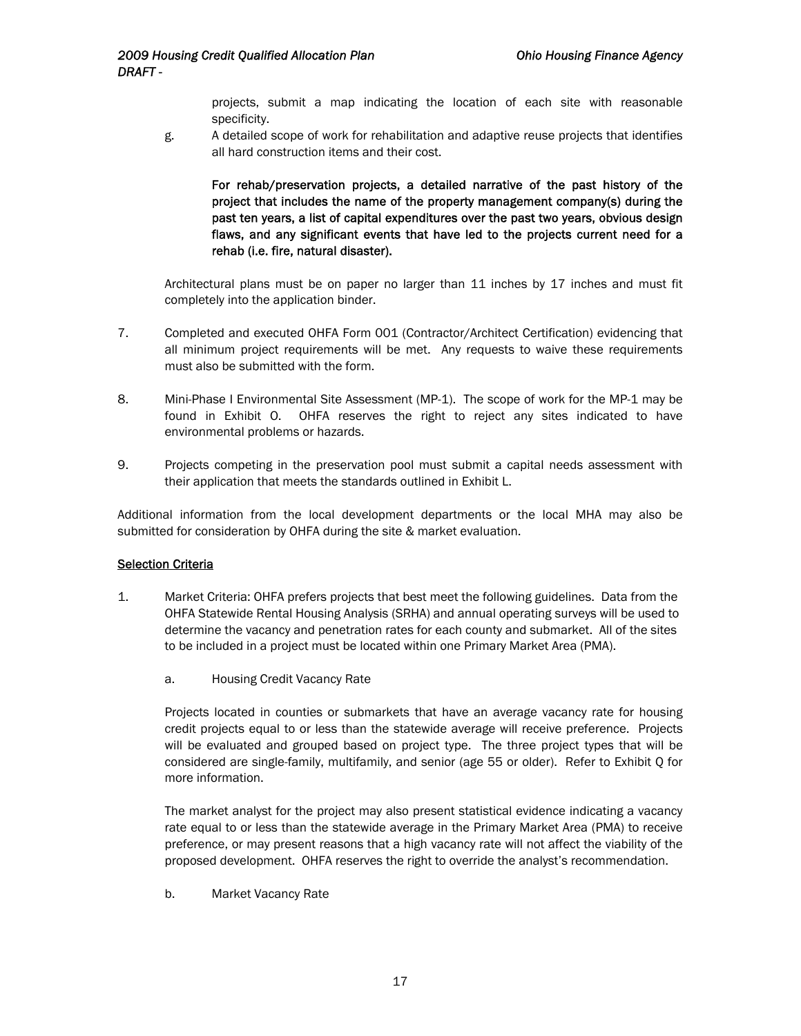projects, submit a map indicating the location of each site with reasonable specificity.

g. A detailed scope of work for rehabilitation and adaptive reuse projects that identifies all hard construction items and their cost.

   **For rehab/preservation projects, a detailed narrative of the past history of the project that includes the name of the property management company(s) during the past ten years, a list of capital expenditures over the past two years, obvious design flaws, and any significant events that have led to the projects current need for a rehab (i.e. fire, natural disaster).**

Architectural plans must be on paper no larger than 11 inches by 17 inches and must fit completely into the application binder.

7. Completed and executed OHFA Form 001 (Contractor/Architect Certification) evidencing that all minimum project requirements will be met. Any requests to waive these requirements must also be submitted with the form.

8. Mini-Phase I Environmental Site Assessment (MP-1). The scope of work for the MP-1 may be found in Exhibit O. OHFA reserves the right to reject any sites indicated to have environmental problems or hazards.

9. Projects competing in the preservation pool must submit a capital needs assessment with their application that meets the standards outlined in Exhibit L.

Additional information from the local development departments or the local MHA may also be submitted for consideration by OHFA during the site & market evaluation.

<u>Selection Criteria</u>

1. Market Criteria: OHFA prefers projects that best meet the following guidelines. Data from the OHFA Statewide Rental Housing Analysis (SRHA) and annual operating surveys will be used to determine the vacancy and penetration rates for each county and submarket. All of the sites to be included in a project must be located within one Primary Market Area (PMA).

   a. Housing Credit Vacancy Rate

   Projects located in counties or submarkets that have an average vacancy rate for housing credit projects equal to or less than the statewide average will receive preference. Projects will be evaluated and grouped based on project type. The three project types that will be considered are single-family, multifamily, and senior (age 55 or older). Refer to Exhibit Q for more information.

   The market analyst for the project may also present statistical evidence indicating a vacancy rate equal to or less than the statewide average in the Primary Market Area (PMA) to receive preference, or may present reasons that a high vacancy rate will not affect the viability of the proposed development. OHFA reserves the right to override the analyst's recommendation.

   b. Market Vacancy Rate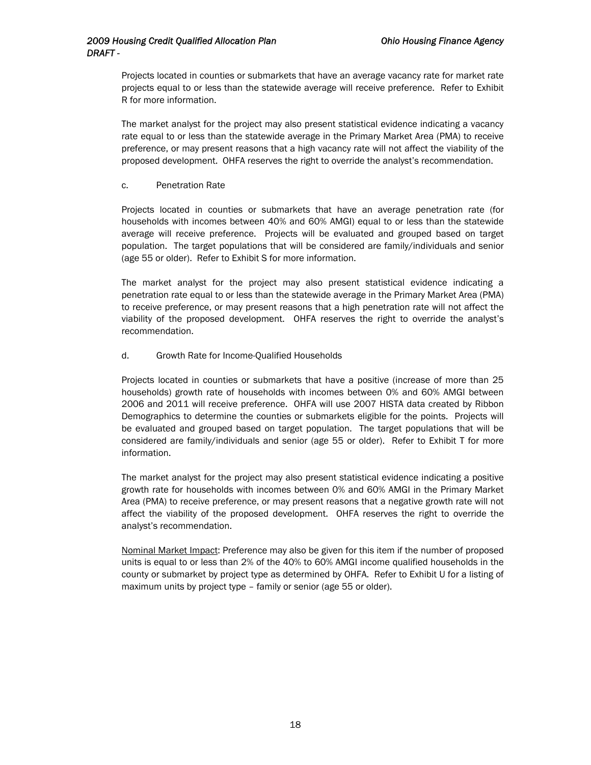Projects located in counties or submarkets that have an average vacancy rate for market rate projects equal to or less than the statewide average will receive preference. Refer to Exhibit R for more information.

The market analyst for the project may also present statistical evidence indicating a vacancy rate equal to or less than the statewide average in the Primary Market Area (PMA) to receive preference, or may present reasons that a high vacancy rate will not affect the viability of the proposed development. OHFA reserves the right to override the analyst's recommendation.

c. Penetration Rate

Projects located in counties or submarkets that have an average penetration rate (for households with incomes between 40% and 60% AMGI) equal to or less than the statewide average will receive preference. Projects will be evaluated and grouped based on target population. The target populations that will be considered are family/individuals and senior (age 55 or older). Refer to Exhibit S for more information.

The market analyst for the project may also present statistical evidence indicating a penetration rate equal to or less than the statewide average in the Primary Market Area (PMA) to receive preference, or may present reasons that a high penetration rate will not affect the viability of the proposed development. OHFA reserves the right to override the analyst's recommendation.

d. Growth Rate for Income-Qualified Households

Projects located in counties or submarkets that have a positive (increase of more than 25 households) growth rate of households with incomes between 0% and 60% AMGI between 2006 and 2011 will receive preference. OHFA will use 2007 HISTA data created by Ribbon Demographics to determine the counties or submarkets eligible for the points. Projects will be evaluated and grouped based on target population. The target populations that will be considered are family/individuals and senior (age 55 or older). Refer to Exhibit T for more information.

The market analyst for the project may also present statistical evidence indicating a positive growth rate for households with incomes between 0% and 60% AMGI in the Primary Market Area (PMA) to receive preference, or may present reasons that a negative growth rate will not affect the viability of the proposed development. OHFA reserves the right to override the analyst's recommendation.

Nominal Market Impact: Preference may also be given for this item if the number of proposed units is equal to or less than 2% of the 40% to 60% AMGI income qualified households in the county or submarket by project type as determined by OHFA. Refer to Exhibit U for a listing of maximum units by project type – family or senior (age 55 or older).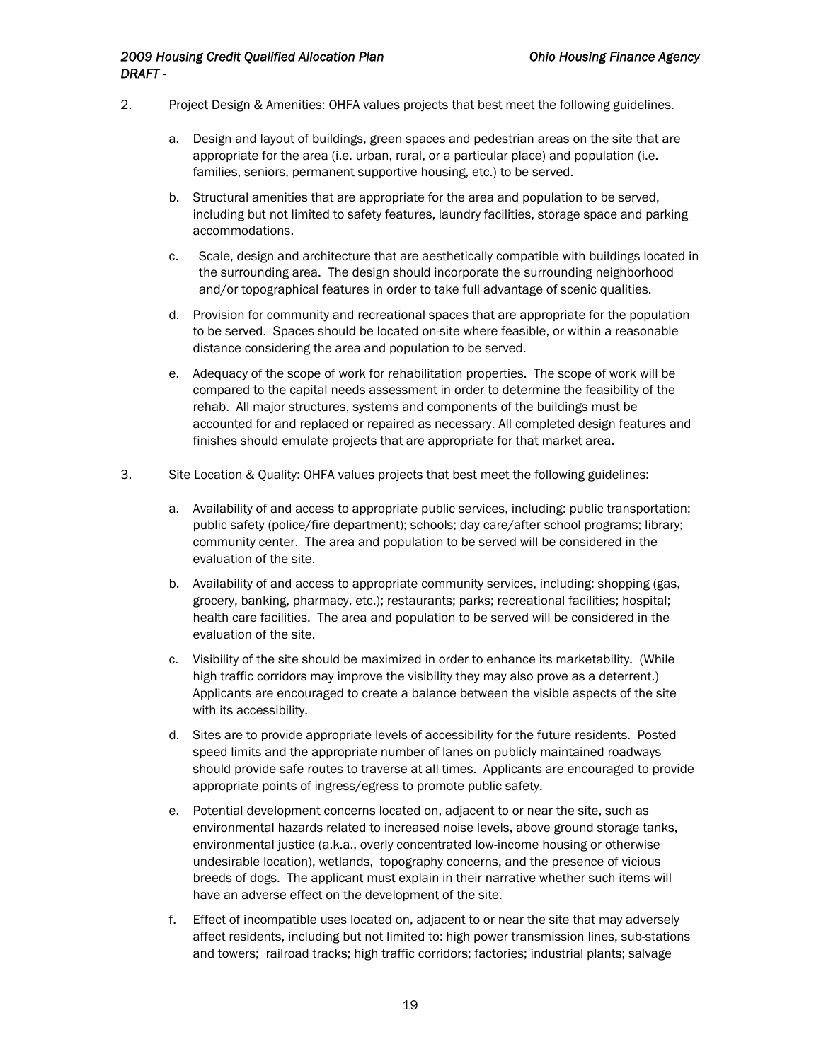2. Project Design & Amenities: OHFA values projects that best meet the following guidelines.

   a. Design and layout of buildings, green spaces and pedestrian areas on the site that are appropriate for the area (i.e. urban, rural, or a particular place) and population (i.e. families, seniors, permanent supportive housing, etc.) to be served.

   b. Structural amenities that are appropriate for the area and population to be served, including but not limited to safety features, laundry facilities, storage space and parking accommodations.

   c. Scale, design and architecture that are aesthetically compatible with buildings located in the surrounding area. The design should incorporate the surrounding neighborhood and/or topographical features in order to take full advantage of scenic qualities.

   d. Provision for community and recreational spaces that are appropriate for the population to be served. Spaces should be located on-site where feasible, or within a reasonable distance considering the area and population to be served.

   e. Adequacy of the scope of work for rehabilitation properties. The scope of work will be compared to the capital needs assessment in order to determine the feasibility of the rehab. All major structures, systems and components of the buildings must be accounted for and replaced or repaired as necessary. All completed design features and finishes should emulate projects that are appropriate for that market area.

3. Site Location & Quality: OHFA values projects that best meet the following guidelines:

   a. Availability of and access to appropriate public services, including: public transportation; public safety (police/fire department); schools; day care/after school programs; library; community center. The area and population to be served will be considered in the evaluation of the site.

   b. Availability of and access to appropriate community services, including: shopping (gas, grocery, banking, pharmacy, etc.); restaurants; parks; recreational facilities; hospital; health care facilities. The area and population to be served will be considered in the evaluation of the site.

   c. Visibility of the site should be maximized in order to enhance its marketability. (While high traffic corridors may improve the visibility they may also prove as a deterrent.) Applicants are encouraged to create a balance between the visible aspects of the site with its accessibility.

   d. Sites are to provide appropriate levels of accessibility for the future residents. Posted speed limits and the appropriate number of lanes on publicly maintained roadways should provide safe routes to traverse at all times. Applicants are encouraged to provide appropriate points of ingress/egress to promote public safety.

   e. Potential development concerns located on, adjacent to or near the site, such as environmental hazards related to increased noise levels, above ground storage tanks, environmental justice (a.k.a., overly concentrated low-income housing or otherwise undesirable location), wetlands, topography concerns, and the presence of vicious breeds of dogs. The applicant must explain in their narrative whether such items will have an adverse effect on the development of the site.

   f. Effect of incompatible uses located on, adjacent to or near the site that may adversely affect residents, including but not limited to: high power transmission lines, sub-stations and towers; railroad tracks; high traffic corridors; factories; industrial plants; salvage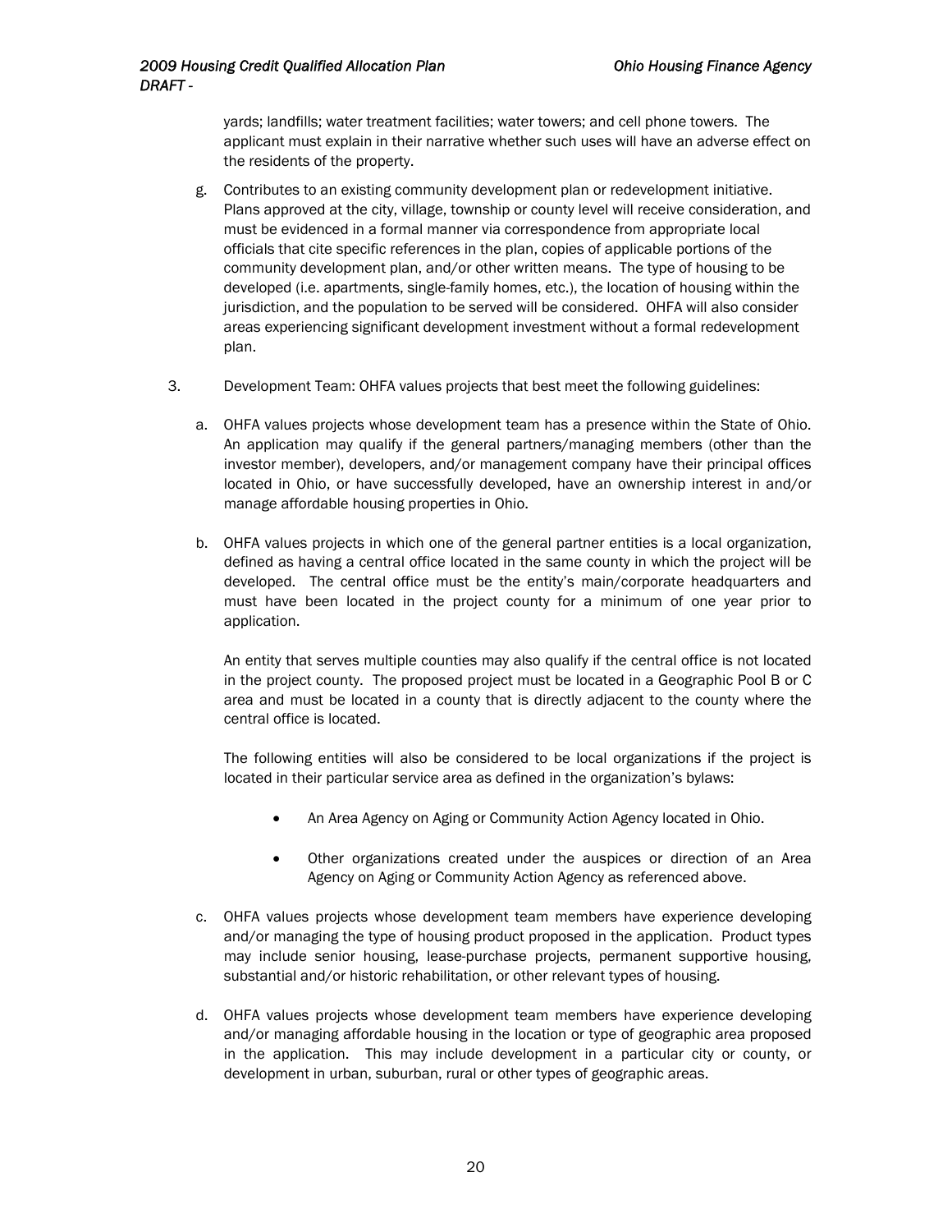yards; landfills; water treatment facilities; water towers; and cell phone towers. The applicant must explain in their narrative whether such uses will have an adverse effect on the residents of the property.

g. Contributes to an existing community development plan or redevelopment initiative. Plans approved at the city, village, township or county level will receive consideration, and must be evidenced in a formal manner via correspondence from appropriate local officials that cite specific references in the plan, copies of applicable portions of the community development plan, and/or other written means. The type of housing to be developed (i.e. apartments, single-family homes, etc.), the location of housing within the jurisdiction, and the population to be served will be considered. OHFA will also consider areas experiencing significant development investment without a formal redevelopment plan.

3. Development Team: OHFA values projects that best meet the following guidelines:

   a. OHFA values projects whose development team has a presence within the State of Ohio. An application may qualify if the general partners/managing members (other than the investor member), developers, and/or management company have their principal offices located in Ohio, or have successfully developed, have an ownership interest in and/or manage affordable housing properties in Ohio.

   b. OHFA values projects in which one of the general partner entities is a local organization, defined as having a central office located in the same county in which the project will be developed. The central office must be the entity's main/corporate headquarters and must have been located in the project county for a minimum of one year prior to application.

      An entity that serves multiple counties may also qualify if the central office is not located in the project county. The proposed project must be located in a Geographic Pool B or C area and must be located in a county that is directly adjacent to the county where the central office is located.

      The following entities will also be considered to be local organizations if the project is located in their particular service area as defined in the organization's bylaws:

      - An Area Agency on Aging or Community Action Agency located in Ohio.
      - Other organizations created under the auspices or direction of an Area Agency on Aging or Community Action Agency as referenced above.

   c. OHFA values projects whose development team members have experience developing and/or managing the type of housing product proposed in the application. Product types may include senior housing, lease-purchase projects, permanent supportive housing, substantial and/or historic rehabilitation, or other relevant types of housing.

   d. OHFA values projects whose development team members have experience developing and/or managing affordable housing in the location or type of geographic area proposed in the application. This may include development in a particular city or county, or development in urban, suburban, rural or other types of geographic areas.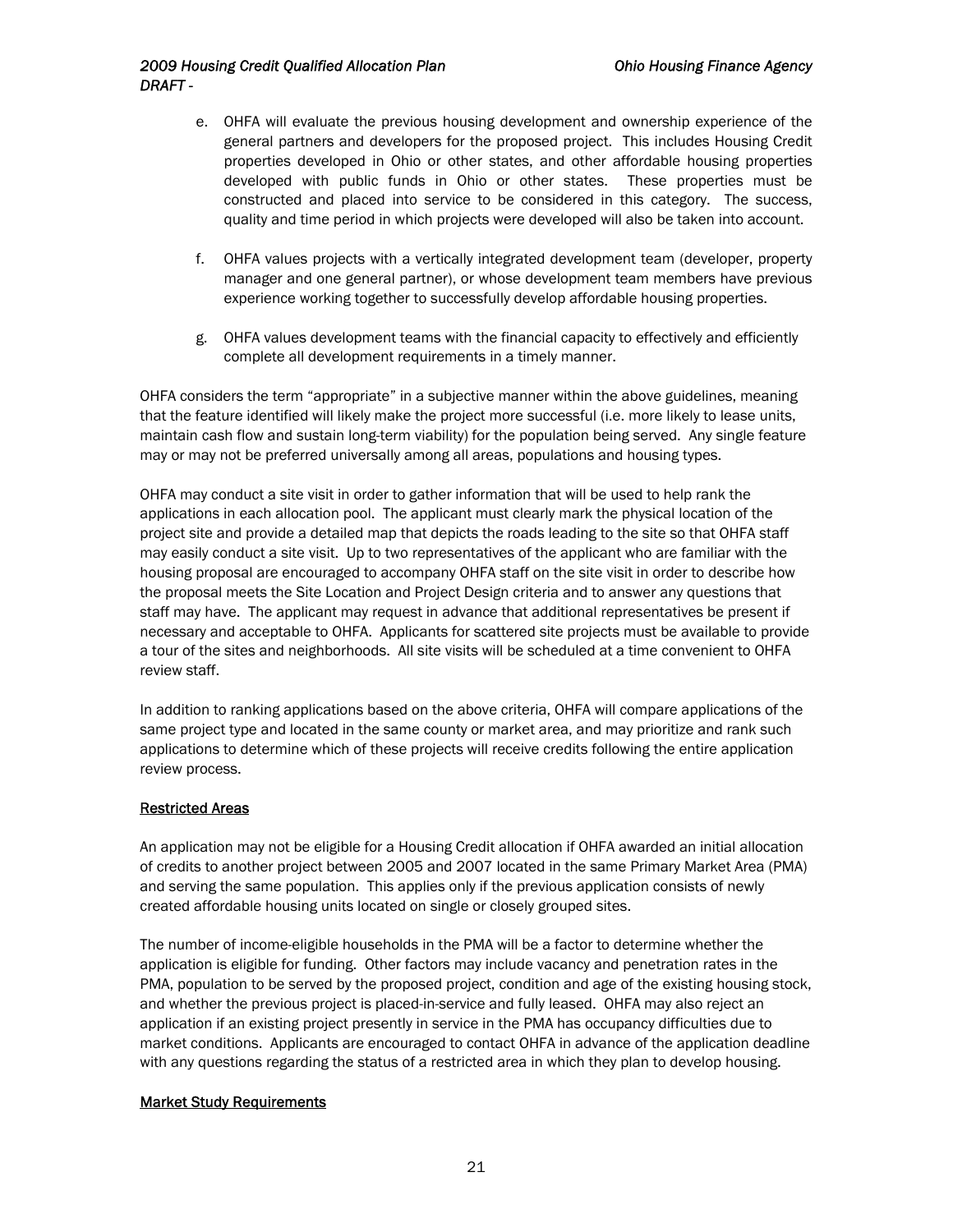e. OHFA will evaluate the previous housing development and ownership experience of the general partners and developers for the proposed project. This includes Housing Credit properties developed in Ohio or other states, and other affordable housing properties developed with public funds in Ohio or other states. These properties must be constructed and placed into service to be considered in this category. The success, quality and time period in which projects were developed will also be taken into account.

f. OHFA values projects with a vertically integrated development team (developer, property manager and one general partner), or whose development team members have previous experience working together to successfully develop affordable housing properties.

g. OHFA values development teams with the financial capacity to effectively and efficiently complete all development requirements in a timely manner.

OHFA considers the term "appropriate" in a subjective manner within the above guidelines, meaning that the feature identified will likely make the project more successful (i.e. more likely to lease units, maintain cash flow and sustain long-term viability) for the population being served. Any single feature may or may not be preferred universally among all areas, populations and housing types.

OHFA may conduct a site visit in order to gather information that will be used to help rank the applications in each allocation pool. The applicant must clearly mark the physical location of the project site and provide a detailed map that depicts the roads leading to the site so that OHFA staff may easily conduct a site visit. Up to two representatives of the applicant who are familiar with the housing proposal are encouraged to accompany OHFA staff on the site visit in order to describe how the proposal meets the Site Location and Project Design criteria and to answer any questions that staff may have. The applicant may request in advance that additional representatives be present if necessary and acceptable to OHFA. Applicants for scattered site projects must be available to provide a tour of the sites and neighborhoods. All site visits will be scheduled at a time convenient to OHFA review staff.

In addition to ranking applications based on the above criteria, OHFA will compare applications of the same project type and located in the same county or market area, and may prioritize and rank such applications to determine which of these projects will receive credits following the entire application review process.

## Restricted Areas

An application may not be eligible for a Housing Credit allocation if OHFA awarded an initial allocation of credits to another project between 2005 and 2007 located in the same Primary Market Area (PMA) and serving the same population. This applies only if the previous application consists of newly created affordable housing units located on single or closely grouped sites.

The number of income-eligible households in the PMA will be a factor to determine whether the application is eligible for funding. Other factors may include vacancy and penetration rates in the PMA, population to be served by the proposed project, condition and age of the existing housing stock, and whether the previous project is placed-in-service and fully leased. OHFA may also reject an application if an existing project presently in service in the PMA has occupancy difficulties due to market conditions. Applicants are encouraged to contact OHFA in advance of the application deadline with any questions regarding the status of a restricted area in which they plan to develop housing.

## Market Study Requirements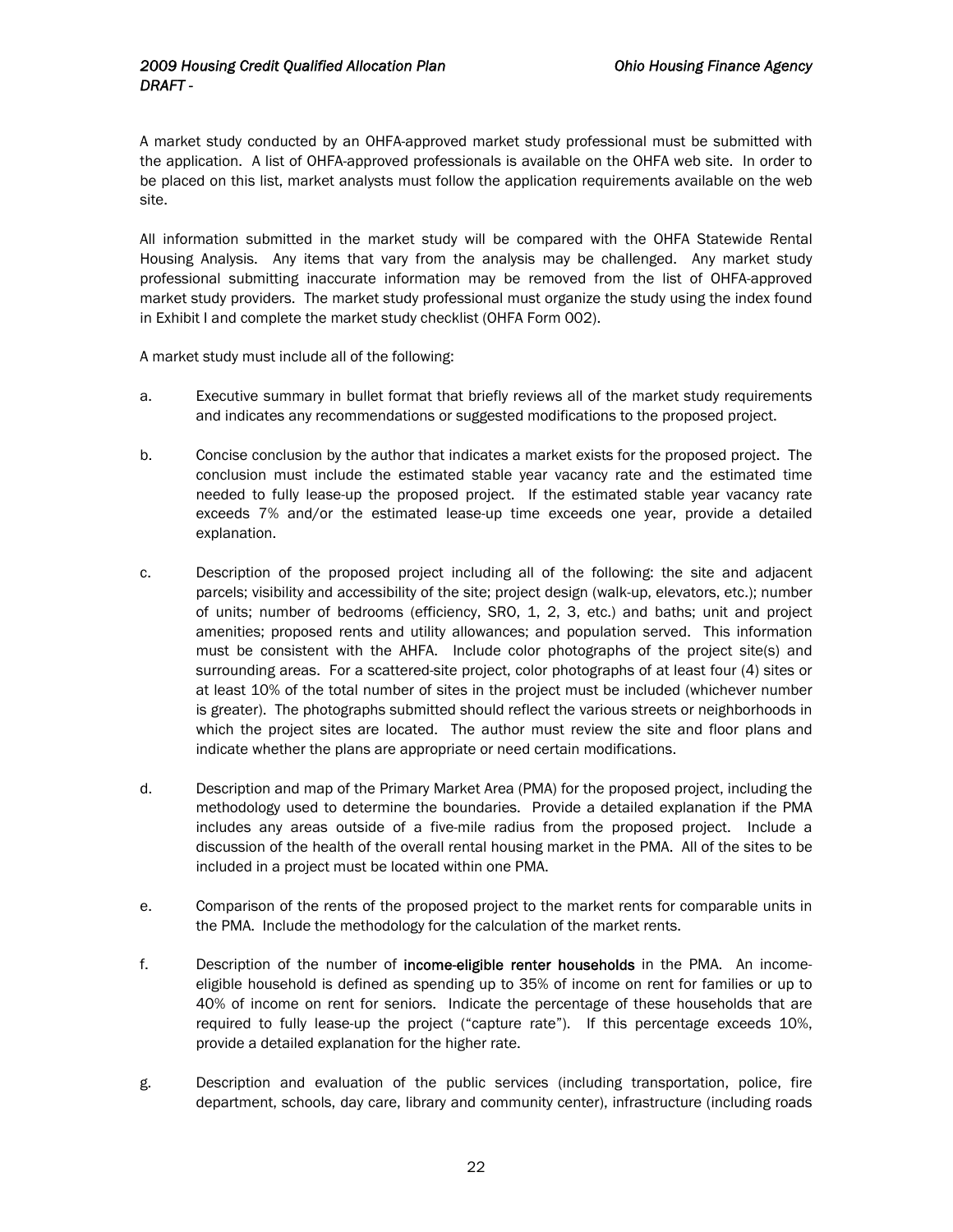A market study conducted by an OHFA-approved market study professional must be submitted with the application. A list of OHFA-approved professionals is available on the OHFA web site. In order to be placed on this list, market analysts must follow the application requirements available on the web site.

All information submitted in the market study will be compared with the OHFA Statewide Rental Housing Analysis. Any items that vary from the analysis may be challenged. Any market study professional submitting inaccurate information may be removed from the list of OHFA-approved market study providers. The market study professional must organize the study using the index found in Exhibit I and complete the market study checklist (OHFA Form 002).

A market study must include all of the following:

a. Executive summary in bullet format that briefly reviews all of the market study requirements and indicates any recommendations or suggested modifications to the proposed project.

b. Concise conclusion by the author that indicates a market exists for the proposed project. The conclusion must include the estimated stable year vacancy rate and the estimated time needed to fully lease-up the proposed project. If the estimated stable year vacancy rate exceeds 7% and/or the estimated lease-up time exceeds one year, provide a detailed explanation.

c. Description of the proposed project including all of the following: the site and adjacent parcels; visibility and accessibility of the site; project design (walk-up, elevators, etc.); number of units; number of bedrooms (efficiency, SRO, 1, 2, 3, etc.) and baths; unit and project amenities; proposed rents and utility allowances; and population served. This information must be consistent with the AHFA. Include color photographs of the project site(s) and surrounding areas. For a scattered-site project, color photographs of at least four (4) sites or at least 10% of the total number of sites in the project must be included (whichever number is greater). The photographs submitted should reflect the various streets or neighborhoods in which the project sites are located. The author must review the site and floor plans and indicate whether the plans are appropriate or need certain modifications.

d. Description and map of the Primary Market Area (PMA) for the proposed project, including the methodology used to determine the boundaries. Provide a detailed explanation if the PMA includes any areas outside of a five-mile radius from the proposed project. Include a discussion of the health of the overall rental housing market in the PMA. All of the sites to be included in a project must be located within one PMA.

e. Comparison of the rents of the proposed project to the market rents for comparable units in the PMA. Include the methodology for the calculation of the market rents.

f. Description of the number of **income-eligible renter households** in the PMA. An income-eligible household is defined as spending up to 35% of income on rent for families or up to 40% of income on rent for seniors. Indicate the percentage of these households that are required to fully lease-up the project ("capture rate"). If this percentage exceeds 10%, provide a detailed explanation for the higher rate.

g. Description and evaluation of the public services (including transportation, police, fire department, schools, day care, library and community center), infrastructure (including roads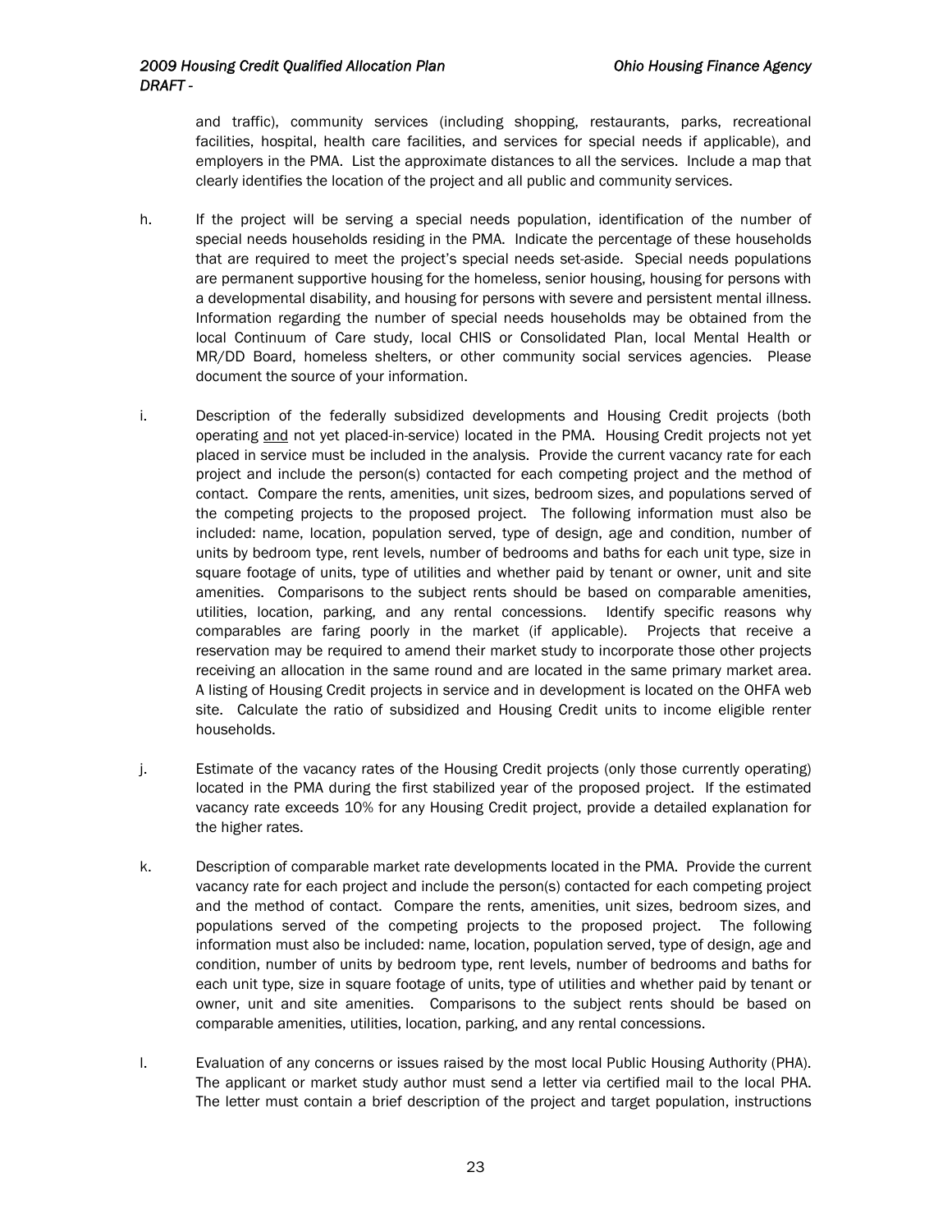and traffic), community services (including shopping, restaurants, parks, recreational facilities, hospital, health care facilities, and services for special needs if applicable), and employers in the PMA. List the approximate distances to all the services. Include a map that clearly identifies the location of the project and all public and community services.

h. If the project will be serving a special needs population, identification of the number of special needs households residing in the PMA. Indicate the percentage of these households that are required to meet the project's special needs set-aside. Special needs populations are permanent supportive housing for the homeless, senior housing, housing for persons with a developmental disability, and housing for persons with severe and persistent mental illness. Information regarding the number of special needs households may be obtained from the local Continuum of Care study, local CHIS or Consolidated Plan, local Mental Health or MR/DD Board, homeless shelters, or other community social services agencies. Please document the source of your information.

i. Description of the federally subsidized developments and Housing Credit projects (both operating and not yet placed-in-service) located in the PMA. Housing Credit projects not yet placed in service must be included in the analysis. Provide the current vacancy rate for each project and include the person(s) contacted for each competing project and the method of contact. Compare the rents, amenities, unit sizes, bedroom sizes, and populations served of the competing projects to the proposed project. The following information must also be included: name, location, population served, type of design, age and condition, number of units by bedroom type, rent levels, number of bedrooms and baths for each unit type, size in square footage of units, type of utilities and whether paid by tenant or owner, unit and site amenities. Comparisons to the subject rents should be based on comparable amenities, utilities, location, parking, and any rental concessions. Identify specific reasons why comparables are faring poorly in the market (if applicable). Projects that receive a reservation may be required to amend their market study to incorporate those other projects receiving an allocation in the same round and are located in the same primary market area. A listing of Housing Credit projects in service and in development is located on the OHFA web site. Calculate the ratio of subsidized and Housing Credit units to income eligible renter households.

j. Estimate of the vacancy rates of the Housing Credit projects (only those currently operating) located in the PMA during the first stabilized year of the proposed project. If the estimated vacancy rate exceeds 10% for any Housing Credit project, provide a detailed explanation for the higher rates.

k. Description of comparable market rate developments located in the PMA. Provide the current vacancy rate for each project and include the person(s) contacted for each competing project and the method of contact. Compare the rents, amenities, unit sizes, bedroom sizes, and populations served of the competing projects to the proposed project. The following information must also be included: name, location, population served, type of design, age and condition, number of units by bedroom type, rent levels, number of bedrooms and baths for each unit type, size in square footage of units, type of utilities and whether paid by tenant or owner, unit and site amenities. Comparisons to the subject rents should be based on comparable amenities, utilities, location, parking, and any rental concessions.

l. Evaluation of any concerns or issues raised by the most local Public Housing Authority (PHA). The applicant or market study author must send a letter via certified mail to the local PHA. The letter must contain a brief description of the project and target population, instructions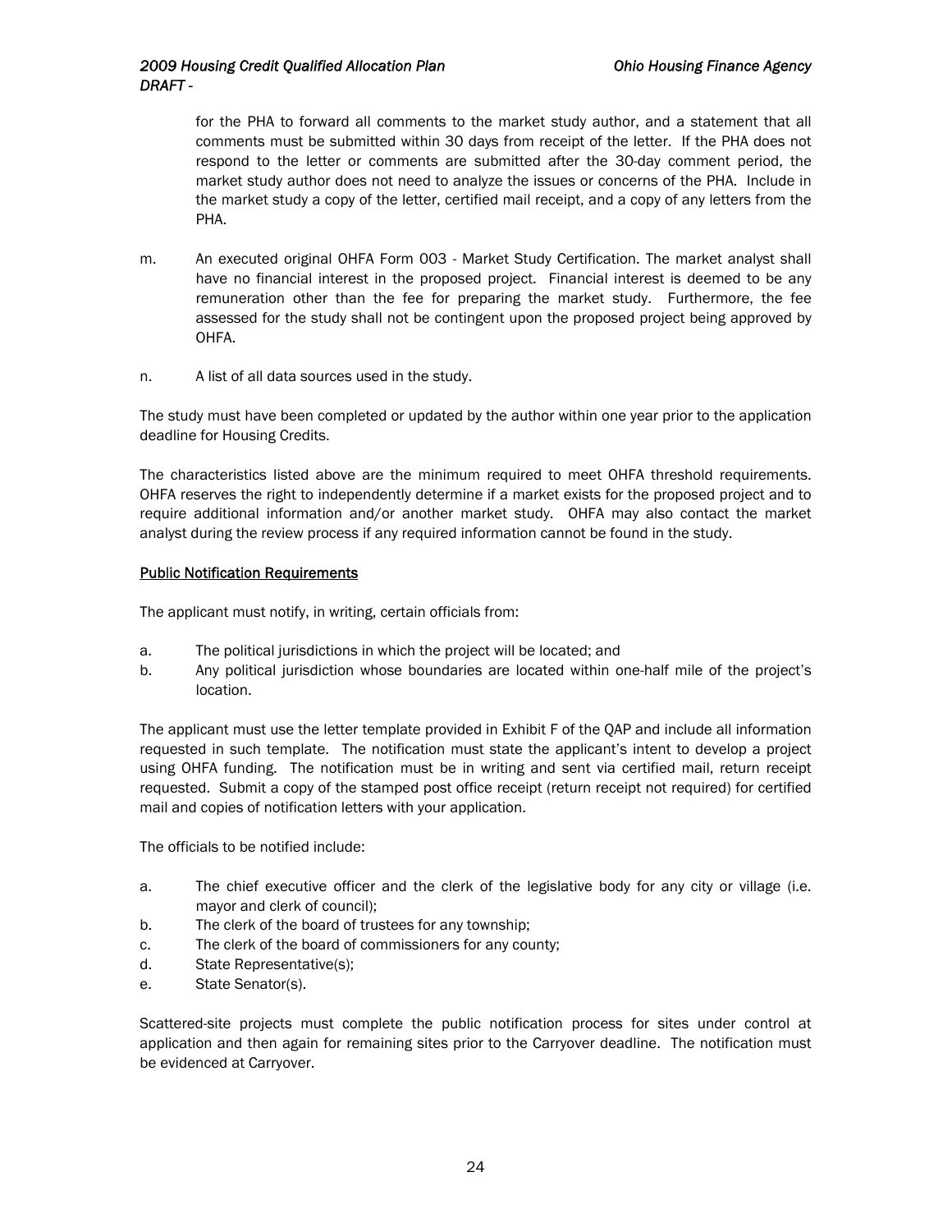for the PHA to forward all comments to the market study author, and a statement that all comments must be submitted within 30 days from receipt of the letter. If the PHA does not respond to the letter or comments are submitted after the 30-day comment period, the market study author does not need to analyze the issues or concerns of the PHA. Include in the market study a copy of the letter, certified mail receipt, and a copy of any letters from the PHA.

m. An executed original OHFA Form 003 - Market Study Certification. The market analyst shall have no financial interest in the proposed project. Financial interest is deemed to be any remuneration other than the fee for preparing the market study. Furthermore, the fee assessed for the study shall not be contingent upon the proposed project being approved by OHFA.

n. A list of all data sources used in the study.

The study must have been completed or updated by the author within one year prior to the application deadline for Housing Credits.

The characteristics listed above are the minimum required to meet OHFA threshold requirements. OHFA reserves the right to independently determine if a market exists for the proposed project and to require additional information and/or another market study. OHFA may also contact the market analyst during the review process if any required information cannot be found in the study.

<u>Public Notification Requirements</u>

The applicant must notify, in writing, certain officials from:

a. The political jurisdictions in which the project will be located; and
b. Any political jurisdiction whose boundaries are located within one-half mile of the project's location.

The applicant must use the letter template provided in Exhibit F of the QAP and include all information requested in such template. The notification must state the applicant's intent to develop a project using OHFA funding. The notification must be in writing and sent via certified mail, return receipt requested. Submit a copy of the stamped post office receipt (return receipt not required) for certified mail and copies of notification letters with your application.

The officials to be notified include:

a. The chief executive officer and the clerk of the legislative body for any city or village (i.e. mayor and clerk of council);
b. The clerk of the board of trustees for any township;
c. The clerk of the board of commissioners for any county;
d. State Representative(s);
e. State Senator(s).

Scattered-site projects must complete the public notification process for sites under control at application and then again for remaining sites prior to the Carryover deadline. The notification must be evidenced at Carryover.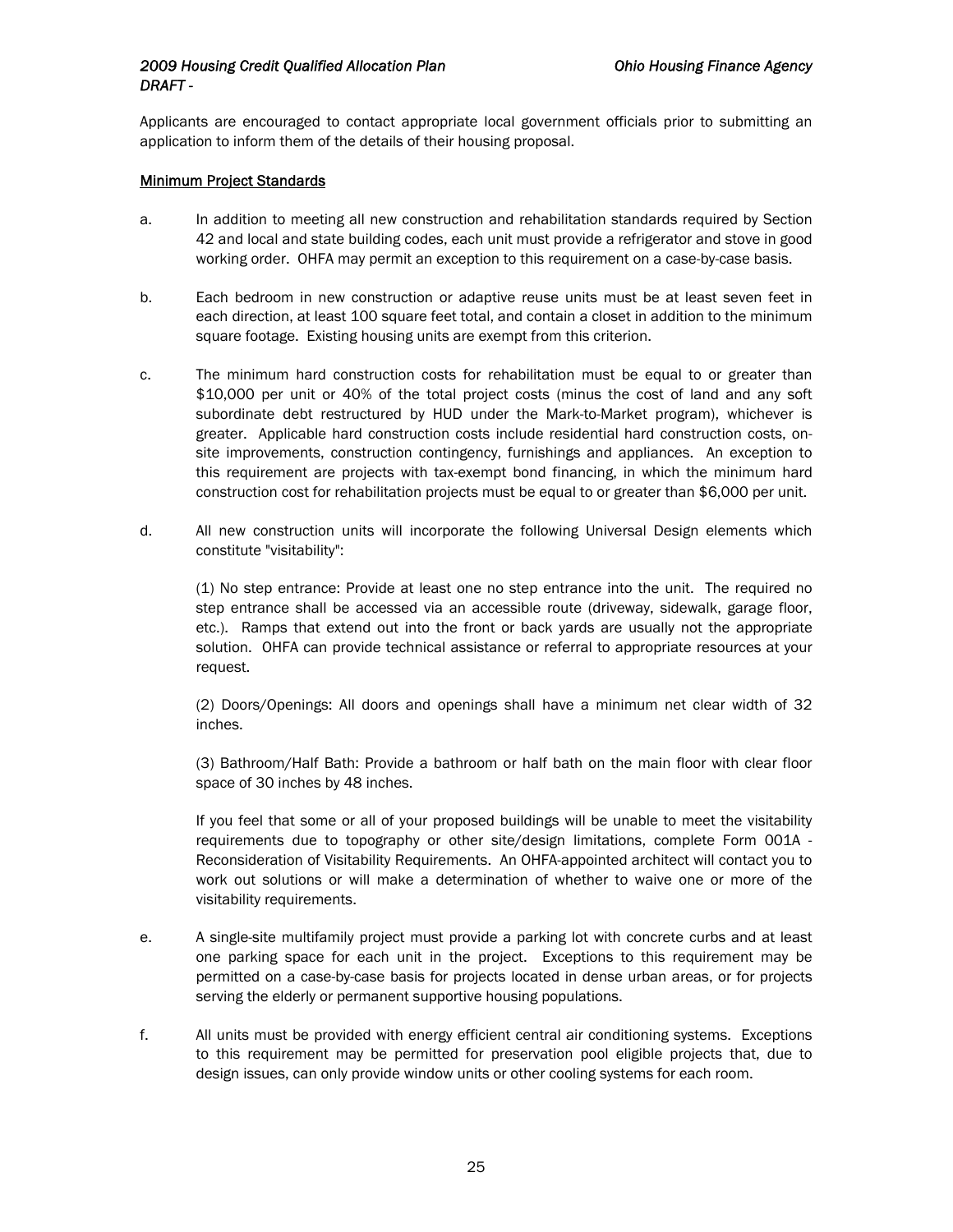Applicants are encouraged to contact appropriate local government officials prior to submitting an application to inform them of the details of their housing proposal.

<u>Minimum Project Standards</u>

a. In addition to meeting all new construction and rehabilitation standards required by Section 42 and local and state building codes, each unit must provide a refrigerator and stove in good working order. OHFA may permit an exception to this requirement on a case-by-case basis.

b. Each bedroom in new construction or adaptive reuse units must be at least seven feet in each direction, at least 100 square feet total, and contain a closet in addition to the minimum square footage. Existing housing units are exempt from this criterion.

c. The minimum hard construction costs for rehabilitation must be equal to or greater than $10,000 per unit or 40% of the total project costs (minus the cost of land and any soft subordinate debt restructured by HUD under the Mark-to-Market program), whichever is greater. Applicable hard construction costs include residential hard construction costs, on-site improvements, construction contingency, furnishings and appliances. An exception to this requirement are projects with tax-exempt bond financing, in which the minimum hard construction cost for rehabilitation projects must be equal to or greater than $6,000 per unit.

d. All new construction units will incorporate the following Universal Design elements which constitute "visitability":

   (1) No step entrance: Provide at least one no step entrance into the unit. The required no step entrance shall be accessed via an accessible route (driveway, sidewalk, garage floor, etc.). Ramps that extend out into the front or back yards are usually not the appropriate solution. OHFA can provide technical assistance or referral to appropriate resources at your request.

   (2) Doors/Openings: All doors and openings shall have a minimum net clear width of 32 inches.

   (3) Bathroom/Half Bath: Provide a bathroom or half bath on the main floor with clear floor space of 30 inches by 48 inches.

   If you feel that some or all of your proposed buildings will be unable to meet the visitability requirements due to topography or other site/design limitations, complete Form 001A - Reconsideration of Visitability Requirements. An OHFA-appointed architect will contact you to work out solutions or will make a determination of whether to waive one or more of the visitability requirements.

e. A single-site multifamily project must provide a parking lot with concrete curbs and at least one parking space for each unit in the project. Exceptions to this requirement may be permitted on a case-by-case basis for projects located in dense urban areas, or for projects serving the elderly or permanent supportive housing populations.

f. All units must be provided with energy efficient central air conditioning systems. Exceptions to this requirement may be permitted for preservation pool eligible projects that, due to design issues, can only provide window units or other cooling systems for each room.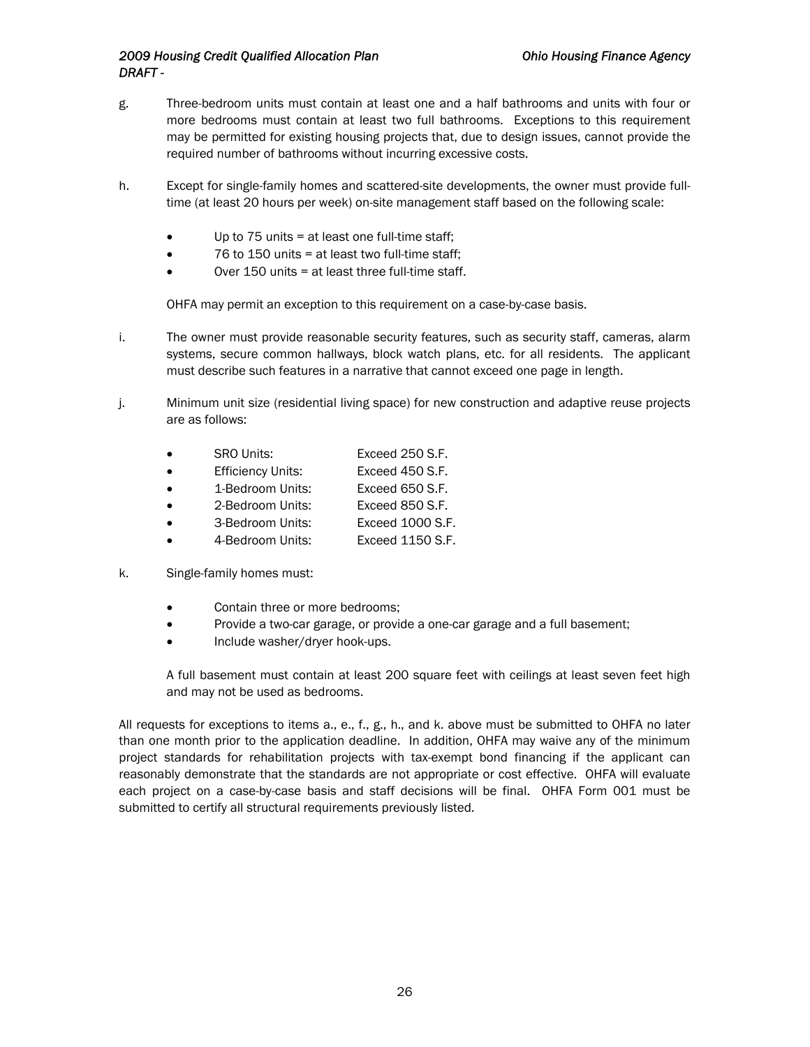g. Three-bedroom units must contain at least one and a half bathrooms and units with four or more bedrooms must contain at least two full bathrooms. Exceptions to this requirement may be permitted for existing housing projects that, due to design issues, cannot provide the required number of bathrooms without incurring excessive costs.

h. Except for single-family homes and scattered-site developments, the owner must provide full-time (at least 20 hours per week) on-site management staff based on the following scale:

- Up to 75 units = at least one full-time staff;
- 76 to 150 units = at least two full-time staff;
- Over 150 units = at least three full-time staff.

OHFA may permit an exception to this requirement on a case-by-case basis.

i. The owner must provide reasonable security features, such as security staff, cameras, alarm systems, secure common hallways, block watch plans, etc. for all residents. The applicant must describe such features in a narrative that cannot exceed one page in length.

j. Minimum unit size (residential living space) for new construction and adaptive reuse projects are as follows:

- SRO Units: Exceed 250 S.F.
- Efficiency Units: Exceed 450 S.F.
- 1-Bedroom Units: Exceed 650 S.F.
- 2-Bedroom Units: Exceed 850 S.F.
- 3-Bedroom Units: Exceed 1000 S.F.
- 4-Bedroom Units: Exceed 1150 S.F.

k. Single-family homes must:

- Contain three or more bedrooms;
- Provide a two-car garage, or provide a one-car garage and a full basement;
- Include washer/dryer hook-ups.

A full basement must contain at least 200 square feet with ceilings at least seven feet high and may not be used as bedrooms.

All requests for exceptions to items a., e., f., g., h., and k. above must be submitted to OHFA no later than one month prior to the application deadline. In addition, OHFA may waive any of the minimum project standards for rehabilitation projects with tax-exempt bond financing if the applicant can reasonably demonstrate that the standards are not appropriate or cost effective. OHFA will evaluate each project on a case-by-case basis and staff decisions will be final. OHFA Form 001 must be submitted to certify all structural requirements previously listed.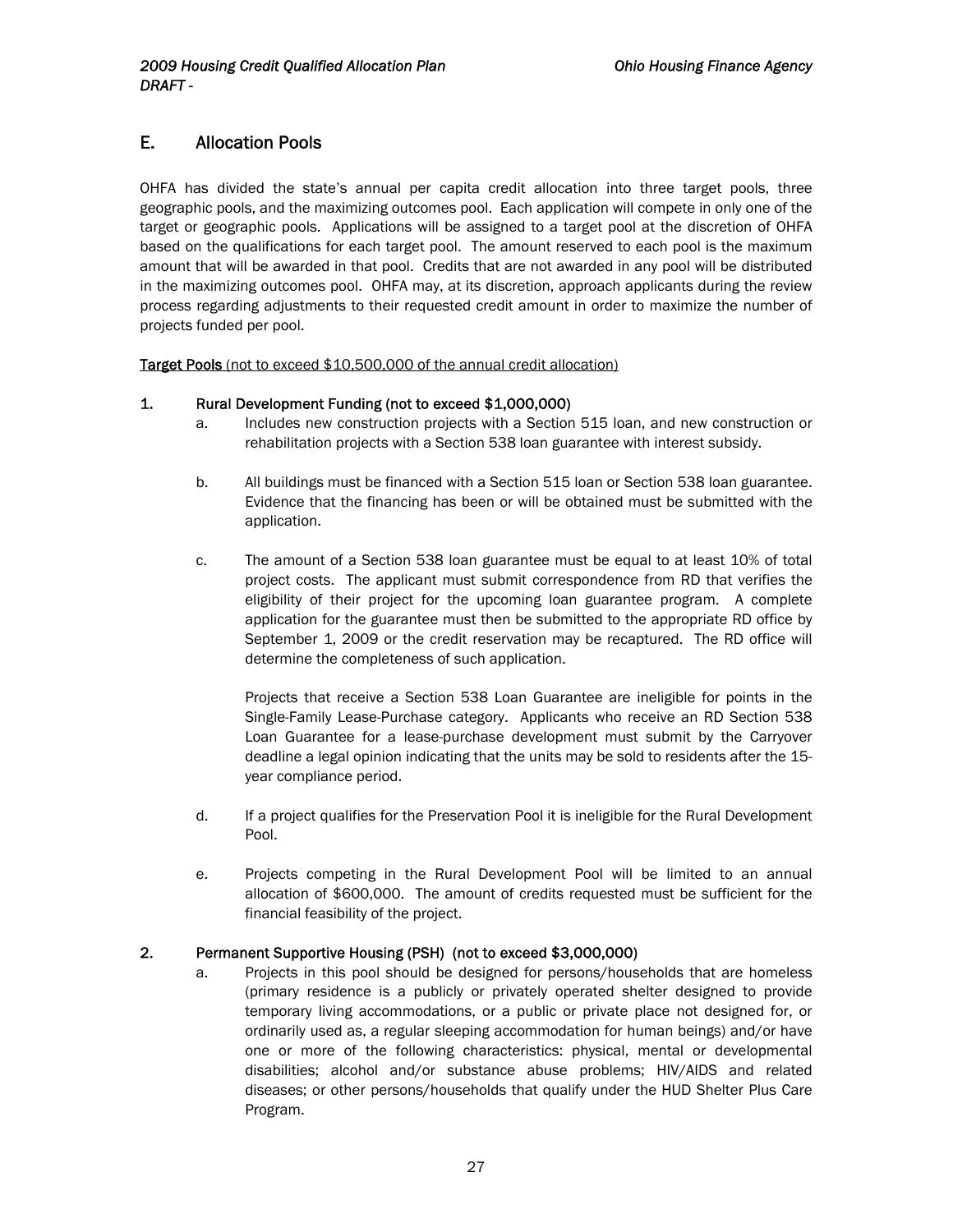## E. Allocation Pools

OHFA has divided the state's annual per capita credit allocation into three target pools, three geographic pools, and the maximizing outcomes pool. Each application will compete in only one of the target or geographic pools. Applications will be assigned to a target pool at the discretion of OHFA based on the qualifications for each target pool. The amount reserved to each pool is the maximum amount that will be awarded in that pool. Credits that are not awarded in any pool will be distributed in the maximizing outcomes pool. OHFA may, at its discretion, approach applicants during the review process regarding adjustments to their requested credit amount in order to maximize the number of projects funded per pool.

**Target Pools** (not to exceed $10,500,000 of the annual credit allocation)

**1. Rural Development Funding (not to exceed $1,000,000)**

a. Includes new construction projects with a Section 515 loan, and new construction or rehabilitation projects with a Section 538 loan guarantee with interest subsidy.

b. All buildings must be financed with a Section 515 loan or Section 538 loan guarantee. Evidence that the financing has been or will be obtained must be submitted with the application.

c. The amount of a Section 538 loan guarantee must be equal to at least 10% of total project costs. The applicant must submit correspondence from RD that verifies the eligibility of their project for the upcoming loan guarantee program. A complete application for the guarantee must then be submitted to the appropriate RD office by September 1, 2009 or the credit reservation may be recaptured. The RD office will determine the completeness of such application.

   Projects that receive a Section 538 Loan Guarantee are ineligible for points in the Single-Family Lease-Purchase category. Applicants who receive an RD Section 538 Loan Guarantee for a lease-purchase development must submit by the Carryover deadline a legal opinion indicating that the units may be sold to residents after the 15-year compliance period.

d. If a project qualifies for the Preservation Pool it is ineligible for the Rural Development Pool.

e. Projects competing in the Rural Development Pool will be limited to an annual allocation of $600,000. The amount of credits requested must be sufficient for the financial feasibility of the project.

**2. Permanent Supportive Housing (PSH) (not to exceed $3,000,000)**

a. Projects in this pool should be designed for persons/households that are homeless (primary residence is a publicly or privately operated shelter designed to provide temporary living accommodations, or a public or private place not designed for, or ordinarily used as, a regular sleeping accommodation for human beings) and/or have one or more of the following characteristics: physical, mental or developmental disabilities; alcohol and/or substance abuse problems; HIV/AIDS and related diseases; or other persons/households that qualify under the HUD Shelter Plus Care Program.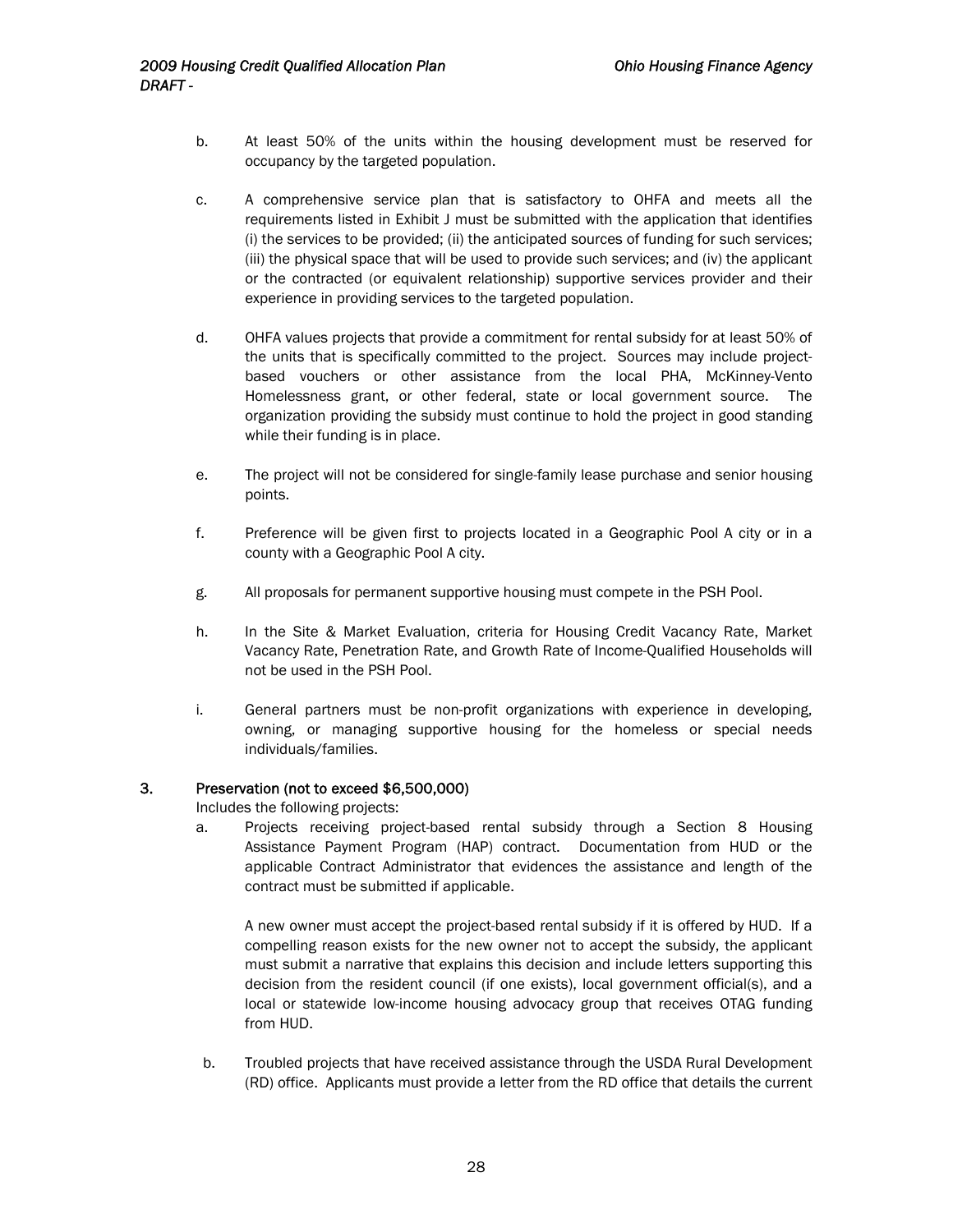b. At least 50% of the units within the housing development must be reserved for occupancy by the targeted population.

c. A comprehensive service plan that is satisfactory to OHFA and meets all the requirements listed in Exhibit J must be submitted with the application that identifies (i) the services to be provided; (ii) the anticipated sources of funding for such services; (iii) the physical space that will be used to provide such services; and (iv) the applicant or the contracted (or equivalent relationship) supportive services provider and their experience in providing services to the targeted population.

d. OHFA values projects that provide a commitment for rental subsidy for at least 50% of the units that is specifically committed to the project. Sources may include project-based vouchers or other assistance from the local PHA, McKinney-Vento Homelessness grant, or other federal, state or local government source. The organization providing the subsidy must continue to hold the project in good standing while their funding is in place.

e. The project will not be considered for single-family lease purchase and senior housing points.

f. Preference will be given first to projects located in a Geographic Pool A city or in a county with a Geographic Pool A city.

g. All proposals for permanent supportive housing must compete in the PSH Pool.

h. In the Site & Market Evaluation, criteria for Housing Credit Vacancy Rate, Market Vacancy Rate, Penetration Rate, and Growth Rate of Income-Qualified Households will not be used in the PSH Pool.

i. General partners must be non-profit organizations with experience in developing, owning, or managing supportive housing for the homeless or special needs individuals/families.

### 3. Preservation (not to exceed $6,500,000)

Includes the following projects:

a. Projects receiving project-based rental subsidy through a Section 8 Housing Assistance Payment Program (HAP) contract. Documentation from HUD or the applicable Contract Administrator that evidences the assistance and length of the contract must be submitted if applicable.

   A new owner must accept the project-based rental subsidy if it is offered by HUD. If a compelling reason exists for the new owner not to accept the subsidy, the applicant must submit a narrative that explains this decision and include letters supporting this decision from the resident council (if one exists), local government official(s), and a local or statewide low-income housing advocacy group that receives OTAG funding from HUD.

b. Troubled projects that have received assistance through the USDA Rural Development (RD) office. Applicants must provide a letter from the RD office that details the current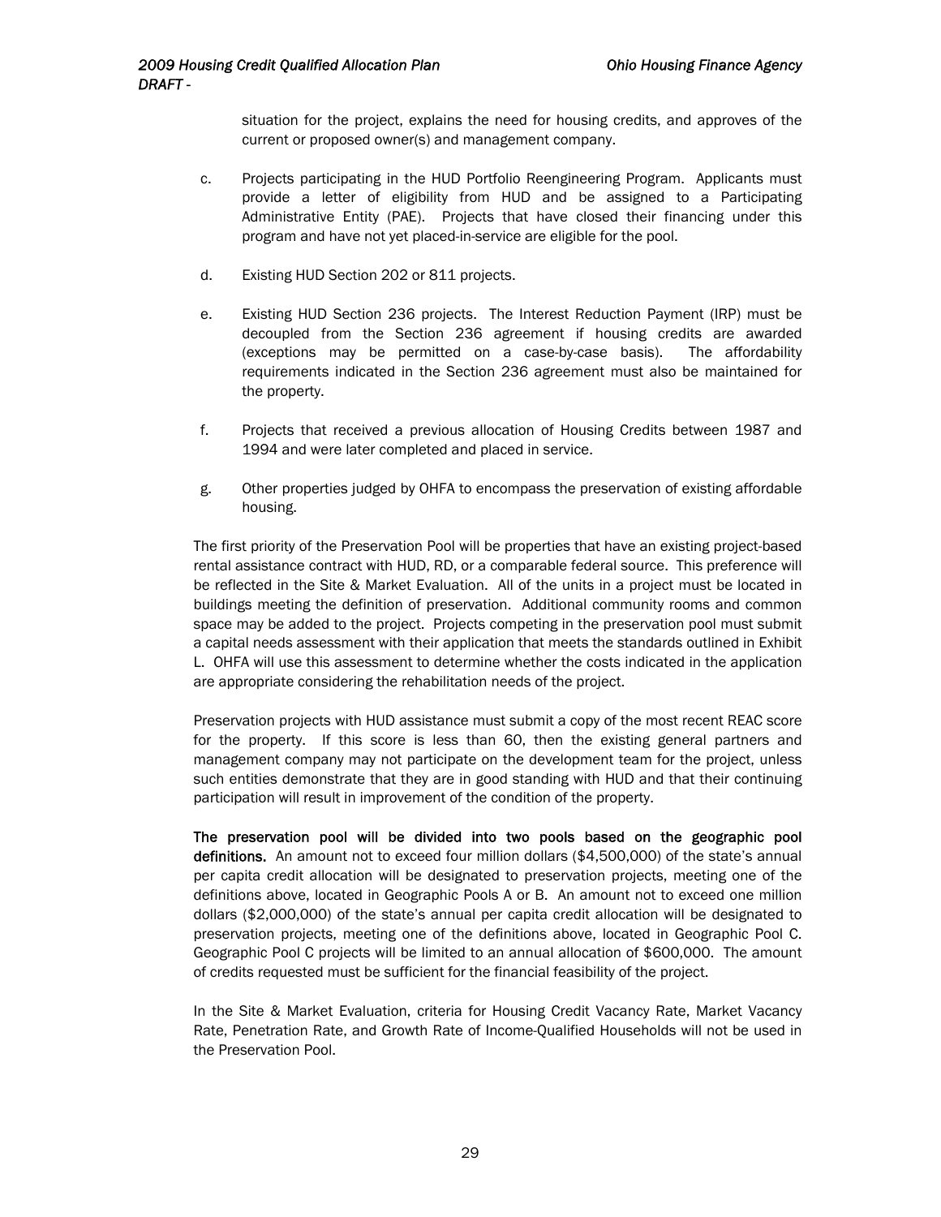situation for the project, explains the need for housing credits, and approves of the current or proposed owner(s) and management company.

c. Projects participating in the HUD Portfolio Reengineering Program. Applicants must provide a letter of eligibility from HUD and be assigned to a Participating Administrative Entity (PAE). Projects that have closed their financing under this program and have not yet placed-in-service are eligible for the pool.

d. Existing HUD Section 202 or 811 projects.

e. Existing HUD Section 236 projects. The Interest Reduction Payment (IRP) must be decoupled from the Section 236 agreement if housing credits are awarded (exceptions may be permitted on a case-by-case basis). The affordability requirements indicated in the Section 236 agreement must also be maintained for the property.

f. Projects that received a previous allocation of Housing Credits between 1987 and 1994 and were later completed and placed in service.

g. Other properties judged by OHFA to encompass the preservation of existing affordable housing.

The first priority of the Preservation Pool will be properties that have an existing project-based rental assistance contract with HUD, RD, or a comparable federal source. This preference will be reflected in the Site & Market Evaluation. All of the units in a project must be located in buildings meeting the definition of preservation. Additional community rooms and common space may be added to the project. Projects competing in the preservation pool must submit a capital needs assessment with their application that meets the standards outlined in Exhibit L. OHFA will use this assessment to determine whether the costs indicated in the application are appropriate considering the rehabilitation needs of the project.

Preservation projects with HUD assistance must submit a copy of the most recent REAC score for the property. If this score is less than 60, then the existing general partners and management company may not participate on the development team for the project, unless such entities demonstrate that they are in good standing with HUD and that their continuing participation will result in improvement of the condition of the property.

**The preservation pool will be divided into two pools based on the geographic pool definitions.** An amount not to exceed four million dollars ($4,500,000) of the state's annual per capita credit allocation will be designated to preservation projects, meeting one of the definitions above, located in Geographic Pools A or B. An amount not to exceed one million dollars ($2,000,000) of the state's annual per capita credit allocation will be designated to preservation projects, meeting one of the definitions above, located in Geographic Pool C. Geographic Pool C projects will be limited to an annual allocation of $600,000. The amount of credits requested must be sufficient for the financial feasibility of the project.

In the Site & Market Evaluation, criteria for Housing Credit Vacancy Rate, Market Vacancy Rate, Penetration Rate, and Growth Rate of Income-Qualified Households will not be used in the Preservation Pool.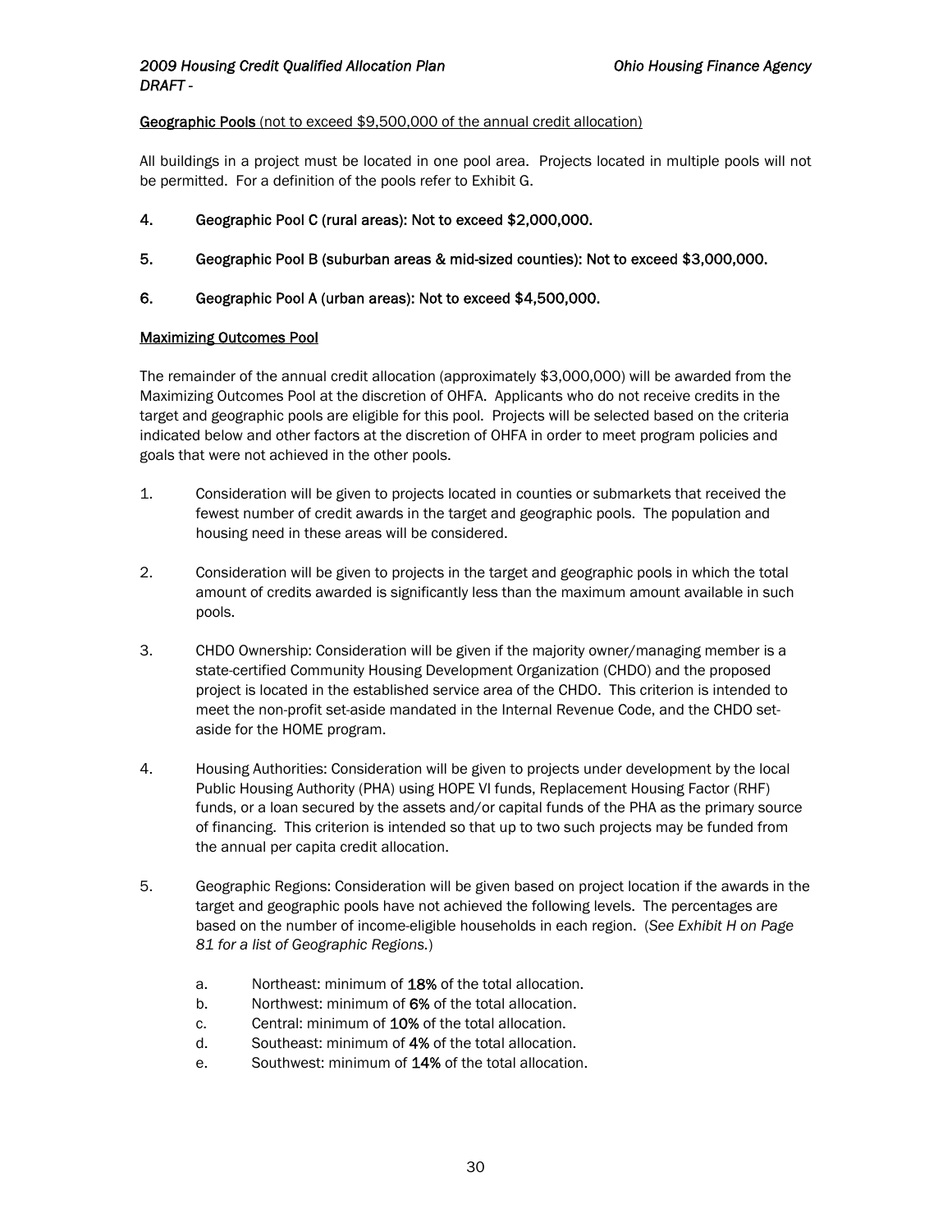**<u>Geographic Pools</u>** <u>(not to exceed $9,500,000 of the annual credit allocation)</u>

All buildings in a project must be located in one pool area. Projects located in multiple pools will not be permitted. For a definition of the pools refer to Exhibit G.

4. **Geographic Pool C (rural areas): Not to exceed $2,000,000.**

5. **Geographic Pool B (suburban areas & mid-sized counties): Not to exceed $3,000,000.**

6. **Geographic Pool A (urban areas): Not to exceed $4,500,000.**

**<u>Maximizing Outcomes Pool</u>**

The remainder of the annual credit allocation (approximately $3,000,000) will be awarded from the Maximizing Outcomes Pool at the discretion of OHFA. Applicants who do not receive credits in the target and geographic pools are eligible for this pool. Projects will be selected based on the criteria indicated below and other factors at the discretion of OHFA in order to meet program policies and goals that were not achieved in the other pools.

1. Consideration will be given to projects located in counties or submarkets that received the fewest number of credit awards in the target and geographic pools. The population and housing need in these areas will be considered.

2. Consideration will be given to projects in the target and geographic pools in which the total amount of credits awarded is significantly less than the maximum amount available in such pools.

3. CHDO Ownership: Consideration will be given if the majority owner/managing member is a state-certified Community Housing Development Organization (CHDO) and the proposed project is located in the established service area of the CHDO. This criterion is intended to meet the non-profit set-aside mandated in the Internal Revenue Code, and the CHDO set-aside for the HOME program.

4. Housing Authorities: Consideration will be given to projects under development by the local Public Housing Authority (PHA) using HOPE VI funds, Replacement Housing Factor (RHF) funds, or a loan secured by the assets and/or capital funds of the PHA as the primary source of financing. This criterion is intended so that up to two such projects may be funded from the annual per capita credit allocation.

5. Geographic Regions: Consideration will be given based on project location if the awards in the target and geographic pools have not achieved the following levels. The percentages are based on the number of income-eligible households in each region. (*See Exhibit H on Page 81 for a list of Geographic Regions.*)

   a. Northeast: minimum of **18%** of the total allocation.
   b. Northwest: minimum of **6%** of the total allocation.
   c. Central: minimum of **10%** of the total allocation.
   d. Southeast: minimum of **4%** of the total allocation.
   e. Southwest: minimum of **14%** of the total allocation.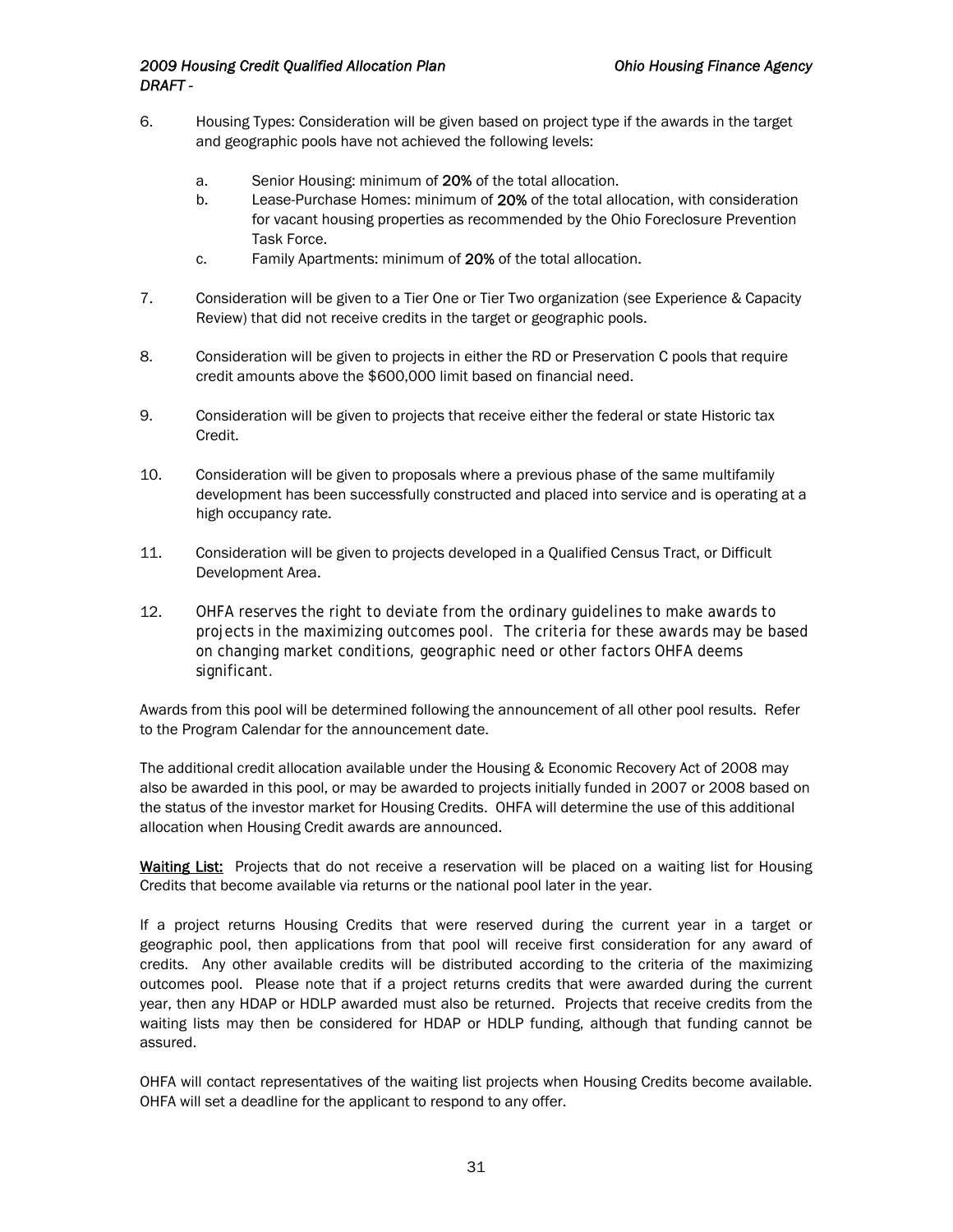6. Housing Types: Consideration will be given based on project type if the awards in the target and geographic pools have not achieved the following levels:

    a. Senior Housing: minimum of **20%** of the total allocation.
    b. Lease-Purchase Homes: minimum of **20%** of the total allocation, with consideration for vacant housing properties as recommended by the Ohio Foreclosure Prevention Task Force.
    c. Family Apartments: minimum of **20%** of the total allocation.

7. Consideration will be given to a Tier One or Tier Two organization (see Experience & Capacity Review) that did not receive credits in the target or geographic pools.

8. Consideration will be given to projects in either the RD or Preservation C pools that require credit amounts above the $600,000 limit based on financial need.

9. Consideration will be given to projects that receive either the federal or state Historic tax Credit.

10. Consideration will be given to proposals where a previous phase of the same multifamily development has been successfully constructed and placed into service and is operating at a high occupancy rate.

11. Consideration will be given to projects developed in a Qualified Census Tract, or Difficult Development Area.

12. *OHFA reserves the right to deviate from the ordinary guidelines to make awards to projects in the maximizing outcomes pool. The criteria for these awards may be based on changing market conditions, geographic need or other factors OHFA deems significant.*

Awards from this pool will be determined following the announcement of all other pool results. Refer to the Program Calendar for the announcement date.

The additional credit allocation available under the Housing & Economic Recovery Act of 2008 may also be awarded in this pool, or may be awarded to projects initially funded in 2007 or 2008 based on the status of the investor market for Housing Credits. OHFA will determine the use of this additional allocation when Housing Credit awards are announced.

**Waiting List:** Projects that do not receive a reservation will be placed on a waiting list for Housing Credits that become available via returns or the national pool later in the year.

If a project returns Housing Credits that were reserved during the current year in a target or geographic pool, then applications from that pool will receive first consideration for any award of credits. Any other available credits will be distributed according to the criteria of the maximizing outcomes pool. Please note that if a project returns credits that were awarded during the current year, then any HDAP or HDLP awarded must also be returned. Projects that receive credits from the waiting lists may then be considered for HDAP or HDLP funding, although that funding cannot be assured.

OHFA will contact representatives of the waiting list projects when Housing Credits become available. OHFA will set a deadline for the applicant to respond to any offer.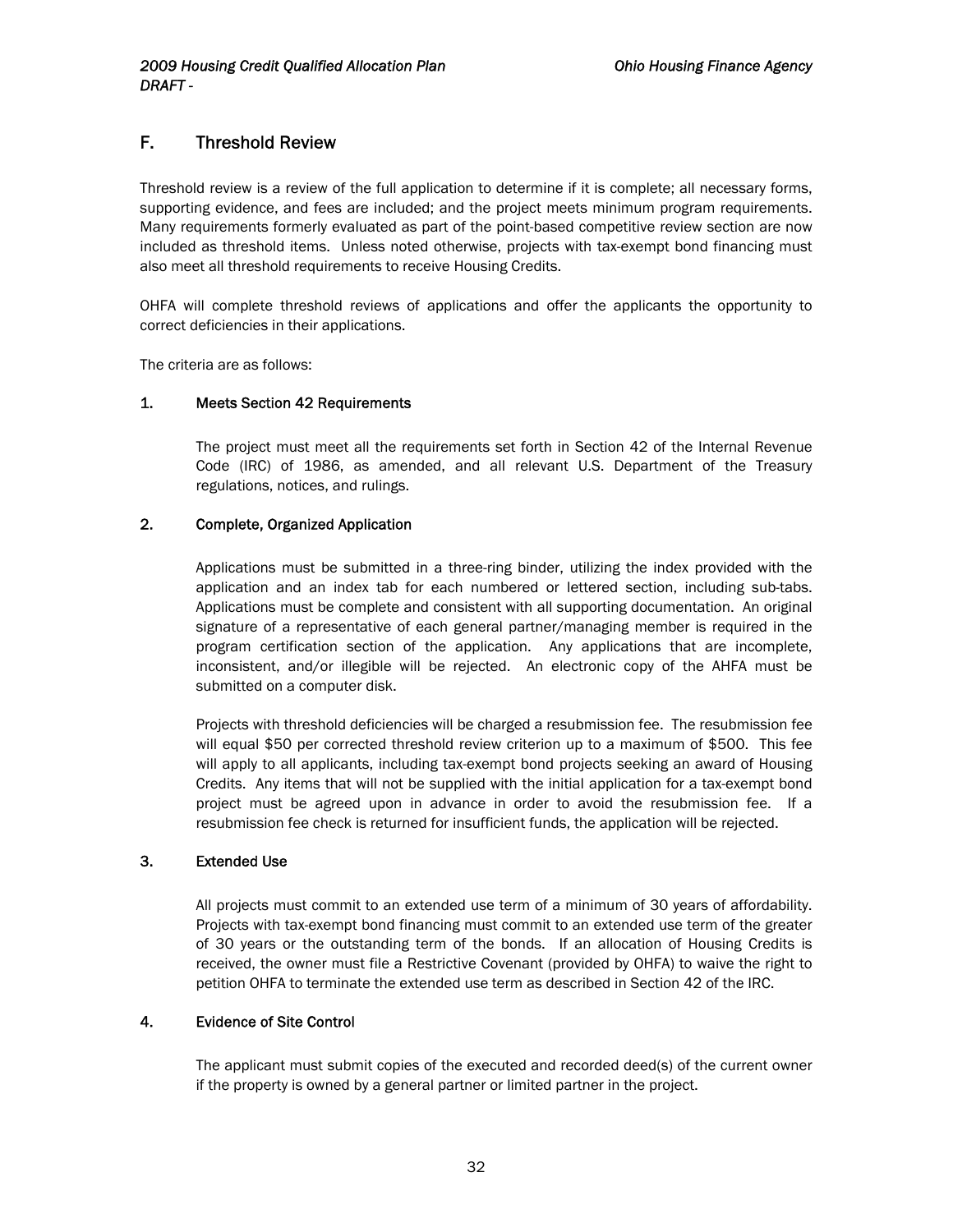## F. Threshold Review

Threshold review is a review of the full application to determine if it is complete; all necessary forms, supporting evidence, and fees are included; and the project meets minimum program requirements. Many requirements formerly evaluated as part of the point-based competitive review section are now included as threshold items. Unless noted otherwise, projects with tax-exempt bond financing must also meet all threshold requirements to receive Housing Credits.

OHFA will complete threshold reviews of applications and offer the applicants the opportunity to correct deficiencies in their applications.

The criteria are as follows:

### 1. Meets Section 42 Requirements

The project must meet all the requirements set forth in Section 42 of the Internal Revenue Code (IRC) of 1986, as amended, and all relevant U.S. Department of the Treasury regulations, notices, and rulings.

### 2. Complete, Organized Application

Applications must be submitted in a three-ring binder, utilizing the index provided with the application and an index tab for each numbered or lettered section, including sub-tabs. Applications must be complete and consistent with all supporting documentation. An original signature of a representative of each general partner/managing member is required in the program certification section of the application. Any applications that are incomplete, inconsistent, and/or illegible will be rejected. An electronic copy of the AHFA must be submitted on a computer disk.

Projects with threshold deficiencies will be charged a resubmission fee. The resubmission fee will equal $50 per corrected threshold review criterion up to a maximum of $500. This fee will apply to all applicants, including tax-exempt bond projects seeking an award of Housing Credits. Any items that will not be supplied with the initial application for a tax-exempt bond project must be agreed upon in advance in order to avoid the resubmission fee. If a resubmission fee check is returned for insufficient funds, the application will be rejected.

### 3. Extended Use

All projects must commit to an extended use term of a minimum of 30 years of affordability. Projects with tax-exempt bond financing must commit to an extended use term of the greater of 30 years or the outstanding term of the bonds. If an allocation of Housing Credits is received, the owner must file a Restrictive Covenant (provided by OHFA) to waive the right to petition OHFA to terminate the extended use term as described in Section 42 of the IRC.

### 4. Evidence of Site Control

The applicant must submit copies of the executed and recorded deed(s) of the current owner if the property is owned by a general partner or limited partner in the project.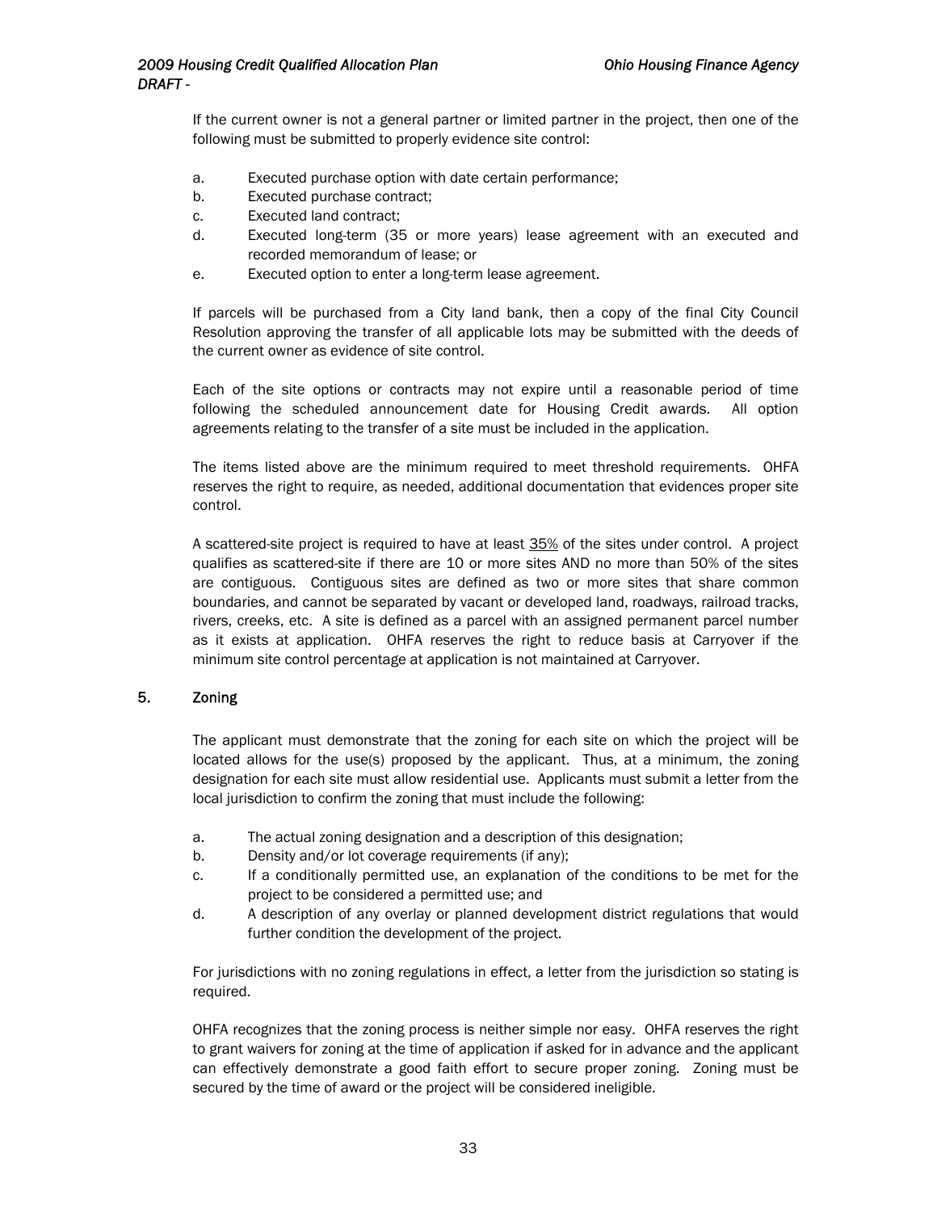If the current owner is not a general partner or limited partner in the project, then one of the following must be submitted to properly evidence site control:

a. Executed purchase option with date certain performance;
b. Executed purchase contract;
c. Executed land contract;
d. Executed long-term (35 or more years) lease agreement with an executed and recorded memorandum of lease; or
e. Executed option to enter a long-term lease agreement.

If parcels will be purchased from a City land bank, then a copy of the final City Council Resolution approving the transfer of all applicable lots may be submitted with the deeds of the current owner as evidence of site control.

Each of the site options or contracts may not expire until a reasonable period of time following the scheduled announcement date for Housing Credit awards. All option agreements relating to the transfer of a site must be included in the application.

The items listed above are the minimum required to meet threshold requirements. OHFA reserves the right to require, as needed, additional documentation that evidences proper site control.

A scattered-site project is required to have at least 35% of the sites under control. A project qualifies as scattered-site if there are 10 or more sites AND no more than 50% of the sites are contiguous. Contiguous sites are defined as two or more sites that share common boundaries, and cannot be separated by vacant or developed land, roadways, railroad tracks, rivers, creeks, etc. A site is defined as a parcel with an assigned permanent parcel number as it exists at application. OHFA reserves the right to reduce basis at Carryover if the minimum site control percentage at application is not maintained at Carryover.

### 5. Zoning

The applicant must demonstrate that the zoning for each site on which the project will be located allows for the use(s) proposed by the applicant. Thus, at a minimum, the zoning designation for each site must allow residential use. Applicants must submit a letter from the local jurisdiction to confirm the zoning that must include the following:

a. The actual zoning designation and a description of this designation;
b. Density and/or lot coverage requirements (if any);
c. If a conditionally permitted use, an explanation of the conditions to be met for the project to be considered a permitted use; and
d. A description of any overlay or planned development district regulations that would further condition the development of the project.

For jurisdictions with no zoning regulations in effect, a letter from the jurisdiction so stating is required.

OHFA recognizes that the zoning process is neither simple nor easy. OHFA reserves the right to grant waivers for zoning at the time of application if asked for in advance and the applicant can effectively demonstrate a good faith effort to secure proper zoning. Zoning must be secured by the time of award or the project will be considered ineligible.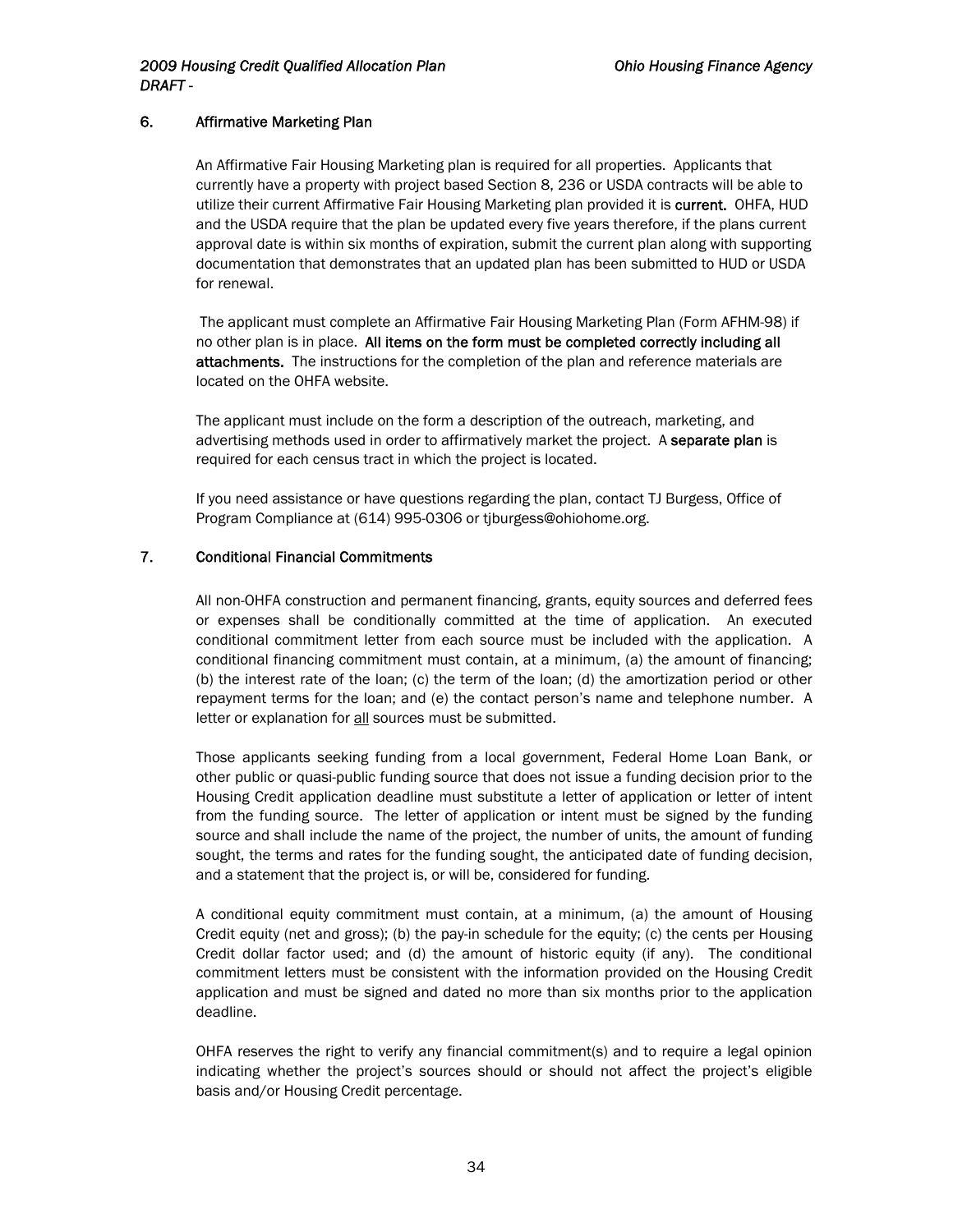### 6. Affirmative Marketing Plan

An Affirmative Fair Housing Marketing plan is required for all properties. Applicants that currently have a property with project based Section 8, 236 or USDA contracts will be able to utilize their current Affirmative Fair Housing Marketing plan provided it is **current.** OHFA, HUD and the USDA require that the plan be updated every five years therefore, if the plans current approval date is within six months of expiration, submit the current plan along with supporting documentation that demonstrates that an updated plan has been submitted to HUD or USDA for renewal.

The applicant must complete an Affirmative Fair Housing Marketing Plan (Form AFHM-98) if no other plan is in place. **All items on the form must be completed correctly including all attachments.** The instructions for the completion of the plan and reference materials are located on the OHFA website.

The applicant must include on the form a description of the outreach, marketing, and advertising methods used in order to affirmatively market the project. A **separate plan** is required for each census tract in which the project is located.

If you need assistance or have questions regarding the plan, contact TJ Burgess, Office of Program Compliance at (614) 995-0306 or tjburgess@ohiohome.org.

### 7. Conditional Financial Commitments

All non-OHFA construction and permanent financing, grants, equity sources and deferred fees or expenses shall be conditionally committed at the time of application. An executed conditional commitment letter from each source must be included with the application. A conditional financing commitment must contain, at a minimum, (a) the amount of financing; (b) the interest rate of the loan; (c) the term of the loan; (d) the amortization period or other repayment terms for the loan; and (e) the contact person's name and telephone number. A letter or explanation for <u>all</u> sources must be submitted.

Those applicants seeking funding from a local government, Federal Home Loan Bank, or other public or quasi-public funding source that does not issue a funding decision prior to the Housing Credit application deadline must substitute a letter of application or letter of intent from the funding source. The letter of application or intent must be signed by the funding source and shall include the name of the project, the number of units, the amount of funding sought, the terms and rates for the funding sought, the anticipated date of funding decision, and a statement that the project is, or will be, considered for funding.

A conditional equity commitment must contain, at a minimum, (a) the amount of Housing Credit equity (net and gross); (b) the pay-in schedule for the equity; (c) the cents per Housing Credit dollar factor used; and (d) the amount of historic equity (if any). The conditional commitment letters must be consistent with the information provided on the Housing Credit application and must be signed and dated no more than six months prior to the application deadline.

OHFA reserves the right to verify any financial commitment(s) and to require a legal opinion indicating whether the project's sources should or should not affect the project's eligible basis and/or Housing Credit percentage.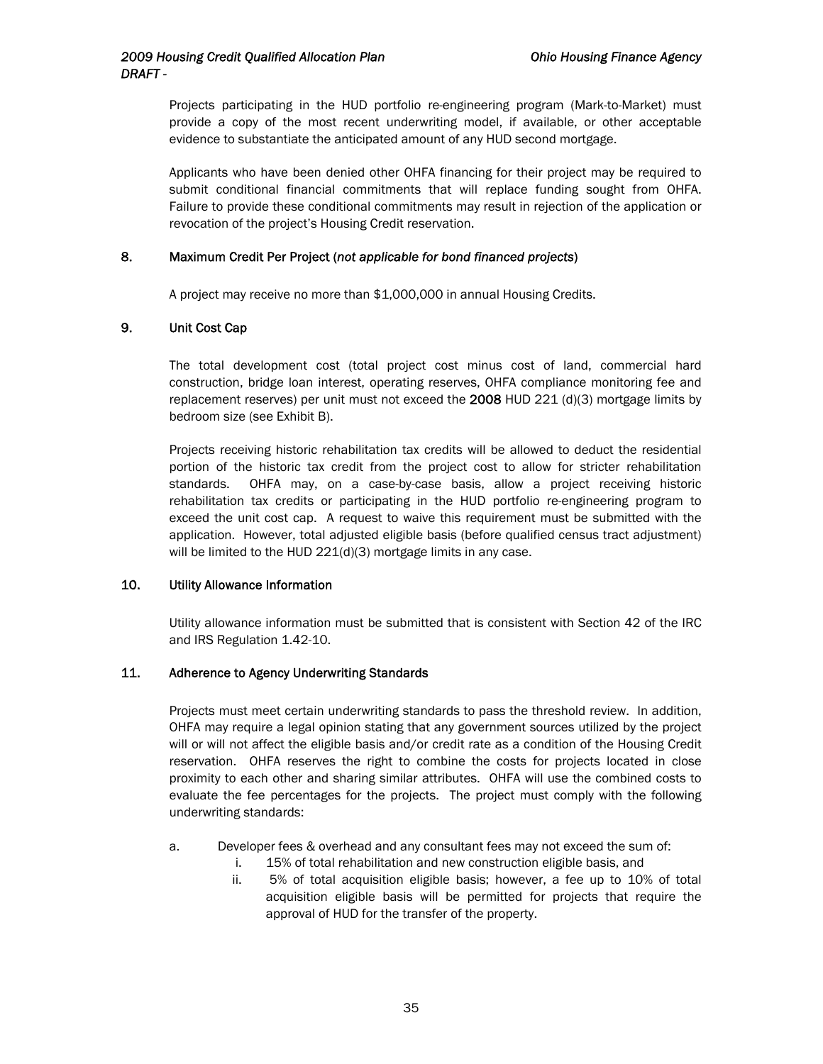Projects participating in the HUD portfolio re-engineering program (Mark-to-Market) must provide a copy of the most recent underwriting model, if available, or other acceptable evidence to substantiate the anticipated amount of any HUD second mortgage.

Applicants who have been denied other OHFA financing for their project may be required to submit conditional financial commitments that will replace funding sought from OHFA. Failure to provide these conditional commitments may result in rejection of the application or revocation of the project's Housing Credit reservation.

### 8. Maximum Credit Per Project (*not applicable for bond financed projects*)

A project may receive no more than $1,000,000 in annual Housing Credits.

### 9. Unit Cost Cap

The total development cost (total project cost minus cost of land, commercial hard construction, bridge loan interest, operating reserves, OHFA compliance monitoring fee and replacement reserves) per unit must not exceed the **2008** HUD 221 (d)(3) mortgage limits by bedroom size (see Exhibit B).

Projects receiving historic rehabilitation tax credits will be allowed to deduct the residential portion of the historic tax credit from the project cost to allow for stricter rehabilitation standards. OHFA may, on a case-by-case basis, allow a project receiving historic rehabilitation tax credits or participating in the HUD portfolio re-engineering program to exceed the unit cost cap. A request to waive this requirement must be submitted with the application. However, total adjusted eligible basis (before qualified census tract adjustment) will be limited to the HUD 221(d)(3) mortgage limits in any case.

### 10. Utility Allowance Information

Utility allowance information must be submitted that is consistent with Section 42 of the IRC and IRS Regulation 1.42-10.

### 11. Adherence to Agency Underwriting Standards

Projects must meet certain underwriting standards to pass the threshold review. In addition, OHFA may require a legal opinion stating that any government sources utilized by the project will or will not affect the eligible basis and/or credit rate as a condition of the Housing Credit reservation. OHFA reserves the right to combine the costs for projects located in close proximity to each other and sharing similar attributes. OHFA will use the combined costs to evaluate the fee percentages for the projects. The project must comply with the following underwriting standards:

a. Developer fees & overhead and any consultant fees may not exceed the sum of:
   i. 15% of total rehabilitation and new construction eligible basis, and
   ii. 5% of total acquisition eligible basis; however, a fee up to 10% of total acquisition eligible basis will be permitted for projects that require the approval of HUD for the transfer of the property.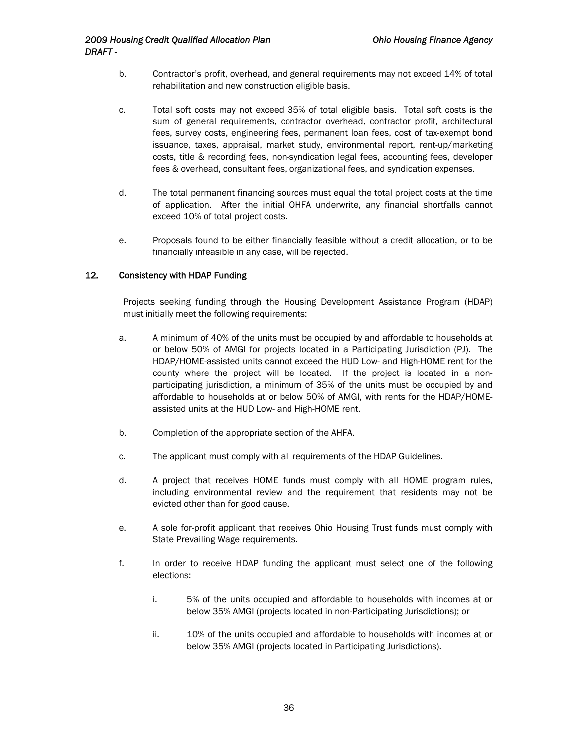b. Contractor's profit, overhead, and general requirements may not exceed 14% of total rehabilitation and new construction eligible basis.

c. Total soft costs may not exceed 35% of total eligible basis. Total soft costs is the sum of general requirements, contractor overhead, contractor profit, architectural fees, survey costs, engineering fees, permanent loan fees, cost of tax-exempt bond issuance, taxes, appraisal, market study, environmental report, rent-up/marketing costs, title & recording fees, non-syndication legal fees, accounting fees, developer fees & overhead, consultant fees, organizational fees, and syndication expenses.

d. The total permanent financing sources must equal the total project costs at the time of application. After the initial OHFA underwrite, any financial shortfalls cannot exceed 10% of total project costs.

e. Proposals found to be either financially feasible without a credit allocation, or to be financially infeasible in any case, will be rejected.

## 12. Consistency with HDAP Funding

Projects seeking funding through the Housing Development Assistance Program (HDAP) must initially meet the following requirements:

a. A minimum of 40% of the units must be occupied by and affordable to households at or below 50% of AMGI for projects located in a Participating Jurisdiction (PJ). The HDAP/HOME-assisted units cannot exceed the HUD Low- and High-HOME rent for the county where the project will be located. If the project is located in a non-participating jurisdiction, a minimum of 35% of the units must be occupied by and affordable to households at or below 50% of AMGI, with rents for the HDAP/HOME-assisted units at the HUD Low- and High-HOME rent.

b. Completion of the appropriate section of the AHFA.

c. The applicant must comply with all requirements of the HDAP Guidelines.

d. A project that receives HOME funds must comply with all HOME program rules, including environmental review and the requirement that residents may not be evicted other than for good cause.

e. A sole for-profit applicant that receives Ohio Housing Trust funds must comply with State Prevailing Wage requirements.

f. In order to receive HDAP funding the applicant must select one of the following elections:

   i. 5% of the units occupied and affordable to households with incomes at or below 35% AMGI (projects located in non-Participating Jurisdictions); or

   ii. 10% of the units occupied and affordable to households with incomes at or below 35% AMGI (projects located in Participating Jurisdictions).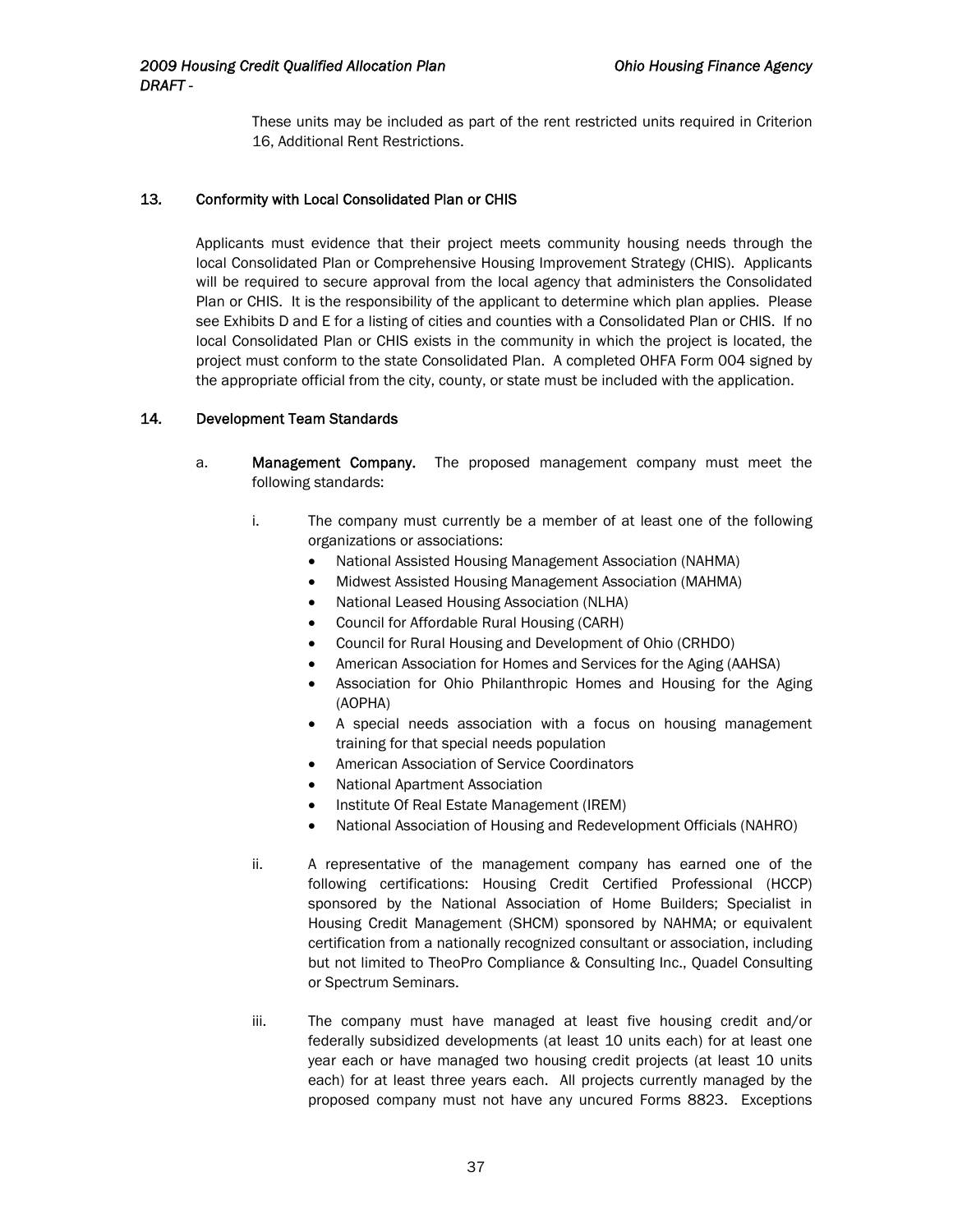These units may be included as part of the rent restricted units required in Criterion 16, Additional Rent Restrictions.

### 13. Conformity with Local Consolidated Plan or CHIS

Applicants must evidence that their project meets community housing needs through the local Consolidated Plan or Comprehensive Housing Improvement Strategy (CHIS). Applicants will be required to secure approval from the local agency that administers the Consolidated Plan or CHIS. It is the responsibility of the applicant to determine which plan applies. Please see Exhibits D and E for a listing of cities and counties with a Consolidated Plan or CHIS. If no local Consolidated Plan or CHIS exists in the community in which the project is located, the project must conform to the state Consolidated Plan. A completed OHFA Form 004 signed by the appropriate official from the city, county, or state must be included with the application.

### 14. Development Team Standards

a. **Management Company.** The proposed management company must meet the following standards:

i. The company must currently be a member of at least one of the following organizations or associations:

- National Assisted Housing Management Association (NAHMA)
- Midwest Assisted Housing Management Association (MAHMA)
- National Leased Housing Association (NLHA)
- Council for Affordable Rural Housing (CARH)
- Council for Rural Housing and Development of Ohio (CRHDO)
- American Association for Homes and Services for the Aging (AAHSA)
- Association for Ohio Philanthropic Homes and Housing for the Aging (AOPHA)
- A special needs association with a focus on housing management training for that special needs population
- American Association of Service Coordinators
- National Apartment Association
- Institute Of Real Estate Management (IREM)
- National Association of Housing and Redevelopment Officials (NAHRO)

ii. A representative of the management company has earned one of the following certifications: Housing Credit Certified Professional (HCCP) sponsored by the National Association of Home Builders; Specialist in Housing Credit Management (SHCM) sponsored by NAHMA; or equivalent certification from a nationally recognized consultant or association, including but not limited to TheoPro Compliance & Consulting Inc., Quadel Consulting or Spectrum Seminars.

iii. The company must have managed at least five housing credit and/or federally subsidized developments (at least 10 units each) for at least one year each or have managed two housing credit projects (at least 10 units each) for at least three years each. All projects currently managed by the proposed company must not have any uncured Forms 8823. Exceptions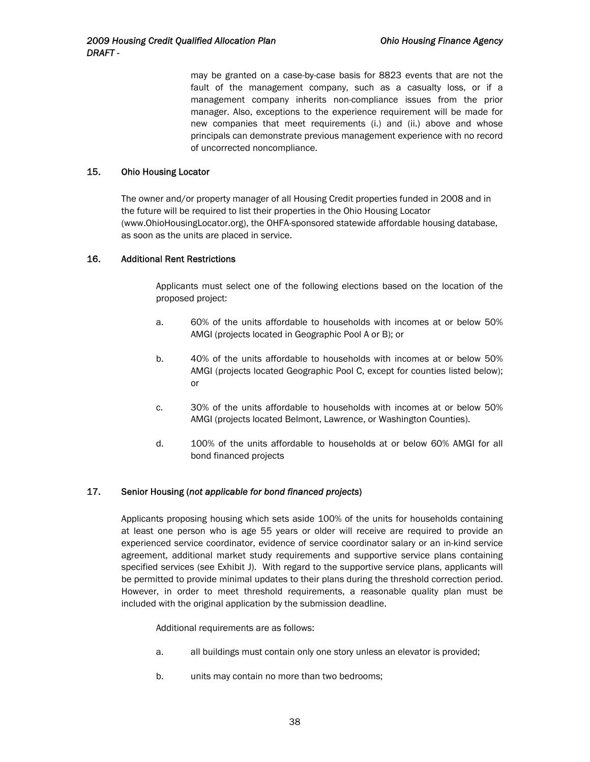may be granted on a case-by-case basis for 8823 events that are not the fault of the management company, such as a casualty loss, or if a management company inherits non-compliance issues from the prior manager. Also, exceptions to the experience requirement will be made for new companies that meet requirements (i.) and (ii.) above and whose principals can demonstrate previous management experience with no record of uncorrected noncompliance.

## 15. Ohio Housing Locator

The owner and/or property manager of all Housing Credit properties funded in 2008 and in the future will be required to list their properties in the Ohio Housing Locator (www.OhioHousingLocator.org), the OHFA-sponsored statewide affordable housing database, as soon as the units are placed in service.

## 16. Additional Rent Restrictions

Applicants must select one of the following elections based on the location of the proposed project:

a. 60% of the units affordable to households with incomes at or below 50% AMGI (projects located in Geographic Pool A or B); or

b. 40% of the units affordable to households with incomes at or below 50% AMGI (projects located Geographic Pool C, except for counties listed below); or

c. 30% of the units affordable to households with incomes at or below 50% AMGI (projects located Belmont, Lawrence, or Washington Counties).

d. 100% of the units affordable to households at or below 60% AMGI for all bond financed projects

## 17. Senior Housing (*not applicable for bond financed projects*)

Applicants proposing housing which sets aside 100% of the units for households containing at least one person who is age 55 years or older will receive are required to provide an experienced service coordinator, evidence of service coordinator salary or an in-kind service agreement, additional market study requirements and supportive service plans containing specified services (see Exhibit J). With regard to the supportive service plans, applicants will be permitted to provide minimal updates to their plans during the threshold correction period. However, in order to meet threshold requirements, a reasonable quality plan must be included with the original application by the submission deadline.

Additional requirements are as follows:

a. all buildings must contain only one story unless an elevator is provided;

b. units may contain no more than two bedrooms;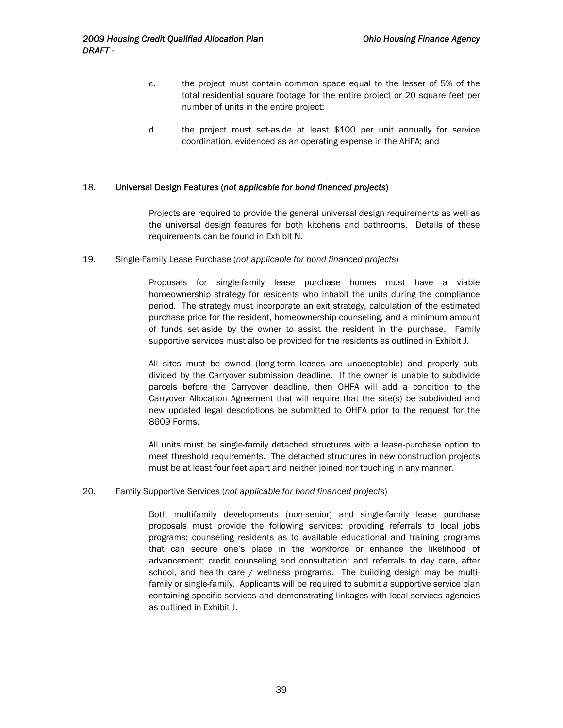c. the project must contain common space equal to the lesser of 5% of the total residential square footage for the entire project or 20 square feet per number of units in the entire project;

d. the project must set-aside at least $100 per unit annually for service coordination, evidenced as an operating expense in the AHFA; and

18. **Universal Design Features (*not applicable for bond financed projects*)**

Projects are required to provide the general universal design requirements as well as the universal design features for both kitchens and bathrooms. Details of these requirements can be found in Exhibit N.

19. Single-Family Lease Purchase (*not applicable for bond financed projects*)

Proposals for single-family lease purchase homes must have a viable homeownership strategy for residents who inhabit the units during the compliance period. The strategy must incorporate an exit strategy, calculation of the estimated purchase price for the resident, homeownership counseling, and a minimum amount of funds set-aside by the owner to assist the resident in the purchase. Family supportive services must also be provided for the residents as outlined in Exhibit J.

All sites must be owned (long-term leases are unacceptable) and properly sub-divided by the Carryover submission deadline. If the owner is unable to subdivide parcels before the Carryover deadline, then OHFA will add a condition to the Carryover Allocation Agreement that will require that the site(s) be subdivided and new updated legal descriptions be submitted to OHFA prior to the request for the 8609 Forms.

All units must be single-family detached structures with a lease-purchase option to meet threshold requirements. The detached structures in new construction projects must be at least four feet apart and neither joined nor touching in any manner.

20. Family Supportive Services (*not applicable for bond financed projects*)

Both multifamily developments (non-senior) and single-family lease purchase proposals must provide the following services: providing referrals to local jobs programs; counseling residents as to available educational and training programs that can secure one's place in the workforce or enhance the likelihood of advancement; credit counseling and consultation; and referrals to day care, after school, and health care / wellness programs. The building design may be multi-family or single-family. Applicants will be required to submit a supportive service plan containing specific services and demonstrating linkages with local services agencies as outlined in Exhibit J.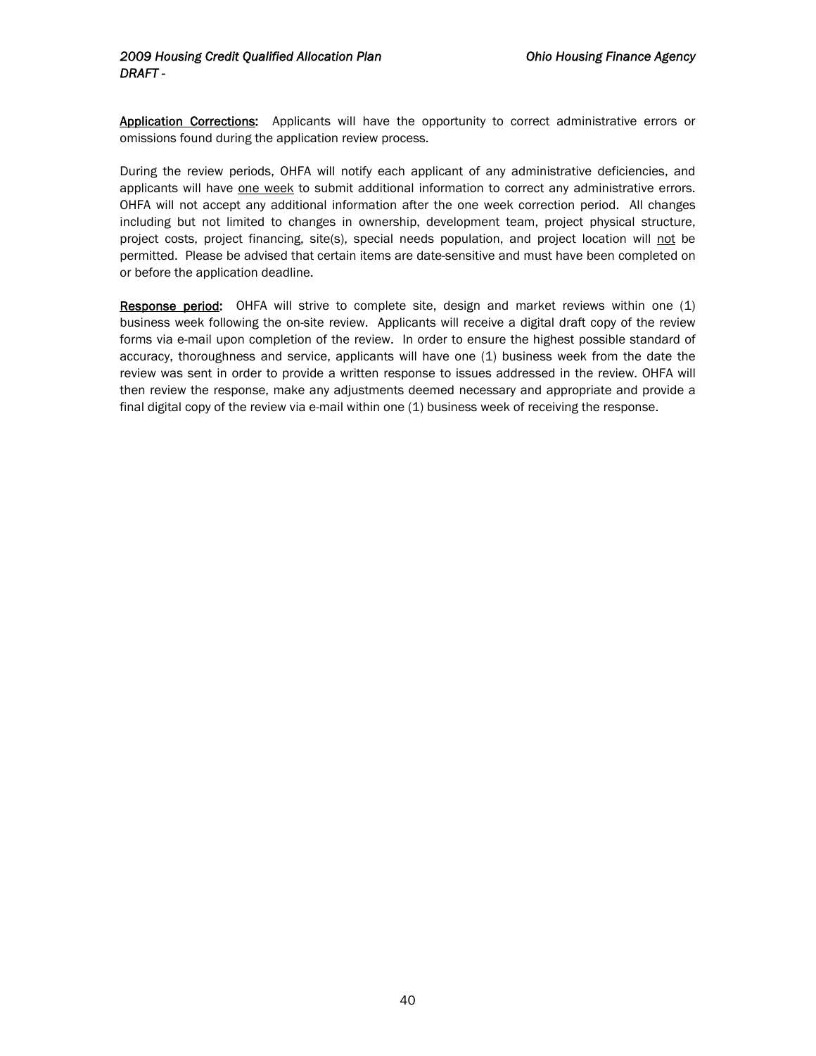<u>**Application Corrections:**</u> Applicants will have the opportunity to correct administrative errors or omissions found during the application review process.

During the review periods, OHFA will notify each applicant of any administrative deficiencies, and applicants will have <u>one week</u> to submit additional information to correct any administrative errors. OHFA will not accept any additional information after the one week correction period. All changes including but not limited to changes in ownership, development team, project physical structure, project costs, project financing, site(s), special needs population, and project location will <u>not</u> be permitted. Please be advised that certain items are date-sensitive and must have been completed on or before the application deadline.

<u>**Response period:**</u> OHFA will strive to complete site, design and market reviews within one (1) business week following the on-site review. Applicants will receive a digital draft copy of the review forms via e-mail upon completion of the review. In order to ensure the highest possible standard of accuracy, thoroughness and service, applicants will have one (1) business week from the date the review was sent in order to provide a written response to issues addressed in the review. OHFA will then review the response, make any adjustments deemed necessary and appropriate and provide a final digital copy of the review via e-mail within one (1) business week of receiving the response.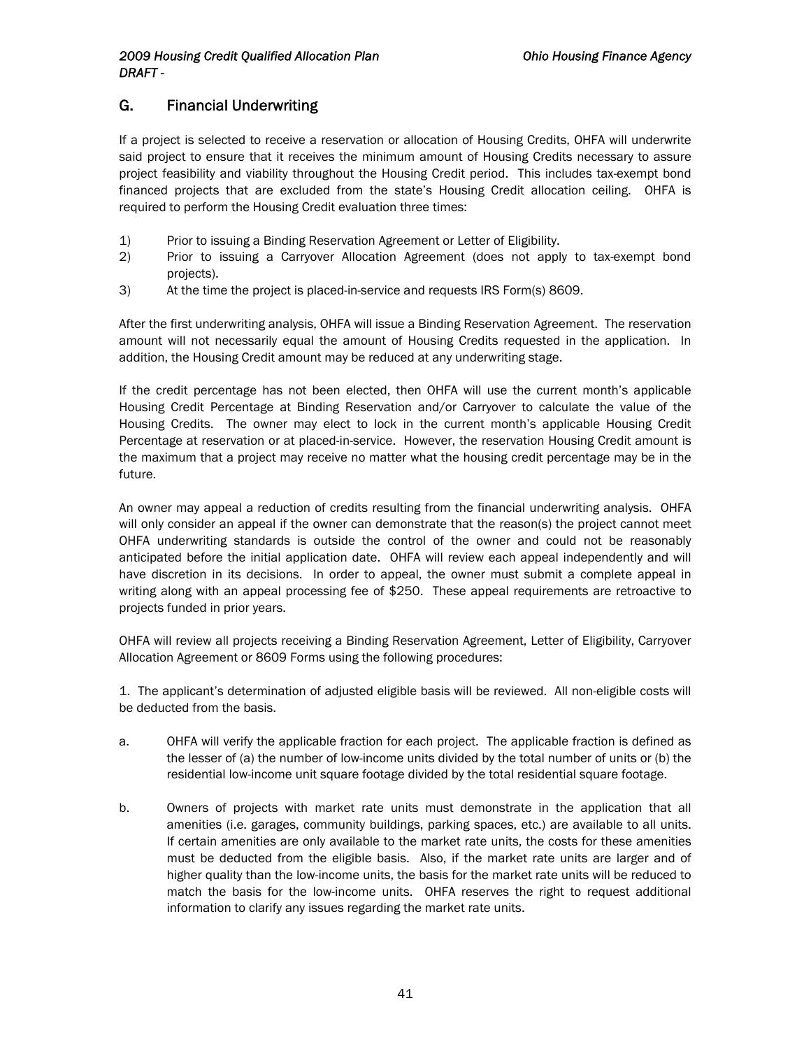## G. Financial Underwriting

If a project is selected to receive a reservation or allocation of Housing Credits, OHFA will underwrite said project to ensure that it receives the minimum amount of Housing Credits necessary to assure project feasibility and viability throughout the Housing Credit period. This includes tax-exempt bond financed projects that are excluded from the state's Housing Credit allocation ceiling. OHFA is required to perform the Housing Credit evaluation three times:

1) Prior to issuing a Binding Reservation Agreement or Letter of Eligibility.
2) Prior to issuing a Carryover Allocation Agreement (does not apply to tax-exempt bond projects).
3) At the time the project is placed-in-service and requests IRS Form(s) 8609.

After the first underwriting analysis, OHFA will issue a Binding Reservation Agreement. The reservation amount will not necessarily equal the amount of Housing Credits requested in the application. In addition, the Housing Credit amount may be reduced at any underwriting stage.

If the credit percentage has not been elected, then OHFA will use the current month's applicable Housing Credit Percentage at Binding Reservation and/or Carryover to calculate the value of the Housing Credits. The owner may elect to lock in the current month's applicable Housing Credit Percentage at reservation or at placed-in-service. However, the reservation Housing Credit amount is the maximum that a project may receive no matter what the housing credit percentage may be in the future.

An owner may appeal a reduction of credits resulting from the financial underwriting analysis. OHFA will only consider an appeal if the owner can demonstrate that the reason(s) the project cannot meet OHFA underwriting standards is outside the control of the owner and could not be reasonably anticipated before the initial application date. OHFA will review each appeal independently and will have discretion in its decisions. In order to appeal, the owner must submit a complete appeal in writing along with an appeal processing fee of $250. These appeal requirements are retroactive to projects funded in prior years.

OHFA will review all projects receiving a Binding Reservation Agreement, Letter of Eligibility, Carryover Allocation Agreement or 8609 Forms using the following procedures:

1. The applicant's determination of adjusted eligible basis will be reviewed. All non-eligible costs will be deducted from the basis.

a. OHFA will verify the applicable fraction for each project. The applicable fraction is defined as the lesser of (a) the number of low-income units divided by the total number of units or (b) the residential low-income unit square footage divided by the total residential square footage.

b. Owners of projects with market rate units must demonstrate in the application that all amenities (i.e. garages, community buildings, parking spaces, etc.) are available to all units. If certain amenities are only available to the market rate units, the costs for these amenities must be deducted from the eligible basis. Also, if the market rate units are larger and of higher quality than the low-income units, the basis for the market rate units will be reduced to match the basis for the low-income units. OHFA reserves the right to request additional information to clarify any issues regarding the market rate units.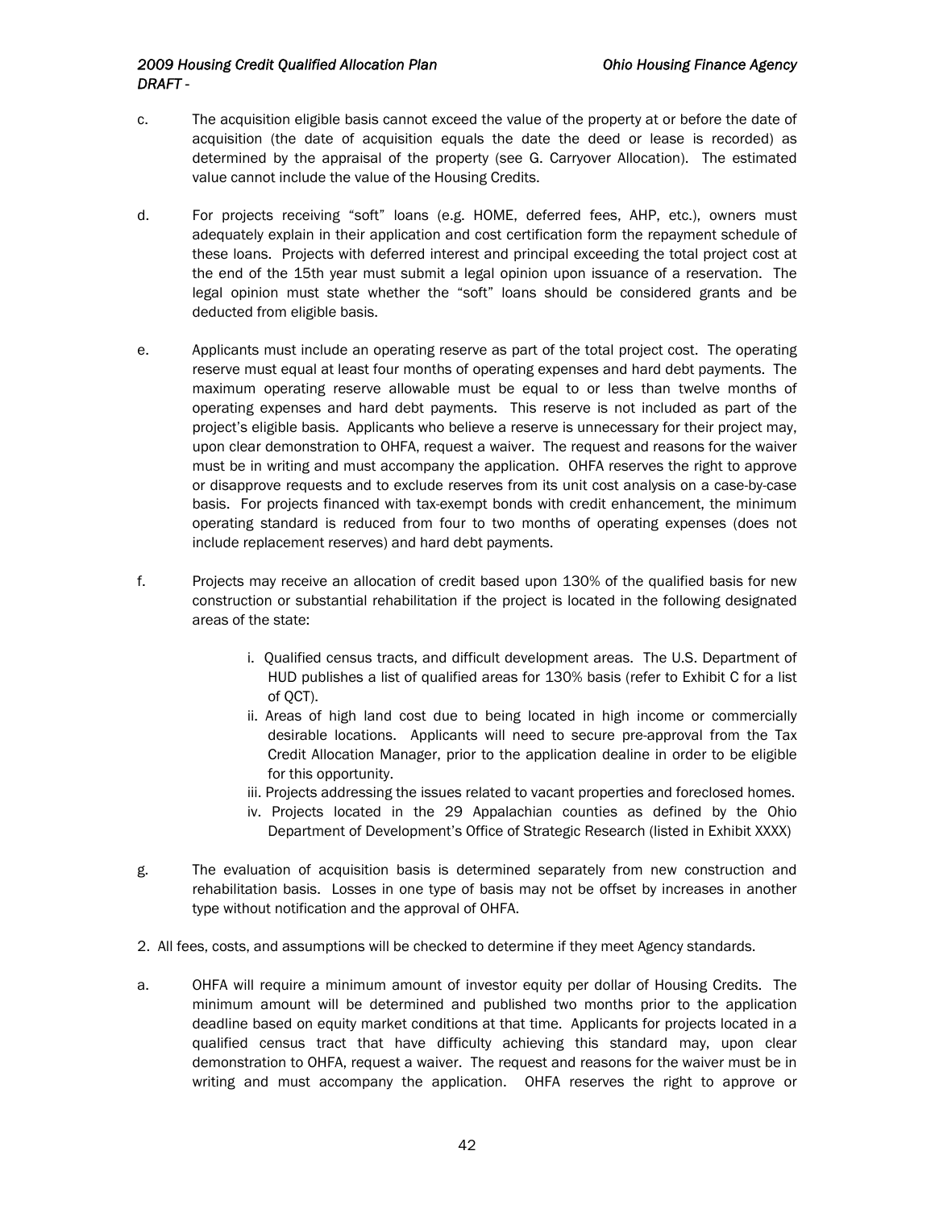c. The acquisition eligible basis cannot exceed the value of the property at or before the date of acquisition (the date of acquisition equals the date the deed or lease is recorded) as determined by the appraisal of the property (see G. Carryover Allocation). The estimated value cannot include the value of the Housing Credits.

d. For projects receiving "soft" loans (e.g. HOME, deferred fees, AHP, etc.), owners must adequately explain in their application and cost certification form the repayment schedule of these loans. Projects with deferred interest and principal exceeding the total project cost at the end of the 15th year must submit a legal opinion upon issuance of a reservation. The legal opinion must state whether the "soft" loans should be considered grants and be deducted from eligible basis.

e. Applicants must include an operating reserve as part of the total project cost. The operating reserve must equal at least four months of operating expenses and hard debt payments. The maximum operating reserve allowable must be equal to or less than twelve months of operating expenses and hard debt payments. This reserve is not included as part of the project's eligible basis. Applicants who believe a reserve is unnecessary for their project may, upon clear demonstration to OHFA, request a waiver. The request and reasons for the waiver must be in writing and must accompany the application. OHFA reserves the right to approve or disapprove requests and to exclude reserves from its unit cost analysis on a case-by-case basis. For projects financed with tax-exempt bonds with credit enhancement, the minimum operating standard is reduced from four to two months of operating expenses (does not include replacement reserves) and hard debt payments.

f. Projects may receive an allocation of credit based upon 130% of the qualified basis for new construction or substantial rehabilitation if the project is located in the following designated areas of the state:

   i. Qualified census tracts, and difficult development areas. The U.S. Department of HUD publishes a list of qualified areas for 130% basis (refer to Exhibit C for a list of QCT).
   ii. Areas of high land cost due to being located in high income or commercially desirable locations. Applicants will need to secure pre-approval from the Tax Credit Allocation Manager, prior to the application dealine in order to be eligible for this opportunity.
   iii. Projects addressing the issues related to vacant properties and foreclosed homes.
   iv. Projects located in the 29 Appalachian counties as defined by the Ohio Department of Development's Office of Strategic Research (listed in Exhibit XXXX)

g. The evaluation of acquisition basis is determined separately from new construction and rehabilitation basis. Losses in one type of basis may not be offset by increases in another type without notification and the approval of OHFA.

2. All fees, costs, and assumptions will be checked to determine if they meet Agency standards.

a. OHFA will require a minimum amount of investor equity per dollar of Housing Credits. The minimum amount will be determined and published two months prior to the application deadline based on equity market conditions at that time. Applicants for projects located in a qualified census tract that have difficulty achieving this standard may, upon clear demonstration to OHFA, request a waiver. The request and reasons for the waiver must be in writing and must accompany the application. OHFA reserves the right to approve or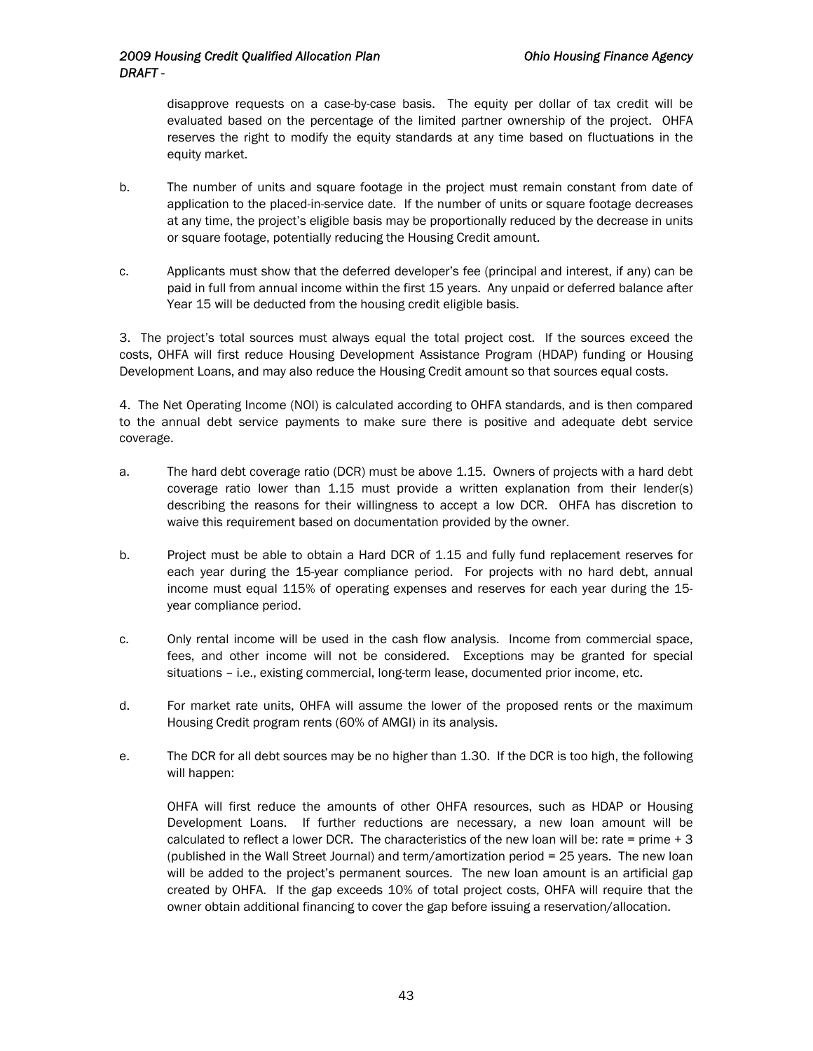disapprove requests on a case-by-case basis. The equity per dollar of tax credit will be evaluated based on the percentage of the limited partner ownership of the project. OHFA reserves the right to modify the equity standards at any time based on fluctuations in the equity market.

b. The number of units and square footage in the project must remain constant from date of application to the placed-in-service date. If the number of units or square footage decreases at any time, the project's eligible basis may be proportionally reduced by the decrease in units or square footage, potentially reducing the Housing Credit amount.

c. Applicants must show that the deferred developer's fee (principal and interest, if any) can be paid in full from annual income within the first 15 years. Any unpaid or deferred balance after Year 15 will be deducted from the housing credit eligible basis.

3. The project's total sources must always equal the total project cost. If the sources exceed the costs, OHFA will first reduce Housing Development Assistance Program (HDAP) funding or Housing Development Loans, and may also reduce the Housing Credit amount so that sources equal costs.

4. The Net Operating Income (NOI) is calculated according to OHFA standards, and is then compared to the annual debt service payments to make sure there is positive and adequate debt service coverage.

a. The hard debt coverage ratio (DCR) must be above 1.15. Owners of projects with a hard debt coverage ratio lower than 1.15 must provide a written explanation from their lender(s) describing the reasons for their willingness to accept a low DCR. OHFA has discretion to waive this requirement based on documentation provided by the owner.

b. Project must be able to obtain a Hard DCR of 1.15 and fully fund replacement reserves for each year during the 15-year compliance period. For projects with no hard debt, annual income must equal 115% of operating expenses and reserves for each year during the 15-year compliance period.

c. Only rental income will be used in the cash flow analysis. Income from commercial space, fees, and other income will not be considered. Exceptions may be granted for special situations – i.e., existing commercial, long-term lease, documented prior income, etc.

d. For market rate units, OHFA will assume the lower of the proposed rents or the maximum Housing Credit program rents (60% of AMGI) in its analysis.

e. The DCR for all debt sources may be no higher than 1.30. If the DCR is too high, the following will happen:

OHFA will first reduce the amounts of other OHFA resources, such as HDAP or Housing Development Loans. If further reductions are necessary, a new loan amount will be calculated to reflect a lower DCR. The characteristics of the new loan will be: rate = prime + 3 (published in the Wall Street Journal) and term/amortization period = 25 years. The new loan will be added to the project's permanent sources. The new loan amount is an artificial gap created by OHFA. If the gap exceeds 10% of total project costs, OHFA will require that the owner obtain additional financing to cover the gap before issuing a reservation/allocation.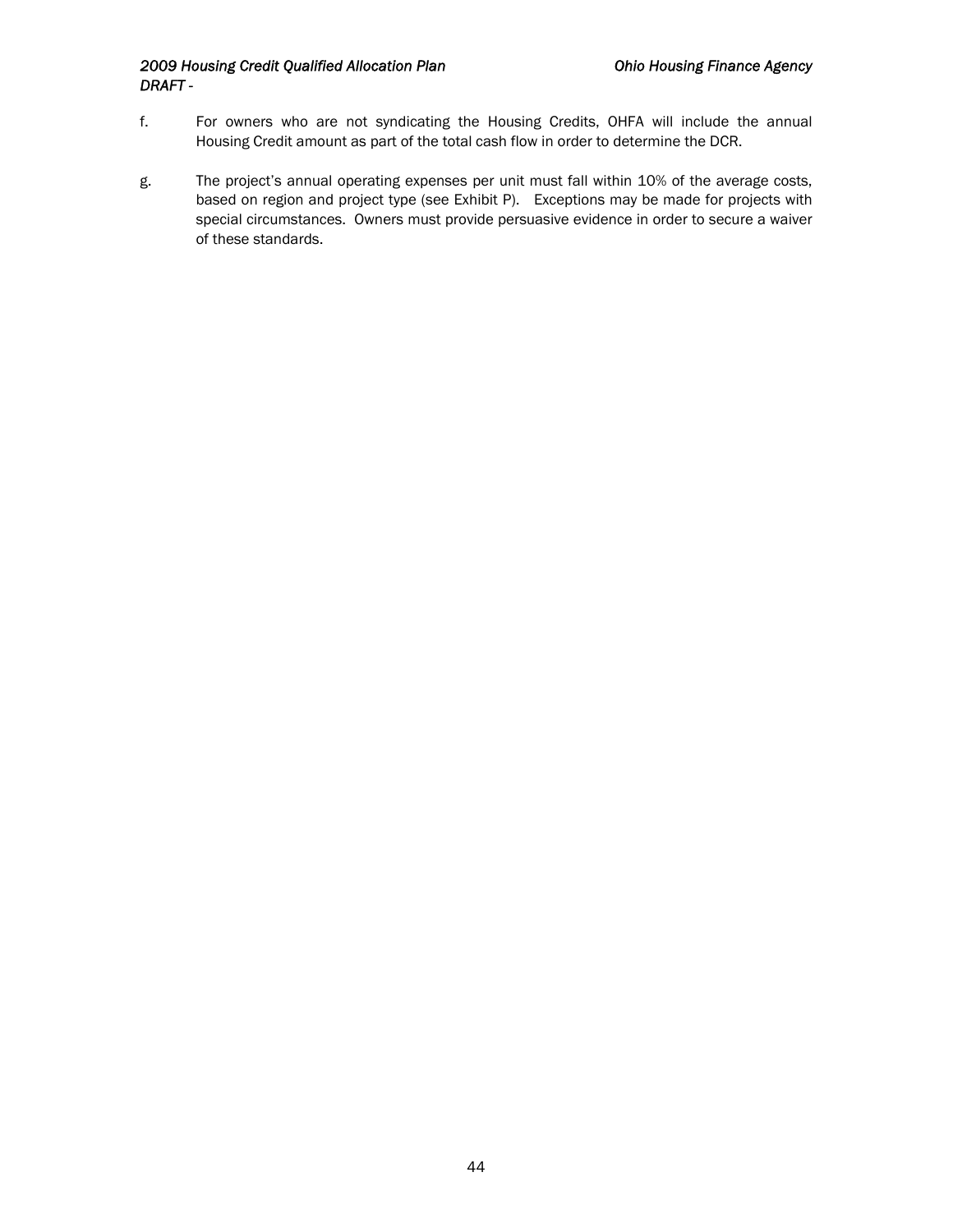f. For owners who are not syndicating the Housing Credits, OHFA will include the annual Housing Credit amount as part of the total cash flow in order to determine the DCR.

g. The project's annual operating expenses per unit must fall within 10% of the average costs, based on region and project type (see Exhibit P). Exceptions may be made for projects with special circumstances. Owners must provide persuasive evidence in order to secure a waiver of these standards.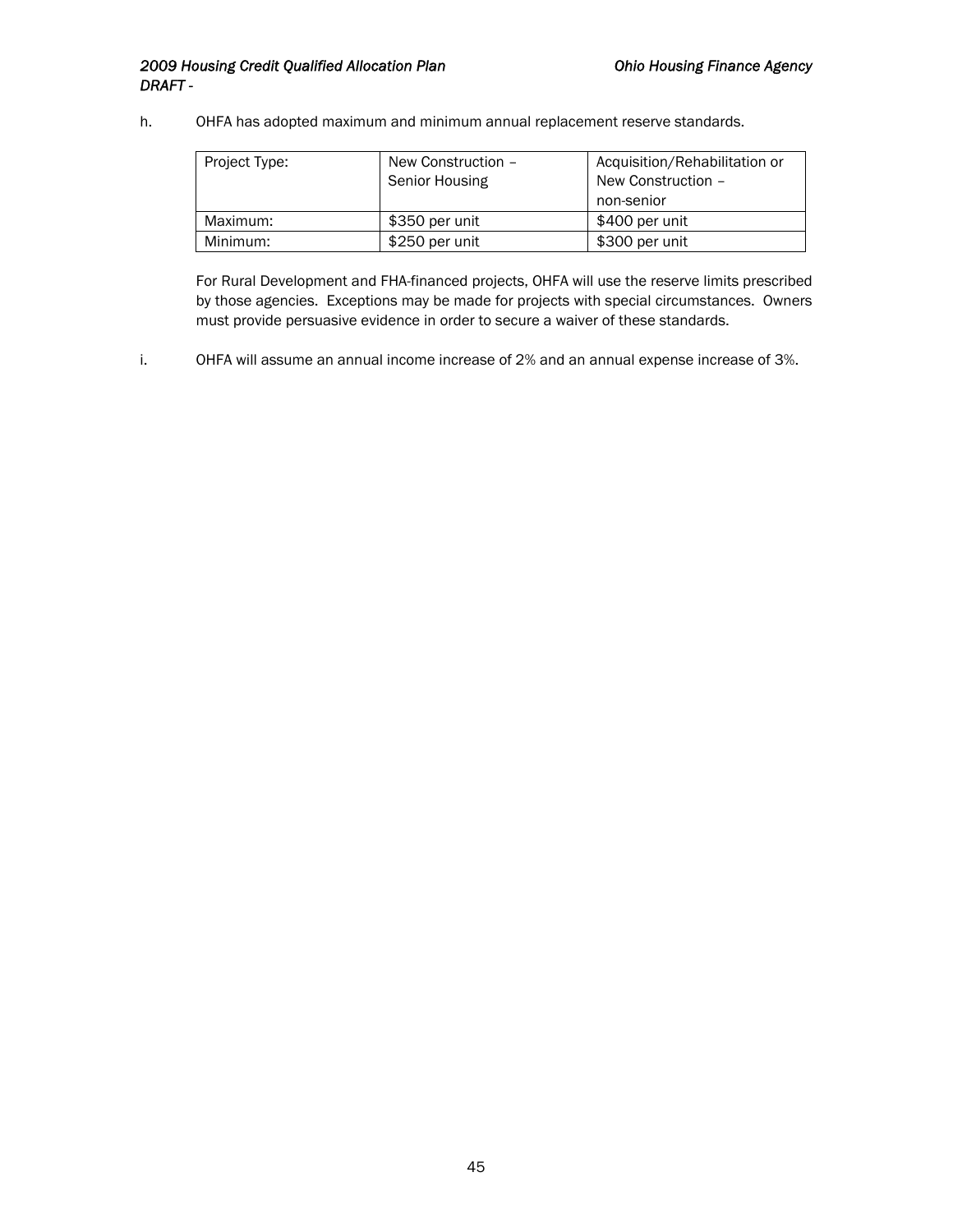h. OHFA has adopted maximum and minimum annual replacement reserve standards.

| Project Type: | New Construction – Senior Housing | Acquisition/Rehabilitation or New Construction – non-senior |
|---|---|---|
| Maximum: | $350 per unit | $400 per unit |
| Minimum: | $250 per unit | $300 per unit |

For Rural Development and FHA-financed projects, OHFA will use the reserve limits prescribed by those agencies. Exceptions may be made for projects with special circumstances. Owners must provide persuasive evidence in order to secure a waiver of these standards.

i. OHFA will assume an annual income increase of 2% and an annual expense increase of 3%.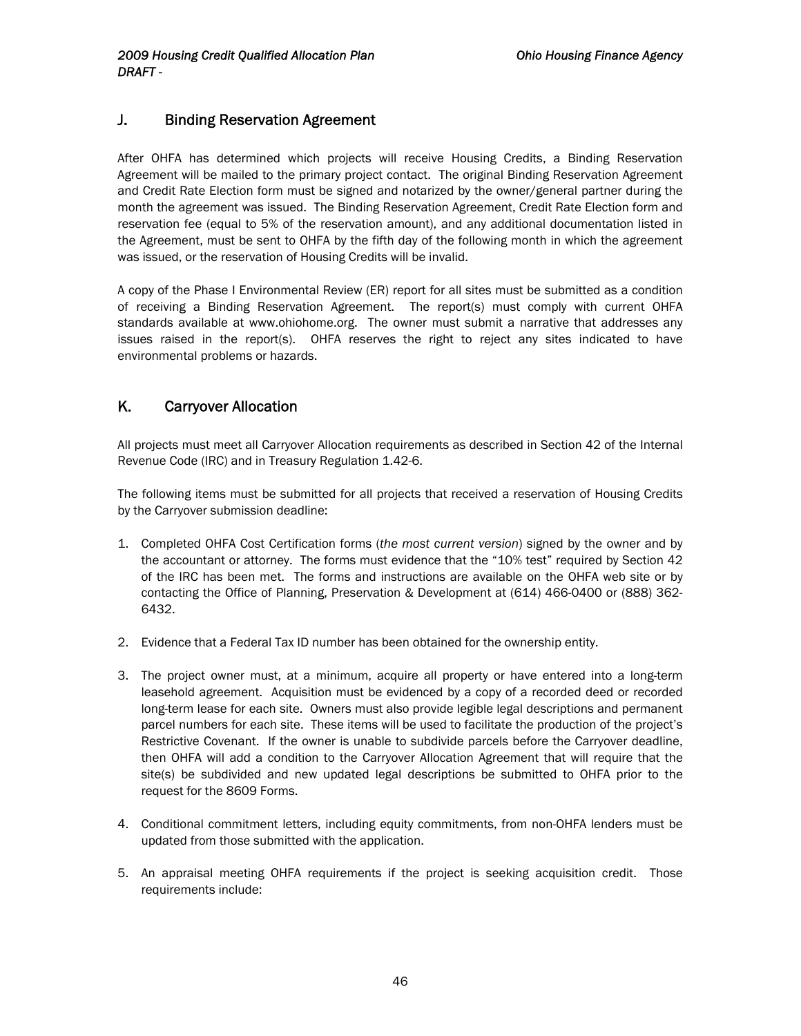## J. Binding Reservation Agreement

After OHFA has determined which projects will receive Housing Credits, a Binding Reservation Agreement will be mailed to the primary project contact. The original Binding Reservation Agreement and Credit Rate Election form must be signed and notarized by the owner/general partner during the month the agreement was issued. The Binding Reservation Agreement, Credit Rate Election form and reservation fee (equal to 5% of the reservation amount), and any additional documentation listed in the Agreement, must be sent to OHFA by the fifth day of the following month in which the agreement was issued, or the reservation of Housing Credits will be invalid.

A copy of the Phase I Environmental Review (ER) report for all sites must be submitted as a condition of receiving a Binding Reservation Agreement. The report(s) must comply with current OHFA standards available at www.ohiohome.org. The owner must submit a narrative that addresses any issues raised in the report(s). OHFA reserves the right to reject any sites indicated to have environmental problems or hazards.

## K. Carryover Allocation

All projects must meet all Carryover Allocation requirements as described in Section 42 of the Internal Revenue Code (IRC) and in Treasury Regulation 1.42-6.

The following items must be submitted for all projects that received a reservation of Housing Credits by the Carryover submission deadline:

1. Completed OHFA Cost Certification forms (*the most current version*) signed by the owner and by the accountant or attorney. The forms must evidence that the "10% test" required by Section 42 of the IRC has been met. The forms and instructions are available on the OHFA web site or by contacting the Office of Planning, Preservation & Development at (614) 466-0400 or (888) 362-6432.

2. Evidence that a Federal Tax ID number has been obtained for the ownership entity.

3. The project owner must, at a minimum, acquire all property or have entered into a long-term leasehold agreement. Acquisition must be evidenced by a copy of a recorded deed or recorded long-term lease for each site. Owners must also provide legible legal descriptions and permanent parcel numbers for each site. These items will be used to facilitate the production of the project's Restrictive Covenant. If the owner is unable to subdivide parcels before the Carryover deadline, then OHFA will add a condition to the Carryover Allocation Agreement that will require that the site(s) be subdivided and new updated legal descriptions be submitted to OHFA prior to the request for the 8609 Forms.

4. Conditional commitment letters, including equity commitments, from non-OHFA lenders must be updated from those submitted with the application.

5. An appraisal meeting OHFA requirements if the project is seeking acquisition credit. Those requirements include: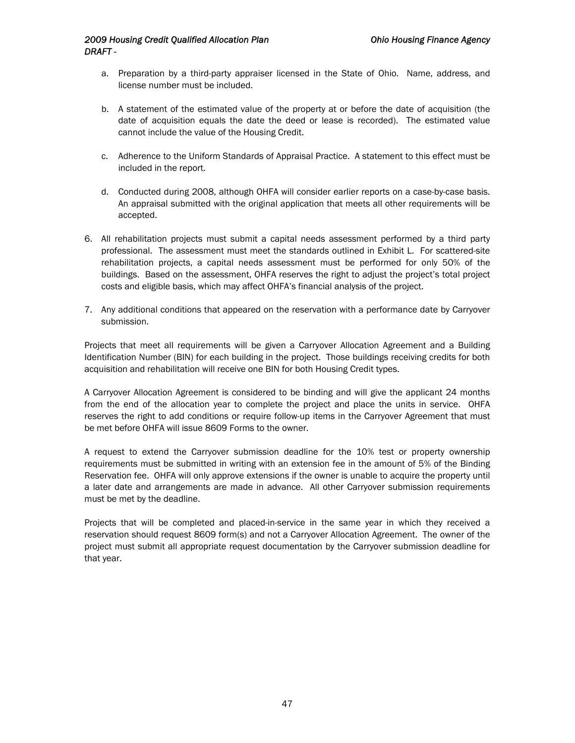a. Preparation by a third-party appraiser licensed in the State of Ohio. Name, address, and license number must be included.

b. A statement of the estimated value of the property at or before the date of acquisition (the date of acquisition equals the date the deed or lease is recorded). The estimated value cannot include the value of the Housing Credit.

c. Adherence to the Uniform Standards of Appraisal Practice. A statement to this effect must be included in the report.

d. Conducted during 2008, although OHFA will consider earlier reports on a case-by-case basis. An appraisal submitted with the original application that meets all other requirements will be accepted.

6. All rehabilitation projects must submit a capital needs assessment performed by a third party professional. The assessment must meet the standards outlined in Exhibit L. For scattered-site rehabilitation projects, a capital needs assessment must be performed for only 50% of the buildings. Based on the assessment, OHFA reserves the right to adjust the project's total project costs and eligible basis, which may affect OHFA's financial analysis of the project.

7. Any additional conditions that appeared on the reservation with a performance date by Carryover submission.

Projects that meet all requirements will be given a Carryover Allocation Agreement and a Building Identification Number (BIN) for each building in the project. Those buildings receiving credits for both acquisition and rehabilitation will receive one BIN for both Housing Credit types.

A Carryover Allocation Agreement is considered to be binding and will give the applicant 24 months from the end of the allocation year to complete the project and place the units in service. OHFA reserves the right to add conditions or require follow-up items in the Carryover Agreement that must be met before OHFA will issue 8609 Forms to the owner.

A request to extend the Carryover submission deadline for the 10% test or property ownership requirements must be submitted in writing with an extension fee in the amount of 5% of the Binding Reservation fee. OHFA will only approve extensions if the owner is unable to acquire the property until a later date and arrangements are made in advance. All other Carryover submission requirements must be met by the deadline.

Projects that will be completed and placed-in-service in the same year in which they received a reservation should request 8609 form(s) and not a Carryover Allocation Agreement. The owner of the project must submit all appropriate request documentation by the Carryover submission deadline for that year.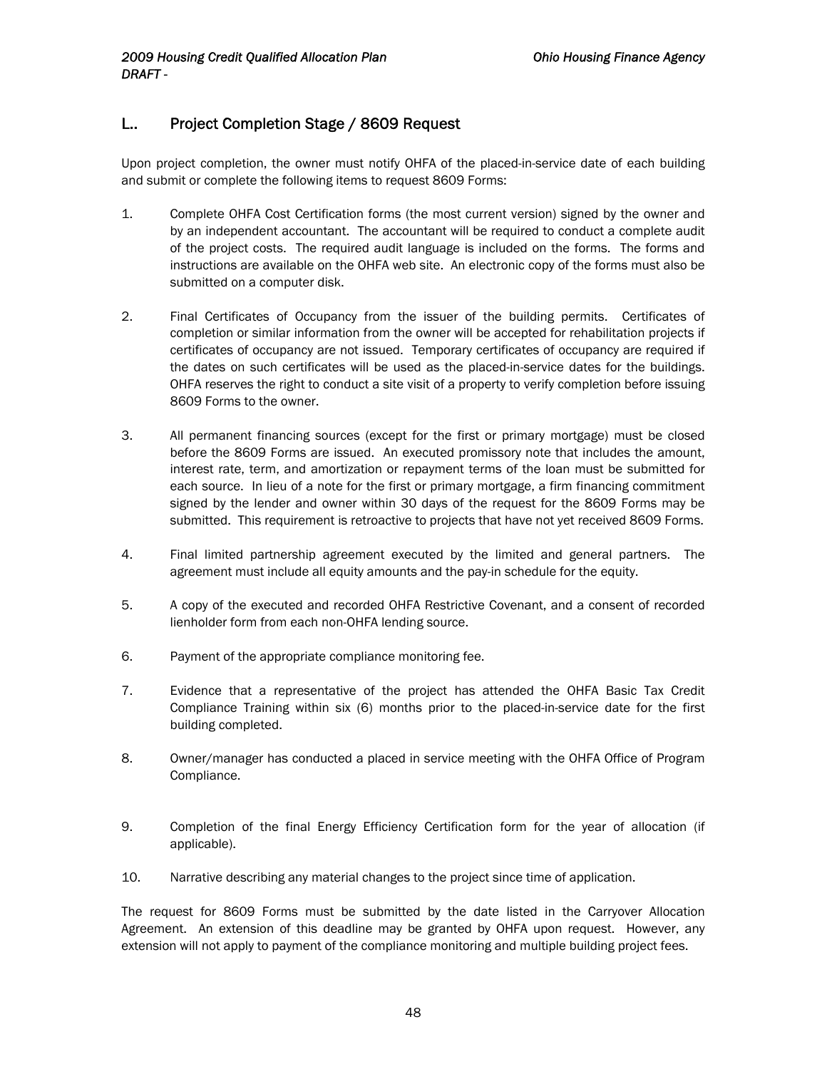## L.. Project Completion Stage / 8609 Request

Upon project completion, the owner must notify OHFA of the placed-in-service date of each building and submit or complete the following items to request 8609 Forms:

1. Complete OHFA Cost Certification forms (the most current version) signed by the owner and by an independent accountant. The accountant will be required to conduct a complete audit of the project costs. The required audit language is included on the forms. The forms and instructions are available on the OHFA web site. An electronic copy of the forms must also be submitted on a computer disk.

2. Final Certificates of Occupancy from the issuer of the building permits. Certificates of completion or similar information from the owner will be accepted for rehabilitation projects if certificates of occupancy are not issued. Temporary certificates of occupancy are required if the dates on such certificates will be used as the placed-in-service dates for the buildings. OHFA reserves the right to conduct a site visit of a property to verify completion before issuing 8609 Forms to the owner.

3. All permanent financing sources (except for the first or primary mortgage) must be closed before the 8609 Forms are issued. An executed promissory note that includes the amount, interest rate, term, and amortization or repayment terms of the loan must be submitted for each source. In lieu of a note for the first or primary mortgage, a firm financing commitment signed by the lender and owner within 30 days of the request for the 8609 Forms may be submitted. This requirement is retroactive to projects that have not yet received 8609 Forms.

4. Final limited partnership agreement executed by the limited and general partners. The agreement must include all equity amounts and the pay-in schedule for the equity.

5. A copy of the executed and recorded OHFA Restrictive Covenant, and a consent of recorded lienholder form from each non-OHFA lending source.

6. Payment of the appropriate compliance monitoring fee.

7. Evidence that a representative of the project has attended the OHFA Basic Tax Credit Compliance Training within six (6) months prior to the placed-in-service date for the first building completed.

8. Owner/manager has conducted a placed in service meeting with the OHFA Office of Program Compliance.

9. Completion of the final Energy Efficiency Certification form for the year of allocation (if applicable).

10. Narrative describing any material changes to the project since time of application.

The request for 8609 Forms must be submitted by the date listed in the Carryover Allocation Agreement. An extension of this deadline may be granted by OHFA upon request. However, any extension will not apply to payment of the compliance monitoring and multiple building project fees.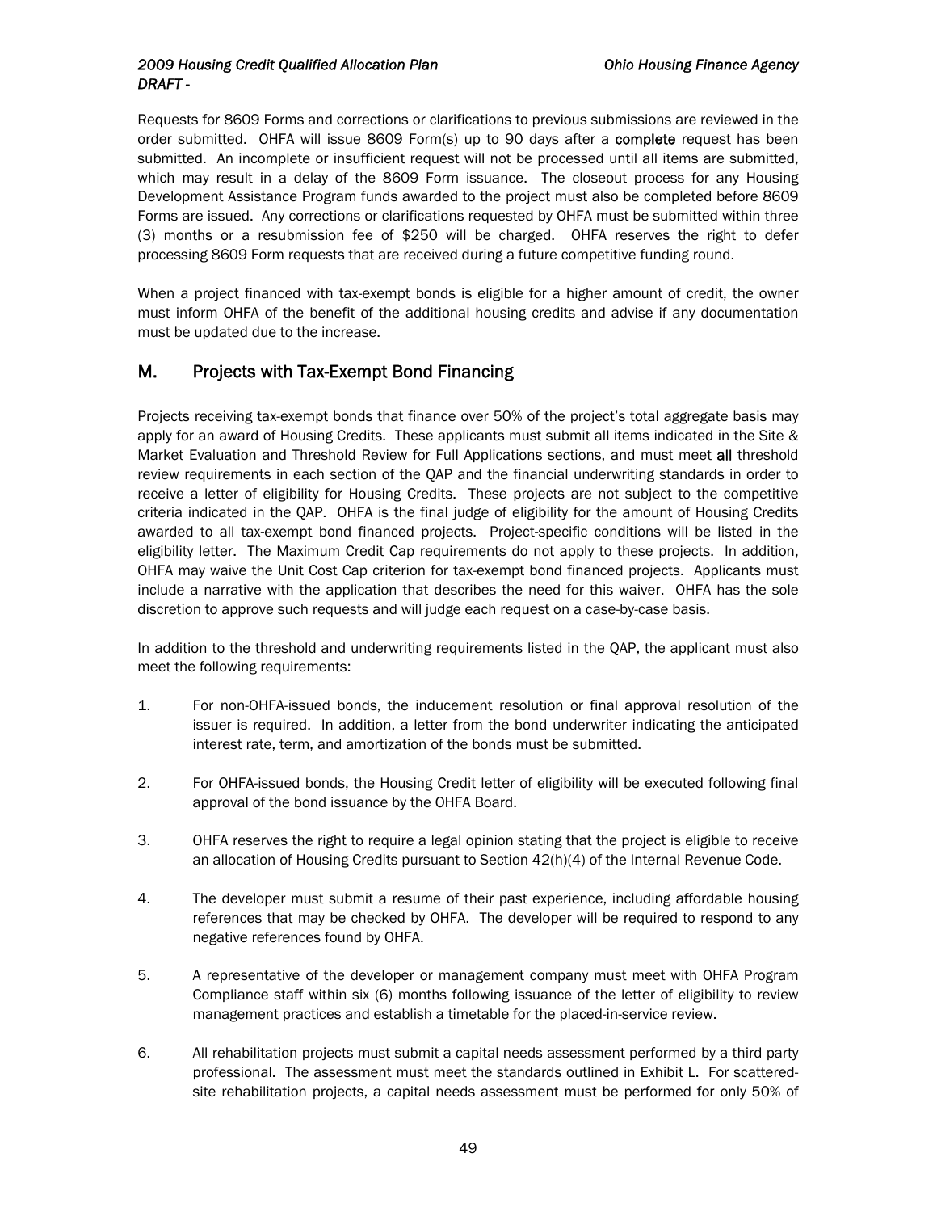Requests for 8609 Forms and corrections or clarifications to previous submissions are reviewed in the order submitted. OHFA will issue 8609 Form(s) up to 90 days after a **complete** request has been submitted. An incomplete or insufficient request will not be processed until all items are submitted, which may result in a delay of the 8609 Form issuance. The closeout process for any Housing Development Assistance Program funds awarded to the project must also be completed before 8609 Forms are issued. Any corrections or clarifications requested by OHFA must be submitted within three (3) months or a resubmission fee of $250 will be charged. OHFA reserves the right to defer processing 8609 Form requests that are received during a future competitive funding round.

When a project financed with tax-exempt bonds is eligible for a higher amount of credit, the owner must inform OHFA of the benefit of the additional housing credits and advise if any documentation must be updated due to the increase.

## M. Projects with Tax-Exempt Bond Financing

Projects receiving tax-exempt bonds that finance over 50% of the project's total aggregate basis may apply for an award of Housing Credits. These applicants must submit all items indicated in the Site & Market Evaluation and Threshold Review for Full Applications sections, and must meet **all** threshold review requirements in each section of the QAP and the financial underwriting standards in order to receive a letter of eligibility for Housing Credits. These projects are not subject to the competitive criteria indicated in the QAP. OHFA is the final judge of eligibility for the amount of Housing Credits awarded to all tax-exempt bond financed projects. Project-specific conditions will be listed in the eligibility letter. The Maximum Credit Cap requirements do not apply to these projects. In addition, OHFA may waive the Unit Cost Cap criterion for tax-exempt bond financed projects. Applicants must include a narrative with the application that describes the need for this waiver. OHFA has the sole discretion to approve such requests and will judge each request on a case-by-case basis.

In addition to the threshold and underwriting requirements listed in the QAP, the applicant must also meet the following requirements:

1. For non-OHFA-issued bonds, the inducement resolution or final approval resolution of the issuer is required. In addition, a letter from the bond underwriter indicating the anticipated interest rate, term, and amortization of the bonds must be submitted.

2. For OHFA-issued bonds, the Housing Credit letter of eligibility will be executed following final approval of the bond issuance by the OHFA Board.

3. OHFA reserves the right to require a legal opinion stating that the project is eligible to receive an allocation of Housing Credits pursuant to Section 42(h)(4) of the Internal Revenue Code.

4. The developer must submit a resume of their past experience, including affordable housing references that may be checked by OHFA. The developer will be required to respond to any negative references found by OHFA.

5. A representative of the developer or management company must meet with OHFA Program Compliance staff within six (6) months following issuance of the letter of eligibility to review management practices and establish a timetable for the placed-in-service review.

6. All rehabilitation projects must submit a capital needs assessment performed by a third party professional. The assessment must meet the standards outlined in Exhibit L. For scattered-site rehabilitation projects, a capital needs assessment must be performed for only 50% of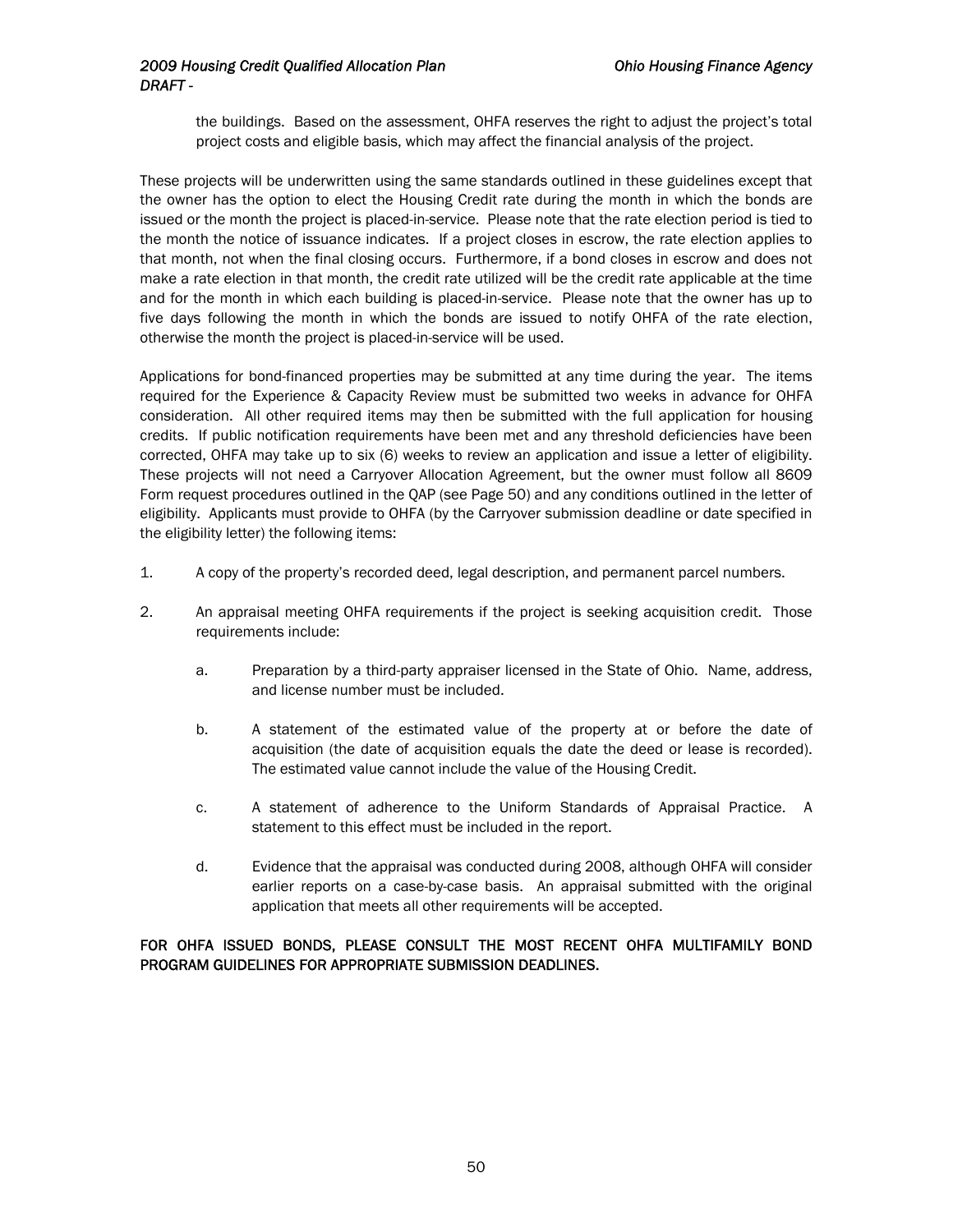the buildings. Based on the assessment, OHFA reserves the right to adjust the project's total project costs and eligible basis, which may affect the financial analysis of the project.

These projects will be underwritten using the same standards outlined in these guidelines except that the owner has the option to elect the Housing Credit rate during the month in which the bonds are issued or the month the project is placed-in-service. Please note that the rate election period is tied to the month the notice of issuance indicates. If a project closes in escrow, the rate election applies to that month, not when the final closing occurs. Furthermore, if a bond closes in escrow and does not make a rate election in that month, the credit rate utilized will be the credit rate applicable at the time and for the month in which each building is placed-in-service. Please note that the owner has up to five days following the month in which the bonds are issued to notify OHFA of the rate election, otherwise the month the project is placed-in-service will be used.

Applications for bond-financed properties may be submitted at any time during the year. The items required for the Experience & Capacity Review must be submitted two weeks in advance for OHFA consideration. All other required items may then be submitted with the full application for housing credits. If public notification requirements have been met and any threshold deficiencies have been corrected, OHFA may take up to six (6) weeks to review an application and issue a letter of eligibility. These projects will not need a Carryover Allocation Agreement, but the owner must follow all 8609 Form request procedures outlined in the QAP (see Page 50) and any conditions outlined in the letter of eligibility. Applicants must provide to OHFA (by the Carryover submission deadline or date specified in the eligibility letter) the following items:

1. A copy of the property's recorded deed, legal description, and permanent parcel numbers.

2. An appraisal meeting OHFA requirements if the project is seeking acquisition credit. Those requirements include:

   a. Preparation by a third-party appraiser licensed in the State of Ohio. Name, address, and license number must be included.

   b. A statement of the estimated value of the property at or before the date of acquisition (the date of acquisition equals the date the deed or lease is recorded). The estimated value cannot include the value of the Housing Credit.

   c. A statement of adherence to the Uniform Standards of Appraisal Practice. A statement to this effect must be included in the report.

   d. Evidence that the appraisal was conducted during 2008, although OHFA will consider earlier reports on a case-by-case basis. An appraisal submitted with the original application that meets all other requirements will be accepted.

**FOR OHFA ISSUED BONDS, PLEASE CONSULT THE MOST RECENT OHFA MULTIFAMILY BOND PROGRAM GUIDELINES FOR APPROPRIATE SUBMISSION DEADLINES.**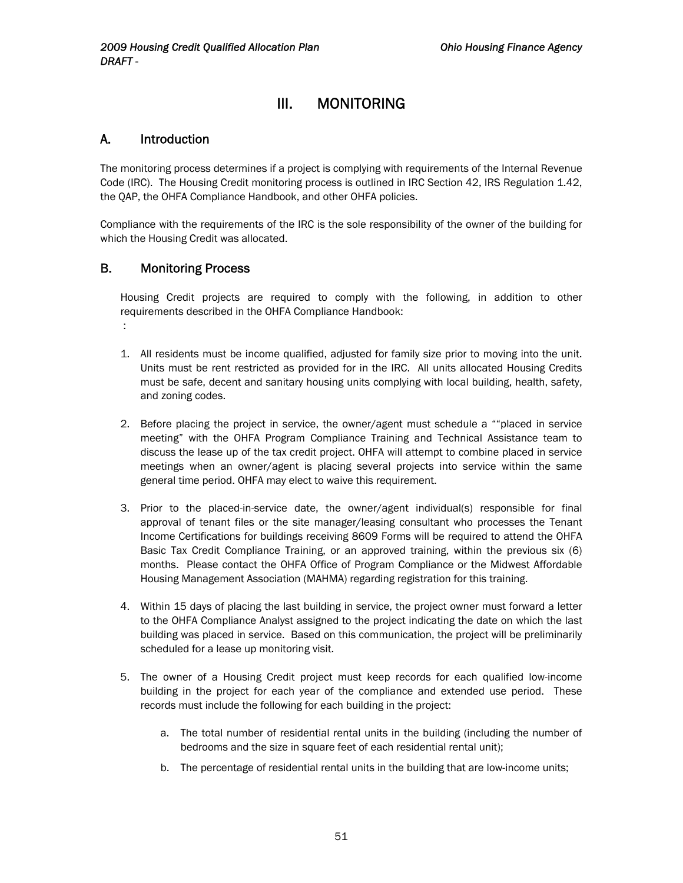# III. MONITORING

## A. Introduction

The monitoring process determines if a project is complying with requirements of the Internal Revenue Code (IRC). The Housing Credit monitoring process is outlined in IRC Section 42, IRS Regulation 1.42, the QAP, the OHFA Compliance Handbook, and other OHFA policies.

Compliance with the requirements of the IRC is the sole responsibility of the owner of the building for which the Housing Credit was allocated.

## B. Monitoring Process

Housing Credit projects are required to comply with the following, in addition to other requirements described in the OHFA Compliance Handbook:

:

1. All residents must be income qualified, adjusted for family size prior to moving into the unit. Units must be rent restricted as provided for in the IRC. All units allocated Housing Credits must be safe, decent and sanitary housing units complying with local building, health, safety, and zoning codes.

2. Before placing the project in service, the owner/agent must schedule a ""placed in service meeting" with the OHFA Program Compliance Training and Technical Assistance team to discuss the lease up of the tax credit project. OHFA will attempt to combine placed in service meetings when an owner/agent is placing several projects into service within the same general time period. OHFA may elect to waive this requirement.

3. Prior to the placed-in-service date, the owner/agent individual(s) responsible for final approval of tenant files or the site manager/leasing consultant who processes the Tenant Income Certifications for buildings receiving 8609 Forms will be required to attend the OHFA Basic Tax Credit Compliance Training, or an approved training, within the previous six (6) months. Please contact the OHFA Office of Program Compliance or the Midwest Affordable Housing Management Association (MAHMA) regarding registration for this training.

4. Within 15 days of placing the last building in service, the project owner must forward a letter to the OHFA Compliance Analyst assigned to the project indicating the date on which the last building was placed in service. Based on this communication, the project will be preliminarily scheduled for a lease up monitoring visit.

5. The owner of a Housing Credit project must keep records for each qualified low-income building in the project for each year of the compliance and extended use period. These records must include the following for each building in the project:

    a. The total number of residential rental units in the building (including the number of bedrooms and the size in square feet of each residential rental unit);

    b. The percentage of residential rental units in the building that are low-income units;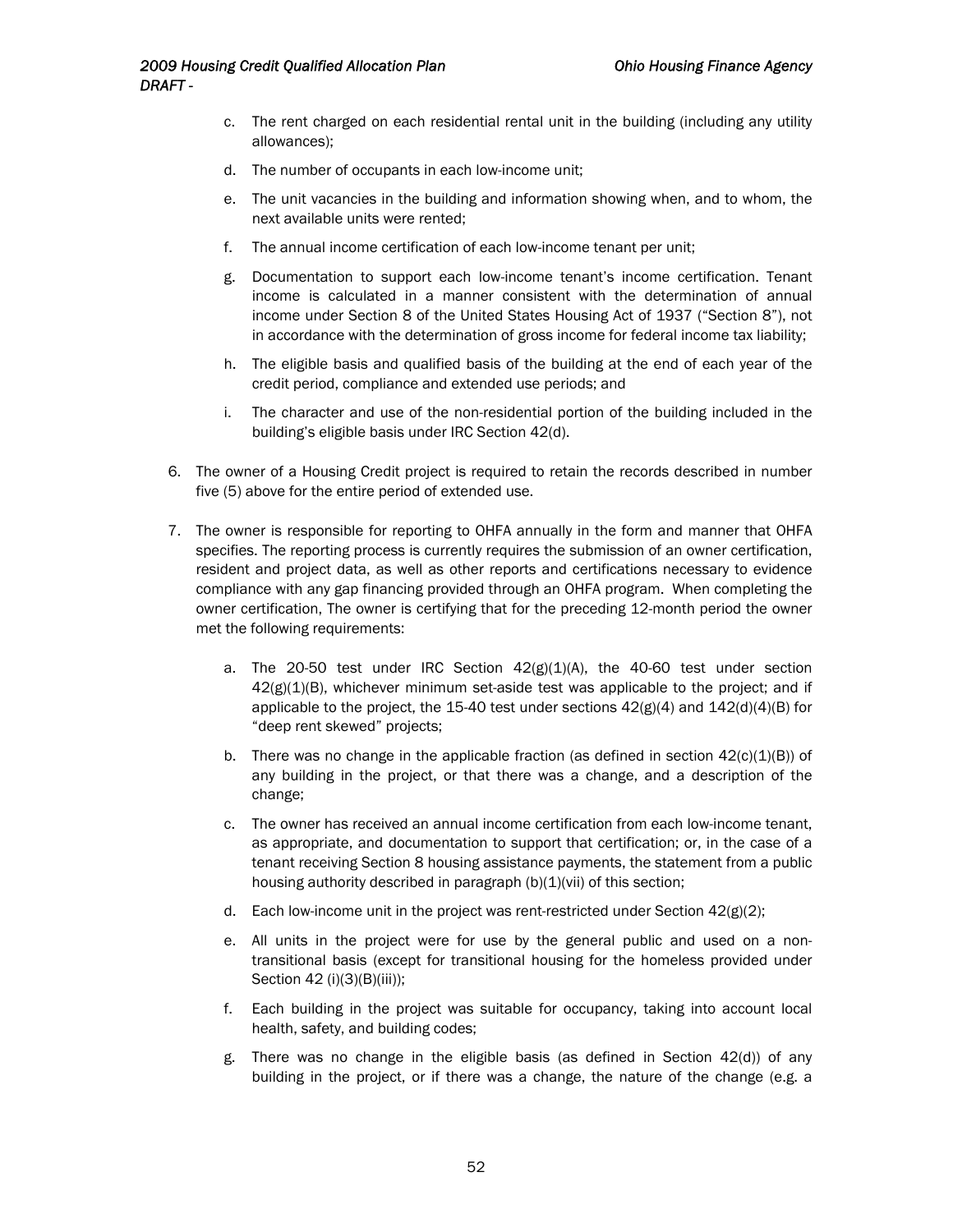c. The rent charged on each residential rental unit in the building (including any utility allowances);

   d. The number of occupants in each low-income unit;

   e. The unit vacancies in the building and information showing when, and to whom, the next available units were rented;

   f. The annual income certification of each low-income tenant per unit;

   g. Documentation to support each low-income tenant's income certification. Tenant income is calculated in a manner consistent with the determination of annual income under Section 8 of the United States Housing Act of 1937 ("Section 8"), not in accordance with the determination of gross income for federal income tax liability;

   h. The eligible basis and qualified basis of the building at the end of each year of the credit period, compliance and extended use periods; and

   i. The character and use of the non-residential portion of the building included in the building's eligible basis under IRC Section 42(d).

6. The owner of a Housing Credit project is required to retain the records described in number five (5) above for the entire period of extended use.

7. The owner is responsible for reporting to OHFA annually in the form and manner that OHFA specifies. The reporting process is currently requires the submission of an owner certification, resident and project data, as well as other reports and certifications necessary to evidence compliance with any gap financing provided through an OHFA program. When completing the owner certification, The owner is certifying that for the preceding 12-month period the owner met the following requirements:

   a. The 20-50 test under IRC Section 42(g)(1)(A), the 40-60 test under section 42(g)(1)(B), whichever minimum set-aside test was applicable to the project; and if applicable to the project, the 15-40 test under sections 42(g)(4) and 142(d)(4)(B) for "deep rent skewed" projects;

   b. There was no change in the applicable fraction (as defined in section 42(c)(1)(B)) of any building in the project, or that there was a change, and a description of the change;

   c. The owner has received an annual income certification from each low-income tenant, as appropriate, and documentation to support that certification; or, in the case of a tenant receiving Section 8 housing assistance payments, the statement from a public housing authority described in paragraph (b)(1)(vii) of this section;

   d. Each low-income unit in the project was rent-restricted under Section 42(g)(2);

   e. All units in the project were for use by the general public and used on a non-transitional basis (except for transitional housing for the homeless provided under Section 42 (i)(3)(B)(iii));

   f. Each building in the project was suitable for occupancy, taking into account local health, safety, and building codes;

   g. There was no change in the eligible basis (as defined in Section 42(d)) of any building in the project, or if there was a change, the nature of the change (e.g. a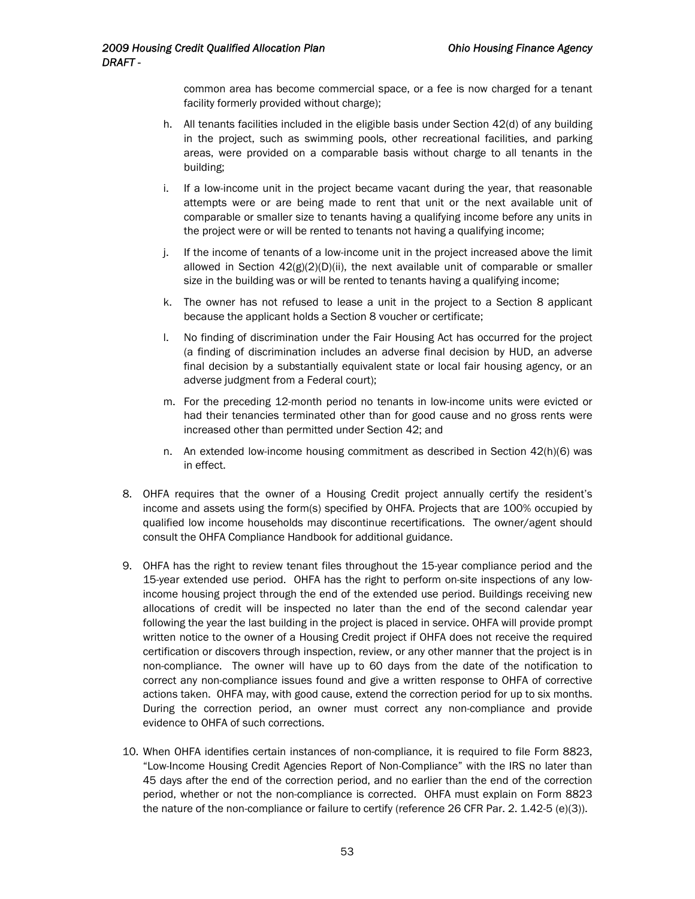common area has become commercial space, or a fee is now charged for a tenant facility formerly provided without charge);

h. All tenants facilities included in the eligible basis under Section 42(d) of any building in the project, such as swimming pools, other recreational facilities, and parking areas, were provided on a comparable basis without charge to all tenants in the building;

i. If a low-income unit in the project became vacant during the year, that reasonable attempts were or are being made to rent that unit or the next available unit of comparable or smaller size to tenants having a qualifying income before any units in the project were or will be rented to tenants not having a qualifying income;

j. If the income of tenants of a low-income unit in the project increased above the limit allowed in Section 42(g)(2)(D)(ii), the next available unit of comparable or smaller size in the building was or will be rented to tenants having a qualifying income;

k. The owner has not refused to lease a unit in the project to a Section 8 applicant because the applicant holds a Section 8 voucher or certificate;

l. No finding of discrimination under the Fair Housing Act has occurred for the project (a finding of discrimination includes an adverse final decision by HUD, an adverse final decision by a substantially equivalent state or local fair housing agency, or an adverse judgment from a Federal court);

m. For the preceding 12-month period no tenants in low-income units were evicted or had their tenancies terminated other than for good cause and no gross rents were increased other than permitted under Section 42; and

n. An extended low-income housing commitment as described in Section 42(h)(6) was in effect.

8. OHFA requires that the owner of a Housing Credit project annually certify the resident's income and assets using the form(s) specified by OHFA. Projects that are 100% occupied by qualified low income households may discontinue recertifications. The owner/agent should consult the OHFA Compliance Handbook for additional guidance.

9. OHFA has the right to review tenant files throughout the 15-year compliance period and the 15-year extended use period. OHFA has the right to perform on-site inspections of any low-income housing project through the end of the extended use period. Buildings receiving new allocations of credit will be inspected no later than the end of the second calendar year following the year the last building in the project is placed in service. OHFA will provide prompt written notice to the owner of a Housing Credit project if OHFA does not receive the required certification or discovers through inspection, review, or any other manner that the project is in non-compliance. The owner will have up to 60 days from the date of the notification to correct any non-compliance issues found and give a written response to OHFA of corrective actions taken. OHFA may, with good cause, extend the correction period for up to six months. During the correction period, an owner must correct any non-compliance and provide evidence to OHFA of such corrections.

10. When OHFA identifies certain instances of non-compliance, it is required to file Form 8823, "Low-Income Housing Credit Agencies Report of Non-Compliance" with the IRS no later than 45 days after the end of the correction period, and no earlier than the end of the correction period, whether or not the non-compliance is corrected. OHFA must explain on Form 8823 the nature of the non-compliance or failure to certify (reference 26 CFR Par. 2. 1.42-5 (e)(3)).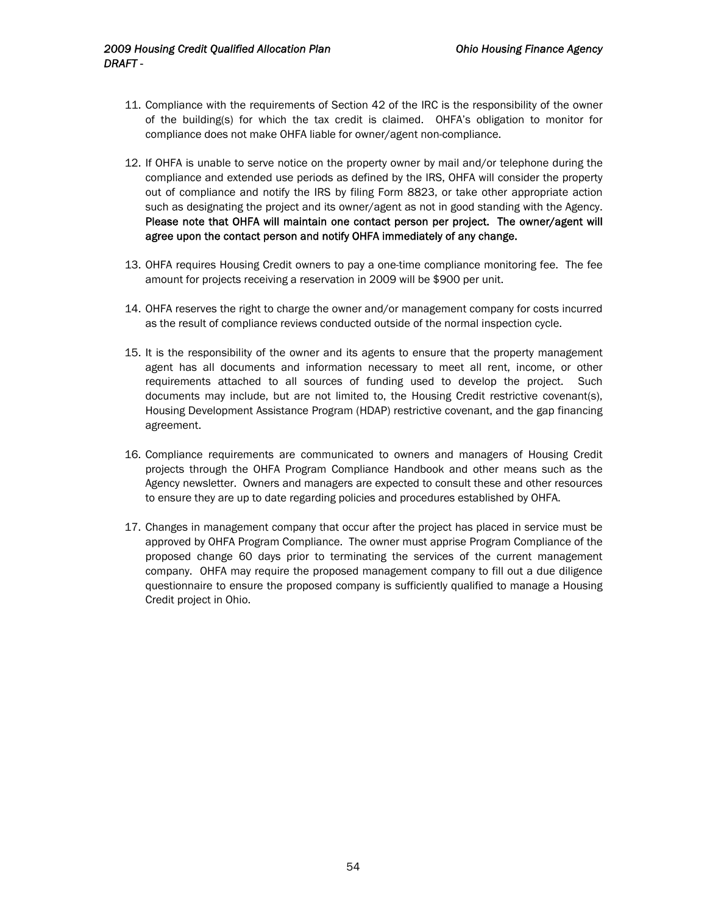11. Compliance with the requirements of Section 42 of the IRC is the responsibility of the owner of the building(s) for which the tax credit is claimed. OHFA's obligation to monitor for compliance does not make OHFA liable for owner/agent non-compliance.

12. If OHFA is unable to serve notice on the property owner by mail and/or telephone during the compliance and extended use periods as defined by the IRS, OHFA will consider the property out of compliance and notify the IRS by filing Form 8823, or take other appropriate action such as designating the project and its owner/agent as not in good standing with the Agency. **Please note that OHFA will maintain one contact person per project. The owner/agent will agree upon the contact person and notify OHFA immediately of any change.**

13. OHFA requires Housing Credit owners to pay a one-time compliance monitoring fee. The fee amount for projects receiving a reservation in 2009 will be $900 per unit.

14. OHFA reserves the right to charge the owner and/or management company for costs incurred as the result of compliance reviews conducted outside of the normal inspection cycle.

15. It is the responsibility of the owner and its agents to ensure that the property management agent has all documents and information necessary to meet all rent, income, or other requirements attached to all sources of funding used to develop the project. Such documents may include, but are not limited to, the Housing Credit restrictive covenant(s), Housing Development Assistance Program (HDAP) restrictive covenant, and the gap financing agreement.

16. Compliance requirements are communicated to owners and managers of Housing Credit projects through the OHFA Program Compliance Handbook and other means such as the Agency newsletter. Owners and managers are expected to consult these and other resources to ensure they are up to date regarding policies and procedures established by OHFA.

17. Changes in management company that occur after the project has placed in service must be approved by OHFA Program Compliance. The owner must apprise Program Compliance of the proposed change 60 days prior to terminating the services of the current management company. OHFA may require the proposed management company to fill out a due diligence questionnaire to ensure the proposed company is sufficiently qualified to manage a Housing Credit project in Ohio.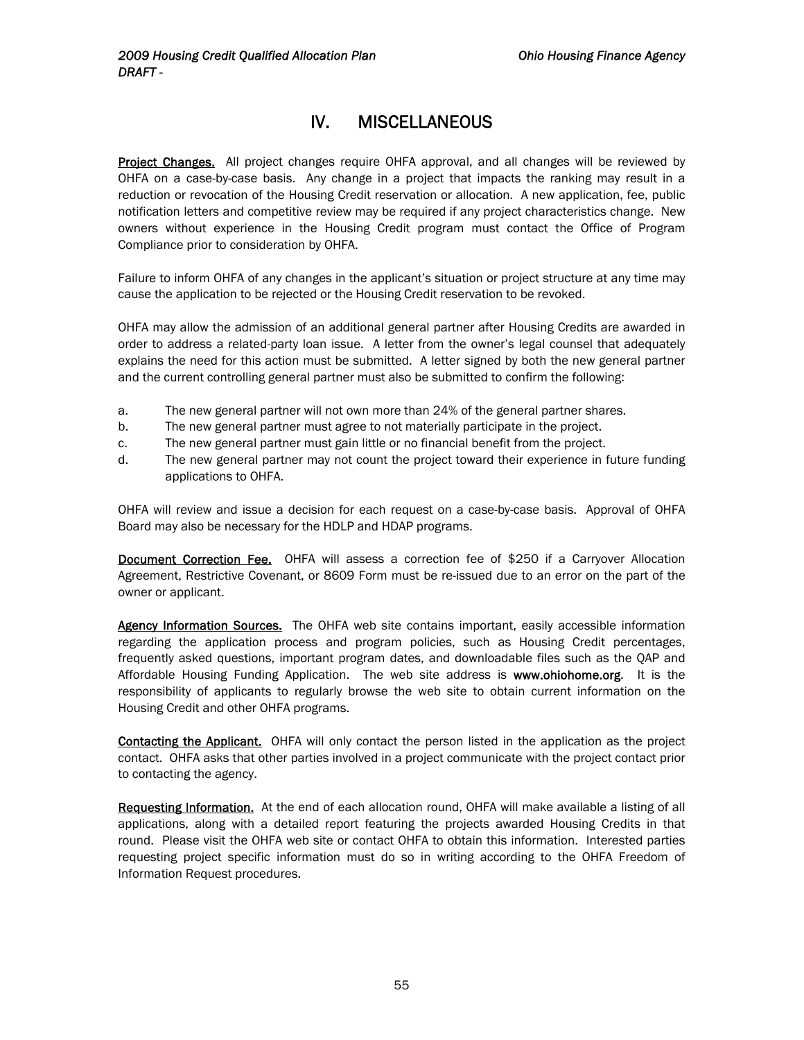# IV. MISCELLANEOUS

**Project Changes.** All project changes require OHFA approval, and all changes will be reviewed by OHFA on a case-by-case basis. Any change in a project that impacts the ranking may result in a reduction or revocation of the Housing Credit reservation or allocation. A new application, fee, public notification letters and competitive review may be required if any project characteristics change. New owners without experience in the Housing Credit program must contact the Office of Program Compliance prior to consideration by OHFA.

Failure to inform OHFA of any changes in the applicant's situation or project structure at any time may cause the application to be rejected or the Housing Credit reservation to be revoked.

OHFA may allow the admission of an additional general partner after Housing Credits are awarded in order to address a related-party loan issue. A letter from the owner's legal counsel that adequately explains the need for this action must be submitted. A letter signed by both the new general partner and the current controlling general partner must also be submitted to confirm the following:

a. The new general partner will not own more than 24% of the general partner shares.
b. The new general partner must agree to not materially participate in the project.
c. The new general partner must gain little or no financial benefit from the project.
d. The new general partner may not count the project toward their experience in future funding applications to OHFA.

OHFA will review and issue a decision for each request on a case-by-case basis. Approval of OHFA Board may also be necessary for the HDLP and HDAP programs.

**Document Correction Fee.** OHFA will assess a correction fee of $250 if a Carryover Allocation Agreement, Restrictive Covenant, or 8609 Form must be re-issued due to an error on the part of the owner or applicant.

**Agency Information Sources.** The OHFA web site contains important, easily accessible information regarding the application process and program policies, such as Housing Credit percentages, frequently asked questions, important program dates, and downloadable files such as the QAP and Affordable Housing Funding Application. The web site address is **www.ohiohome.org**. It is the responsibility of applicants to regularly browse the web site to obtain current information on the Housing Credit and other OHFA programs.

**Contacting the Applicant.** OHFA will only contact the person listed in the application as the project contact. OHFA asks that other parties involved in a project communicate with the project contact prior to contacting the agency.

**Requesting Information.** At the end of each allocation round, OHFA will make available a listing of all applications, along with a detailed report featuring the projects awarded Housing Credits in that round. Please visit the OHFA web site or contact OHFA to obtain this information. Interested parties requesting project specific information must do so in writing according to the OHFA Freedom of Information Request procedures.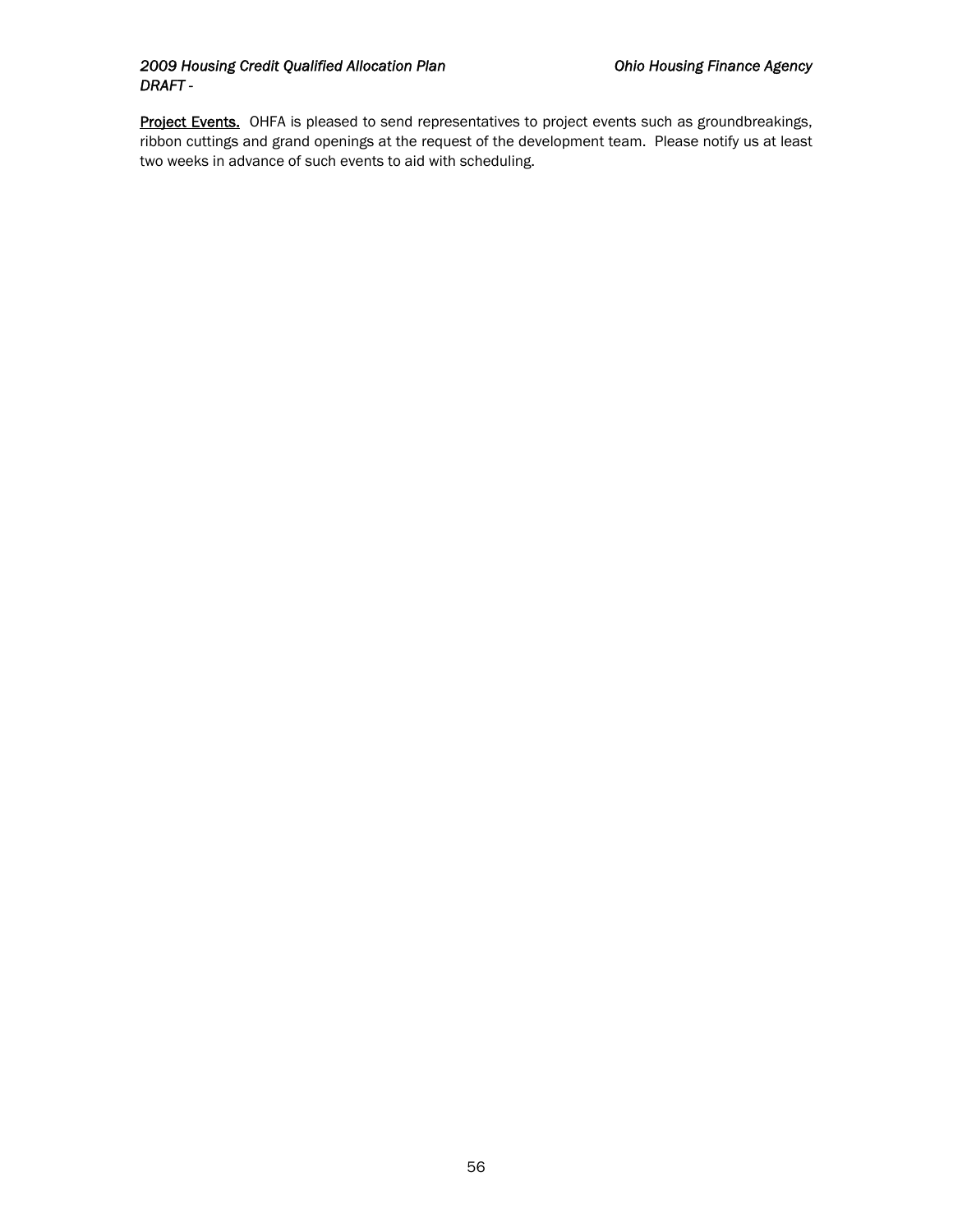<u>Project Events.</u> OHFA is pleased to send representatives to project events such as groundbreakings, ribbon cuttings and grand openings at the request of the development team. Please notify us at least two weeks in advance of such events to aid with scheduling.